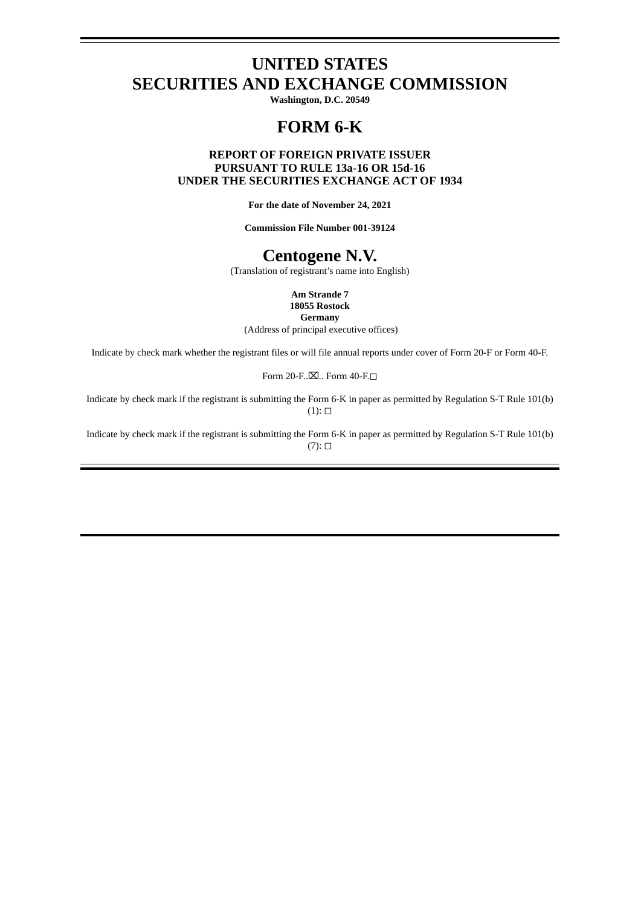# UNITED STATES
# SECURITIES AND EXCHANGE COMMISSION

**Washington, D.C. 20549**

# FORM 6-K

**REPORT OF FOREIGN PRIVATE ISSUER**
**PURSUANT TO RULE 13a-16 OR 15d-16**
**UNDER THE SECURITIES EXCHANGE ACT OF 1934**

**For the date of November 24, 2021**

**Commission File Number 001-39124**

# Centogene N.V.

(Translation of registrant's name into English)

**Am Strande 7**
**18055 Rostock**
**Germany**
(Address of principal executive offices)

Indicate by check mark whether the registrant files or will file annual reports under cover of Form 20-F or Form 40-F.

Form 20-F..☒.. Form 40-F.☐

Indicate by check mark if the registrant is submitting the Form 6-K in paper as permitted by Regulation S-T Rule 101(b)(1): ☐

Indicate by check mark if the registrant is submitting the Form 6-K in paper as permitted by Regulation S-T Rule 101(b)(7): ☐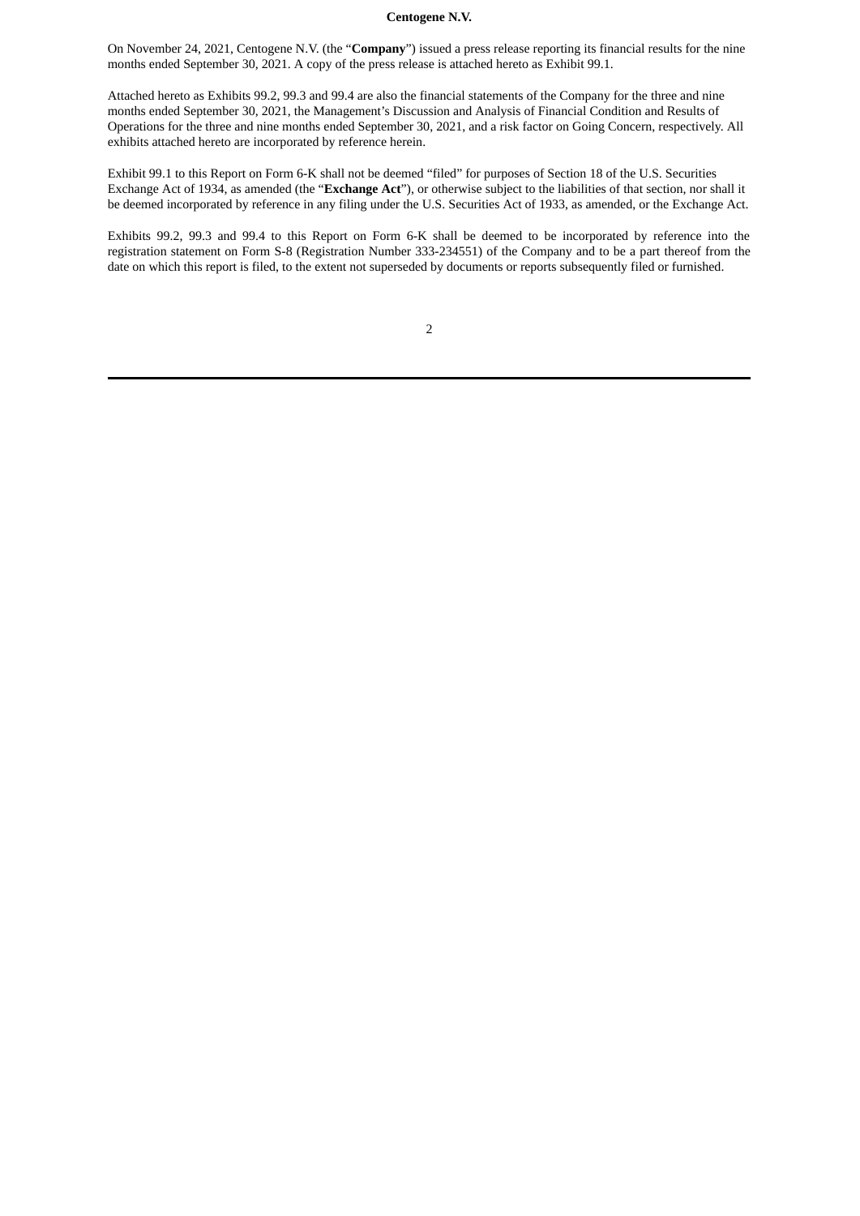**Centogene N.V.**

On November 24, 2021, Centogene N.V. (the "**Company**") issued a press release reporting its financial results for the nine months ended September 30, 2021. A copy of the press release is attached hereto as Exhibit 99.1.

Attached hereto as Exhibits 99.2, 99.3 and 99.4 are also the financial statements of the Company for the three and nine months ended September 30, 2021, the Management's Discussion and Analysis of Financial Condition and Results of Operations for the three and nine months ended September 30, 2021, and a risk factor on Going Concern, respectively. All exhibits attached hereto are incorporated by reference herein.

Exhibit 99.1 to this Report on Form 6-K shall not be deemed "filed" for purposes of Section 18 of the U.S. Securities Exchange Act of 1934, as amended (the "**Exchange Act**"), or otherwise subject to the liabilities of that section, nor shall it be deemed incorporated by reference in any filing under the U.S. Securities Act of 1933, as amended, or the Exchange Act.

Exhibits 99.2, 99.3 and 99.4 to this Report on Form 6-K shall be deemed to be incorporated by reference into the registration statement on Form S-8 (Registration Number 333-234551) of the Company and to be a part thereof from the date on which this report is filed, to the extent not superseded by documents or reports subsequently filed or furnished.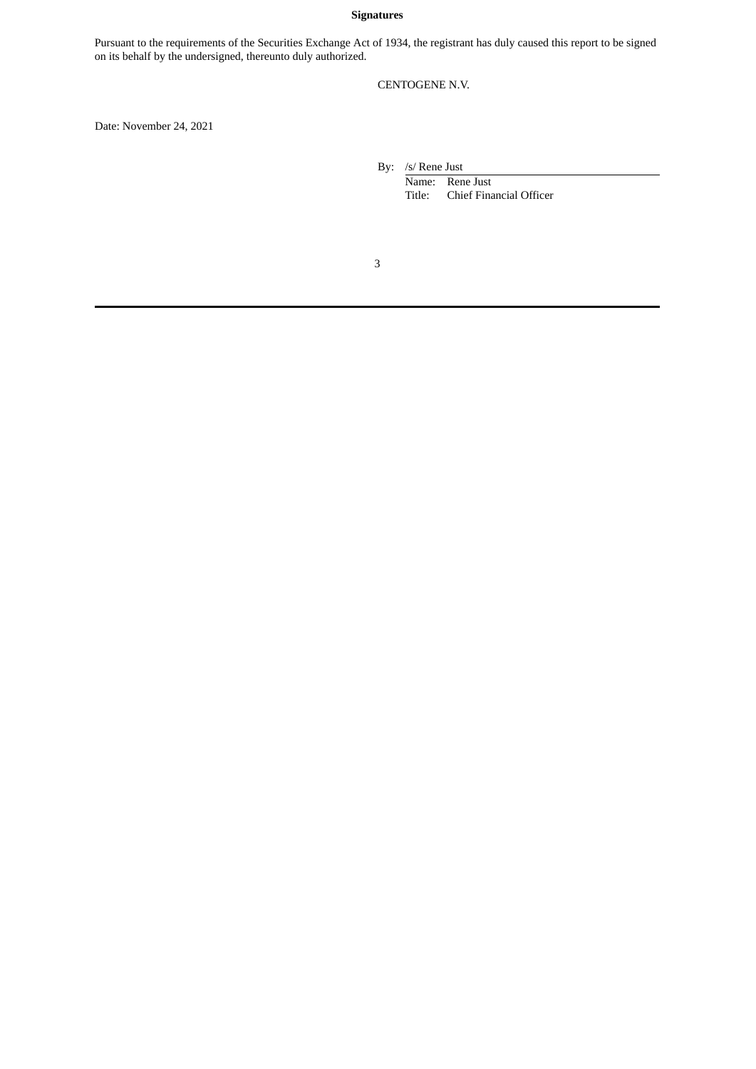**Signatures**

Pursuant to the requirements of the Securities Exchange Act of 1934, the registrant has duly caused this report to be signed on its behalf by the undersigned, thereunto duly authorized.

CENTOGENE N.V.

Date: November 24, 2021

By: /s/ Rene Just

Name: Rene Just

Title: Chief Financial Officer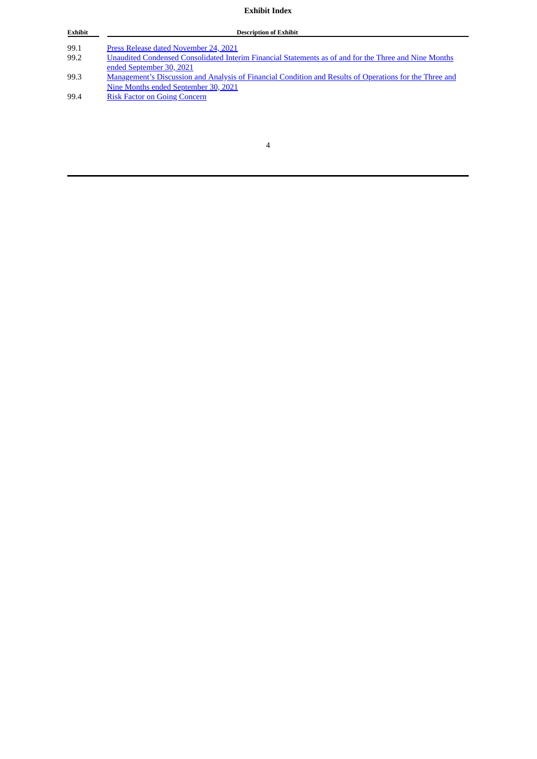**Exhibit Index**

| Exhibit | Description of Exhibit |
|---|---|
| 99.1 | Press Release dated November 24, 2021 |
| 99.2 | Unaudited Condensed Consolidated Interim Financial Statements as of and for the Three and Nine Months ended September 30, 2021 |
| 99.3 | Management's Discussion and Analysis of Financial Condition and Results of Operations for the Three and Nine Months ended September 30, 2021 |
| 99.4 | Risk Factor on Going Concern |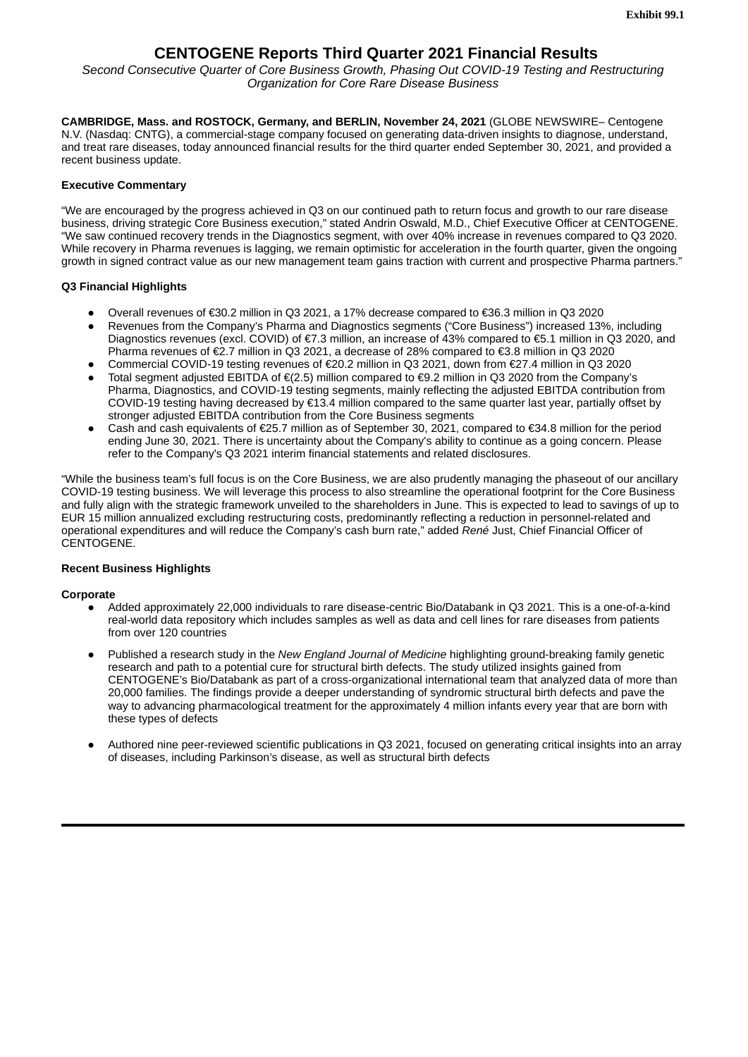**Exhibit 99.1**

# CENTOGENE Reports Third Quarter 2021 Financial Results

*Second Consecutive Quarter of Core Business Growth, Phasing Out COVID-19 Testing and Restructuring Organization for Core Rare Disease Business*

**CAMBRIDGE, Mass. and ROSTOCK, Germany, and BERLIN, November 24, 2021** (GLOBE NEWSWIRE– Centogene N.V. (Nasdaq: CNTG), a commercial-stage company focused on generating data-driven insights to diagnose, understand, and treat rare diseases, today announced financial results for the third quarter ended September 30, 2021, and provided a recent business update.

**Executive Commentary**

"We are encouraged by the progress achieved in Q3 on our continued path to return focus and growth to our rare disease business, driving strategic Core Business execution," stated Andrin Oswald, M.D., Chief Executive Officer at CENTOGENE. "We saw continued recovery trends in the Diagnostics segment, with over 40% increase in revenues compared to Q3 2020. While recovery in Pharma revenues is lagging, we remain optimistic for acceleration in the fourth quarter, given the ongoing growth in signed contract value as our new management team gains traction with current and prospective Pharma partners."

**Q3 Financial Highlights**

- Overall revenues of €30.2 million in Q3 2021, a 17% decrease compared to €36.3 million in Q3 2020
- Revenues from the Company's Pharma and Diagnostics segments ("Core Business") increased 13%, including Diagnostics revenues (excl. COVID) of €7.3 million, an increase of 43% compared to €5.1 million in Q3 2020, and Pharma revenues of €2.7 million in Q3 2021, a decrease of 28% compared to €3.8 million in Q3 2020
- Commercial COVID-19 testing revenues of €20.2 million in Q3 2021, down from €27.4 million in Q3 2020
- Total segment adjusted EBITDA of €(2.5) million compared to €9.2 million in Q3 2020 from the Company's Pharma, Diagnostics, and COVID-19 testing segments, mainly reflecting the adjusted EBITDA contribution from COVID-19 testing having decreased by €13.4 million compared to the same quarter last year, partially offset by stronger adjusted EBITDA contribution from the Core Business segments
- Cash and cash equivalents of €25.7 million as of September 30, 2021, compared to €34.8 million for the period ending June 30, 2021. There is uncertainty about the Company's ability to continue as a going concern. Please refer to the Company's Q3 2021 interim financial statements and related disclosures.

"While the business team's full focus is on the Core Business, we are also prudently managing the phaseout of our ancillary COVID-19 testing business. We will leverage this process to also streamline the operational footprint for the Core Business and fully align with the strategic framework unveiled to the shareholders in June. This is expected to lead to savings of up to EUR 15 million annualized excluding restructuring costs, predominantly reflecting a reduction in personnel-related and operational expenditures and will reduce the Company's cash burn rate," added *René* Just, Chief Financial Officer of CENTOGENE.

**Recent Business Highlights**

**Corporate**

- Added approximately 22,000 individuals to rare disease-centric Bio/Databank in Q3 2021. This is a one-of-a-kind real-world data repository which includes samples as well as data and cell lines for rare diseases from patients from over 120 countries
- Published a research study in the *New England Journal of Medicine* highlighting ground-breaking family genetic research and path to a potential cure for structural birth defects. The study utilized insights gained from CENTOGENE's Bio/Databank as part of a cross-organizational international team that analyzed data of more than 20,000 families. The findings provide a deeper understanding of syndromic structural birth defects and pave the way to advancing pharmacological treatment for the approximately 4 million infants every year that are born with these types of defects
- Authored nine peer-reviewed scientific publications in Q3 2021, focused on generating critical insights into an array of diseases, including Parkinson's disease, as well as structural birth defects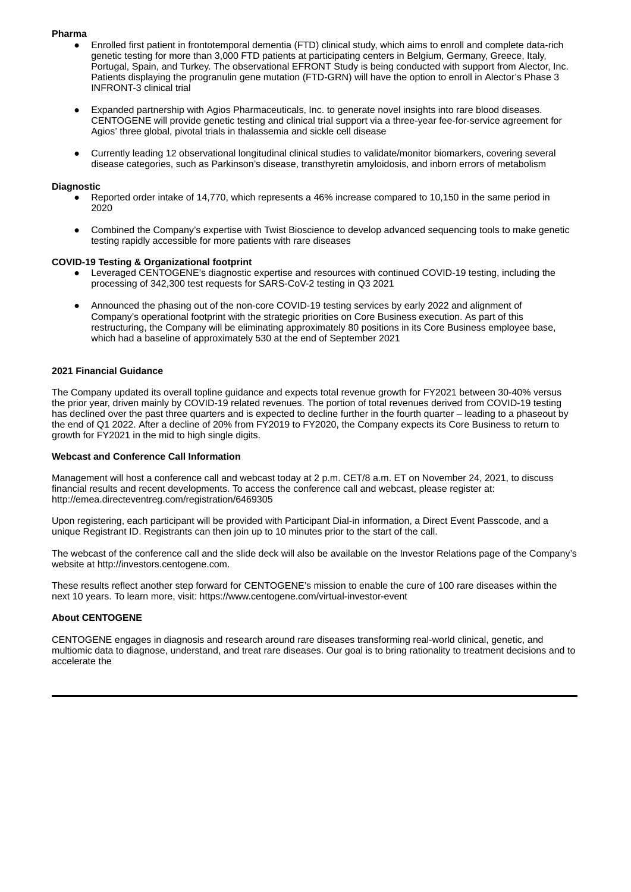**Pharma**

- Enrolled first patient in frontotemporal dementia (FTD) clinical study, which aims to enroll and complete data-rich genetic testing for more than 3,000 FTD patients at participating centers in Belgium, Germany, Greece, Italy, Portugal, Spain, and Turkey. The observational EFRONT Study is being conducted with support from Alector, Inc. Patients displaying the progranulin gene mutation (FTD-GRN) will have the option to enroll in Alector's Phase 3 INFRONT-3 clinical trial

- Expanded partnership with Agios Pharmaceuticals, Inc. to generate novel insights into rare blood diseases. CENTOGENE will provide genetic testing and clinical trial support via a three-year fee-for-service agreement for Agios' three global, pivotal trials in thalassemia and sickle cell disease

- Currently leading 12 observational longitudinal clinical studies to validate/monitor biomarkers, covering several disease categories, such as Parkinson's disease, transthyretin amyloidosis, and inborn errors of metabolism

**Diagnostic**

- Reported order intake of 14,770, which represents a 46% increase compared to 10,150 in the same period in 2020

- Combined the Company's expertise with Twist Bioscience to develop advanced sequencing tools to make genetic testing rapidly accessible for more patients with rare diseases

**COVID-19 Testing & Organizational footprint**

- Leveraged CENTOGENE's diagnostic expertise and resources with continued COVID-19 testing, including the processing of 342,300 test requests for SARS-CoV-2 testing in Q3 2021

- Announced the phasing out of the non-core COVID-19 testing services by early 2022 and alignment of Company's operational footprint with the strategic priorities on Core Business execution. As part of this restructuring, the Company will be eliminating approximately 80 positions in its Core Business employee base, which had a baseline of approximately 530 at the end of September 2021

**2021 Financial Guidance**

The Company updated its overall topline guidance and expects total revenue growth for FY2021 between 30-40% versus the prior year, driven mainly by COVID-19 related revenues. The portion of total revenues derived from COVID-19 testing has declined over the past three quarters and is expected to decline further in the fourth quarter – leading to a phaseout by the end of Q1 2022. After a decline of 20% from FY2019 to FY2020, the Company expects its Core Business to return to growth for FY2021 in the mid to high single digits.

**Webcast and Conference Call Information**

Management will host a conference call and webcast today at 2 p.m. CET/8 a.m. ET on November 24, 2021, to discuss financial results and recent developments. To access the conference call and webcast, please register at: http://emea.directeventreg.com/registration/6469305

Upon registering, each participant will be provided with Participant Dial-in information, a Direct Event Passcode, and a unique Registrant ID. Registrants can then join up to 10 minutes prior to the start of the call.

The webcast of the conference call and the slide deck will also be available on the Investor Relations page of the Company's website at http://investors.centogene.com.

These results reflect another step forward for CENTOGENE's mission to enable the cure of 100 rare diseases within the next 10 years. To learn more, visit: https://www.centogene.com/virtual-investor-event

**About CENTOGENE**

CENTOGENE engages in diagnosis and research around rare diseases transforming real-world clinical, genetic, and multiomic data to diagnose, understand, and treat rare diseases. Our goal is to bring rationality to treatment decisions and to accelerate the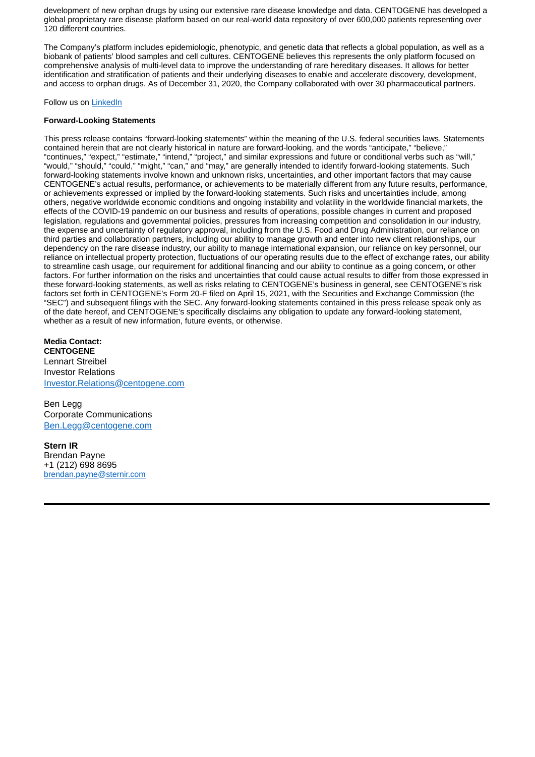development of new orphan drugs by using our extensive rare disease knowledge and data. CENTOGENE has developed a global proprietary rare disease platform based on our real-world data repository of over 600,000 patients representing over 120 different countries.

The Company's platform includes epidemiologic, phenotypic, and genetic data that reflects a global population, as well as a biobank of patients' blood samples and cell cultures. CENTOGENE believes this represents the only platform focused on comprehensive analysis of multi-level data to improve the understanding of rare hereditary diseases. It allows for better identification and stratification of patients and their underlying diseases to enable and accelerate discovery, development, and access to orphan drugs. As of December 31, 2020, the Company collaborated with over 30 pharmaceutical partners.

Follow us on [LinkedIn]

**Forward-Looking Statements**

This press release contains "forward-looking statements" within the meaning of the U.S. federal securities laws. Statements contained herein that are not clearly historical in nature are forward-looking, and the words "anticipate," "believe," "continues," "expect," "estimate," "intend," "project," and similar expressions and future or conditional verbs such as "will," "would," "should," "could," "might," "can," and "may," are generally intended to identify forward-looking statements. Such forward-looking statements involve known and unknown risks, uncertainties, and other important factors that may cause CENTOGENE's actual results, performance, or achievements to be materially different from any future results, performance, or achievements expressed or implied by the forward-looking statements. Such risks and uncertainties include, among others, negative worldwide economic conditions and ongoing instability and volatility in the worldwide financial markets, the effects of the COVID-19 pandemic on our business and results of operations, possible changes in current and proposed legislation, regulations and governmental policies, pressures from increasing competition and consolidation in our industry, the expense and uncertainty of regulatory approval, including from the U.S. Food and Drug Administration, our reliance on third parties and collaboration partners, including our ability to manage growth and enter into new client relationships, our dependency on the rare disease industry, our ability to manage international expansion, our reliance on key personnel, our reliance on intellectual property protection, fluctuations of our operating results due to the effect of exchange rates, our ability to streamline cash usage, our requirement for additional financing and our ability to continue as a going concern, or other factors. For further information on the risks and uncertainties that could cause actual results to differ from those expressed in these forward-looking statements, as well as risks relating to CENTOGENE's business in general, see CENTOGENE's risk factors set forth in CENTOGENE's Form 20-F filed on April 15, 2021, with the Securities and Exchange Commission (the "SEC") and subsequent filings with the SEC. Any forward-looking statements contained in this press release speak only as of the date hereof, and CENTOGENE's specifically disclaims any obligation to update any forward-looking statement, whether as a result of new information, future events, or otherwise.

**Media Contact:**
**CENTOGENE**
Lennart Streibel
Investor Relations
Investor.Relations@centogene.com

Ben Legg
Corporate Communications
Ben.Legg@centogene.com

**Stern IR**
Brendan Payne
+1 (212) 698 8695
brendan.payne@sternir.com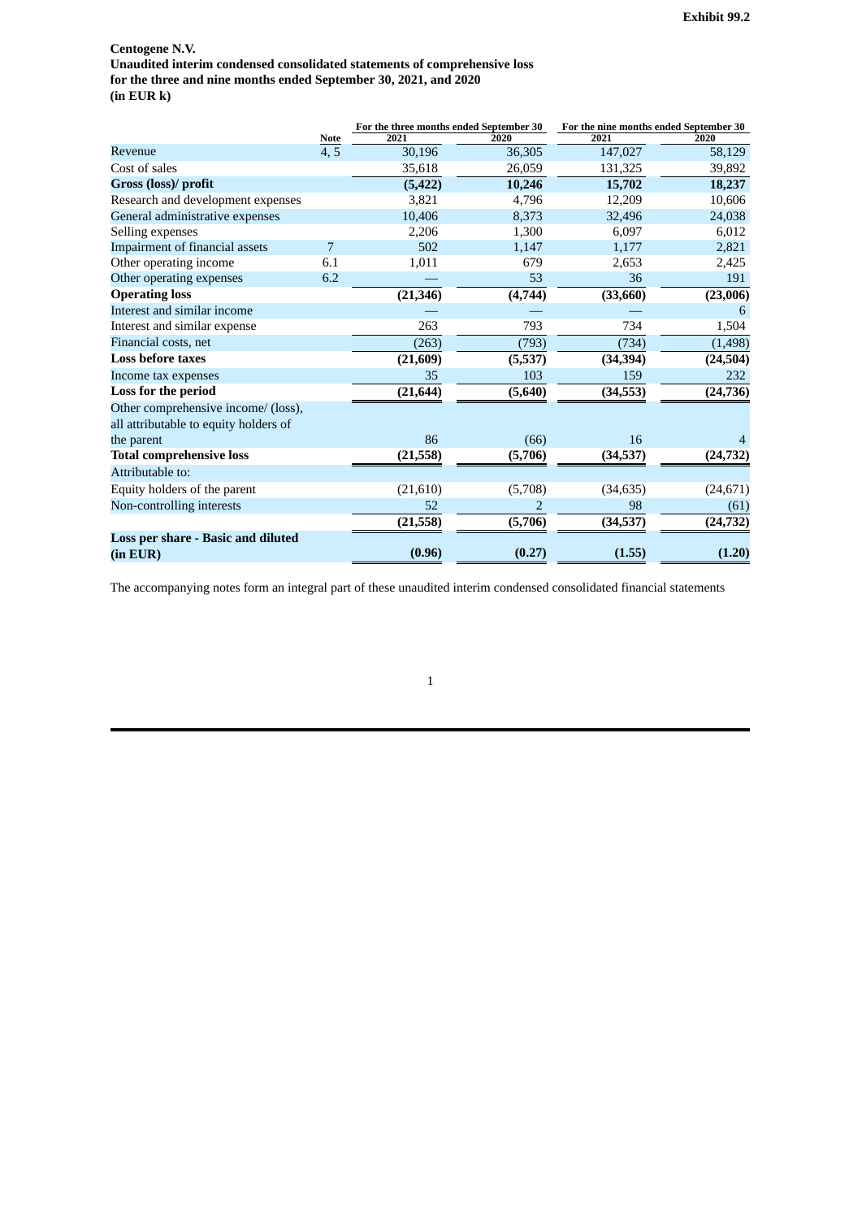Exhibit 99.2

**Centogene N.V.**
**Unaudited interim condensed consolidated statements of comprehensive loss**
**for the three and nine months ended September 30, 2021, and 2020**
**(in EUR k)**

| | Note | For the three months ended September 30 | | For the nine months ended September 30 | |
|---|---|---|---|---|---|
| | | 2021 | 2020 | 2021 | 2020 |
| Revenue | 4, 5 | 30,196 | 36,305 | 147,027 | 58,129 |
| Cost of sales | | 35,618 | 26,059 | 131,325 | 39,892 |
| **Gross (loss)/ profit** | | **(5,422)** | **10,246** | **15,702** | **18,237** |
| Research and development expenses | | 3,821 | 4,796 | 12,209 | 10,606 |
| General administrative expenses | | 10,406 | 8,373 | 32,496 | 24,038 |
| Selling expenses | | 2,206 | 1,300 | 6,097 | 6,012 |
| Impairment of financial assets | 7 | 502 | 1,147 | 1,177 | 2,821 |
| Other operating income | 6.1 | 1,011 | 679 | 2,653 | 2,425 |
| Other operating expenses | 6.2 | — | 53 | 36 | 191 |
| **Operating loss** | | **(21,346)** | **(4,744)** | **(33,660)** | **(23,006)** |
| Interest and similar income | | — | — | — | 6 |
| Interest and similar expense | | 263 | 793 | 734 | 1,504 |
| Financial costs, net | | (263) | (793) | (734) | (1,498) |
| **Loss before taxes** | | **(21,609)** | **(5,537)** | **(34,394)** | **(24,504)** |
| Income tax expenses | | 35 | 103 | 159 | 232 |
| **Loss for the period** | | **(21,644)** | **(5,640)** | **(34,553)** | **(24,736)** |
| Other comprehensive income/ (loss), all attributable to equity holders of the parent | | 86 | (66) | 16 | 4 |
| **Total comprehensive loss** | | **(21,558)** | **(5,706)** | **(34,537)** | **(24,732)** |
| Attributable to: | | | | | |
| Equity holders of the parent | | (21,610) | (5,708) | (34,635) | (24,671) |
| Non-controlling interests | | 52 | 2 | 98 | (61) |
| | | **(21,558)** | **(5,706)** | **(34,537)** | **(24,732)** |
| **Loss per share - Basic and diluted (in EUR)** | | **(0.96)** | **(0.27)** | **(1.55)** | **(1.20)** |

The accompanying notes form an integral part of these unaudited interim condensed consolidated financial statements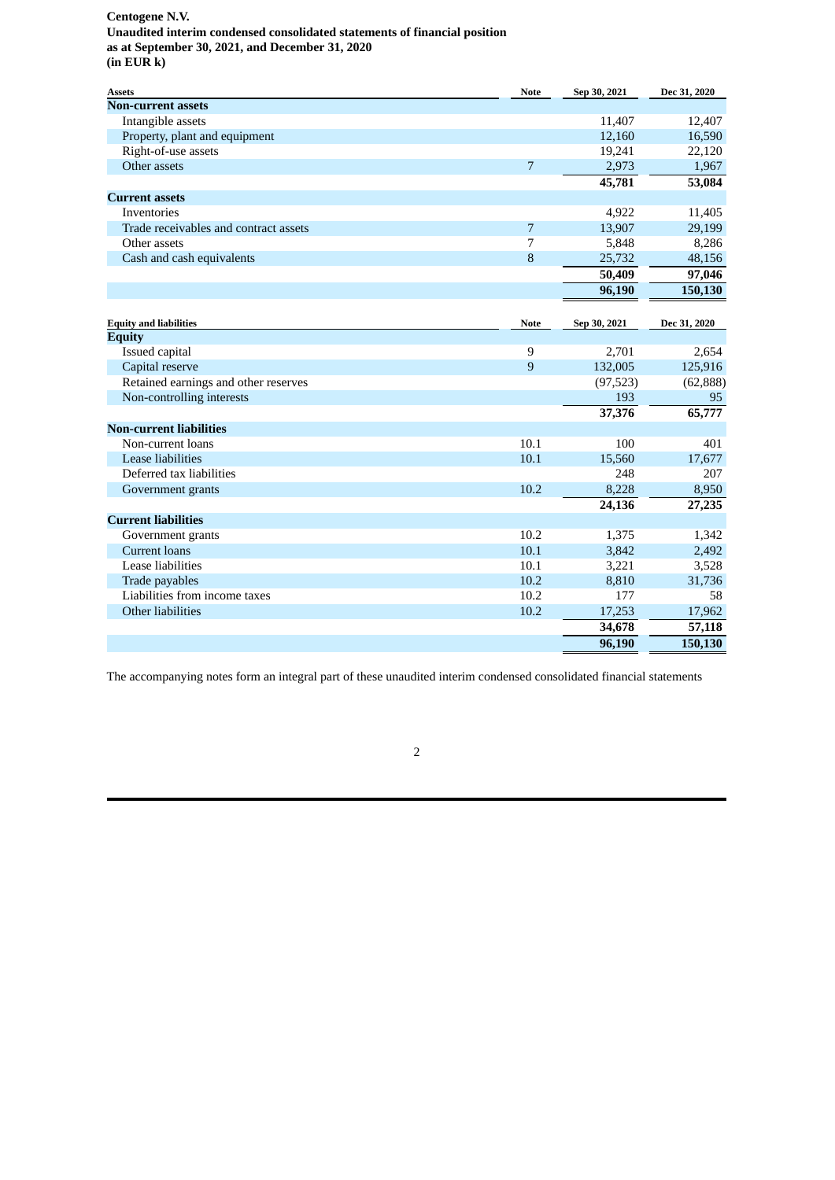**Centogene N.V.**
**Unaudited interim condensed consolidated statements of financial position**
**as at September 30, 2021, and December 31, 2020**
**(in EUR k)**

| Assets | Note | Sep 30, 2021 | Dec 31, 2020 |
|---|---|---|---|
| **Non-current assets** | | | |
| Intangible assets | | 11,407 | 12,407 |
| Property, plant and equipment | | 12,160 | 16,590 |
| Right-of-use assets | | 19,241 | 22,120 |
| Other assets | 7 | 2,973 | 1,967 |
| | | **45,781** | **53,084** |
| **Current assets** | | | |
| Inventories | | 4,922 | 11,405 |
| Trade receivables and contract assets | 7 | 13,907 | 29,199 |
| Other assets | 7 | 5,848 | 8,286 |
| Cash and cash equivalents | 8 | 25,732 | 48,156 |
| | | **50,409** | **97,046** |
| | | **96,190** | **150,130** |

| Equity and liabilities | Note | Sep 30, 2021 | Dec 31, 2020 |
|---|---|---|---|
| **Equity** | | | |
| Issued capital | 9 | 2,701 | 2,654 |
| Capital reserve | 9 | 132,005 | 125,916 |
| Retained earnings and other reserves | | (97,523) | (62,888) |
| Non-controlling interests | | 193 | 95 |
| | | **37,376** | **65,777** |
| **Non-current liabilities** | | | |
| Non-current loans | 10.1 | 100 | 401 |
| Lease liabilities | 10.1 | 15,560 | 17,677 |
| Deferred tax liabilities | | 248 | 207 |
| Government grants | 10.2 | 8,228 | 8,950 |
| | | **24,136** | **27,235** |
| **Current liabilities** | | | |
| Government grants | 10.2 | 1,375 | 1,342 |
| Current loans | 10.1 | 3,842 | 2,492 |
| Lease liabilities | 10.1 | 3,221 | 3,528 |
| Trade payables | 10.2 | 8,810 | 31,736 |
| Liabilities from income taxes | 10.2 | 177 | 58 |
| Other liabilities | 10.2 | 17,253 | 17,962 |
| | | **34,678** | **57,118** |
| | | **96,190** | **150,130** |

The accompanying notes form an integral part of these unaudited interim condensed consolidated financial statements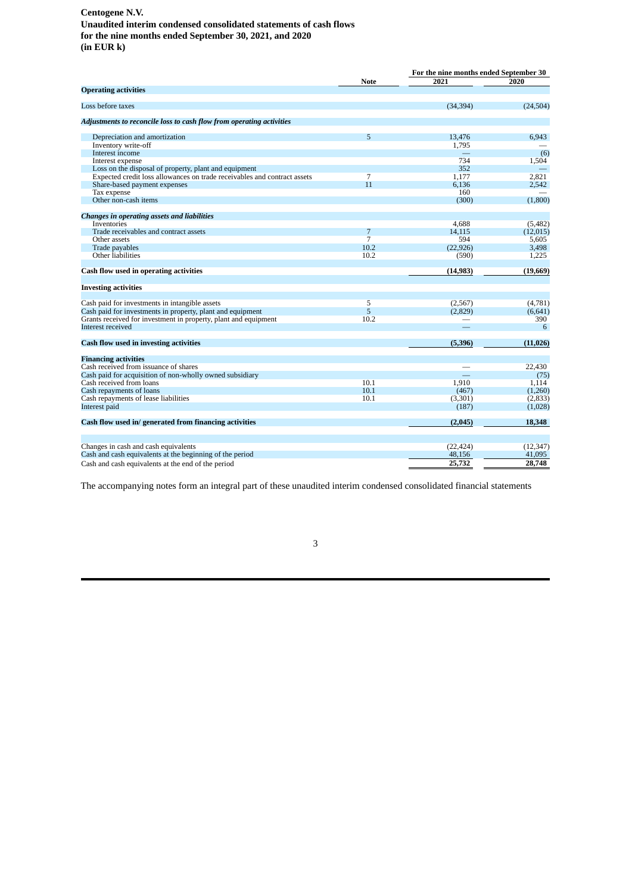**Centogene N.V.**
**Unaudited interim condensed consolidated statements of cash flows**
**for the nine months ended September 30, 2021, and 2020**
**(in EUR k)**

| | Note | For the nine months ended September 30 | |
|---|---|---|---|
| | | 2021 | 2020 |
| **Operating activities** | | | |
| Loss before taxes | | (34,394) | (24,504) |
| ***Adjustments to reconcile loss to cash flow from operating activities*** | | | |
| Depreciation and amortization | 5 | 13,476 | 6,943 |
| Inventory write-off | | 1,795 | — |
| Interest income | | — | (6) |
| Interest expense | | 734 | 1,504 |
| Loss on the disposal of property, plant and equipment | | 352 | — |
| Expected credit loss allowances on trade receivables and contract assets | 7 | 1,177 | 2,821 |
| Share-based payment expenses | 11 | 6,136 | 2,542 |
| Tax expense | | 160 | — |
| Other non-cash items | | (300) | (1,800) |
| ***Changes in operating assets and liabilities*** | | | |
| Inventories | | 4,688 | (5,482) |
| Trade receivables and contract assets | 7 | 14,115 | (12,015) |
| Other assets | 7 | 594 | 5,605 |
| Trade payables | 10.2 | (22,926) | 3,498 |
| Other liabilities | 10.2 | (590) | 1,225 |
| **Cash flow used in operating activities** | | **(14,983)** | **(19,669)** |
| **Investing activities** | | | |
| Cash paid for investments in intangible assets | 5 | (2,567) | (4,781) |
| Cash paid for investments in property, plant and equipment | 5 | (2,829) | (6,641) |
| Grants received for investment in property, plant and equipment | 10.2 | — | 390 |
| Interest received | | — | 6 |
| **Cash flow used in investing activities** | | **(5,396)** | **(11,026)** |
| **Financing activities** | | | |
| Cash received from issuance of shares | | — | 22,430 |
| Cash paid for acquisition of non-wholly owned subsidiary | | — | (75) |
| Cash received from loans | 10.1 | 1,910 | 1,114 |
| Cash repayments of loans | 10.1 | (467) | (1,260) |
| Cash repayments of lease liabilities | 10.1 | (3,301) | (2,833) |
| Interest paid | | (187) | (1,028) |
| **Cash flow used in/ generated from financing activities** | | **(2,045)** | **18,348** |
| Changes in cash and cash equivalents | | (22,424) | (12,347) |
| Cash and cash equivalents at the beginning of the period | | 48,156 | 41,095 |
| Cash and cash equivalents at the end of the period | | **25,732** | **28,748** |

The accompanying notes form an integral part of these unaudited interim condensed consolidated financial statements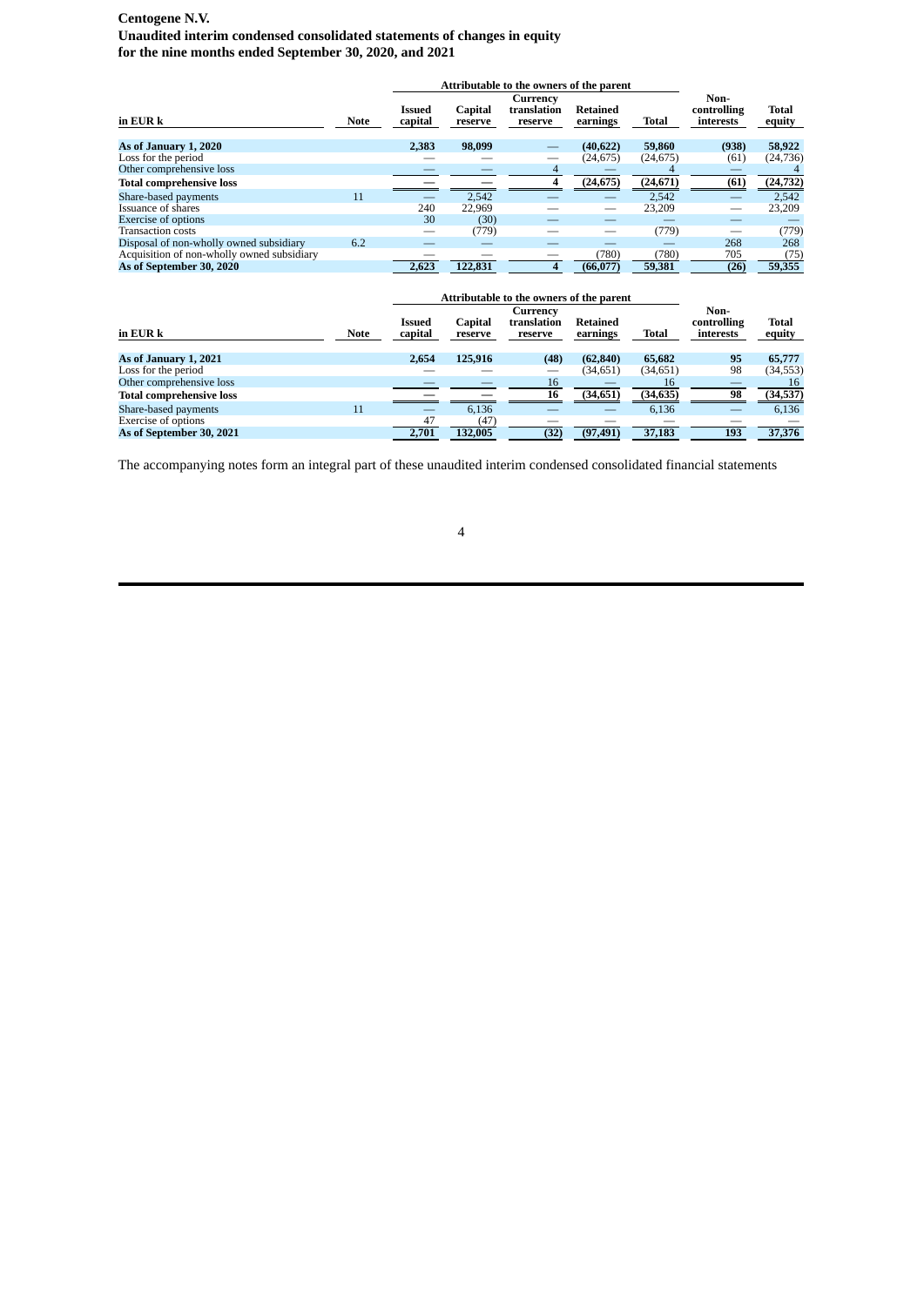**Centogene N.V.**
**Unaudited interim condensed consolidated statements of changes in equity**
**for the nine months ended September 30, 2020, and 2021**

| | | Attributable to the owners of the parent | | | | | | |
|---|---|---|---|---|---|---|---|---|
| in EUR k | Note | Issued capital | Capital reserve | Currency translation reserve | Retained earnings | Total | Non-controlling interests | Total equity |
| **As of January 1, 2020** | | **2,383** | **98,099** | **—** | **(40,622)** | **59,860** | **(938)** | **58,922** |
| Loss for the period | | — | — | — | (24,675) | (24,675) | (61) | (24,736) |
| Other comprehensive loss | | — | — | 4 | — | 4 | — | 4 |
| **Total comprehensive loss** | | **—** | **—** | **4** | **(24,675)** | **(24,671)** | **(61)** | **(24,732)** |
| Share-based payments | 11 | — | 2,542 | — | — | 2,542 | — | 2,542 |
| Issuance of shares | | 240 | 22,969 | — | — | 23,209 | — | 23,209 |
| Exercise of options | | 30 | (30) | — | — | — | — | — |
| Transaction costs | | — | (779) | — | — | (779) | — | (779) |
| Disposal of non-wholly owned subsidiary | 6.2 | — | — | — | — | — | 268 | 268 |
| Acquisition of non-wholly owned subsidiary | | — | — | — | (780) | (780) | 705 | (75) |
| **As of September 30, 2020** | | **2,623** | **122,831** | **4** | **(66,077)** | **59,381** | **(26)** | **59,355** |

| | | Attributable to the owners of the parent | | | | | | |
|---|---|---|---|---|---|---|---|---|
| in EUR k | Note | Issued capital | Capital reserve | Currency translation reserve | Retained earnings | Total | Non-controlling interests | Total equity |
| **As of January 1, 2021** | | **2,654** | **125,916** | **(48)** | **(62,840)** | **65,682** | **95** | **65,777** |
| Loss for the period | | — | — | — | (34,651) | (34,651) | 98 | (34,553) |
| Other comprehensive loss | | — | — | 16 | — | 16 | — | 16 |
| **Total comprehensive loss** | | **—** | **—** | **16** | **(34,651)** | **(34,635)** | **98** | **(34,537)** |
| Share-based payments | 11 | — | 6,136 | — | — | 6,136 | — | 6,136 |
| Exercise of options | | 47 | (47) | — | — | — | — | — |
| **As of September 30, 2021** | | **2,701** | **132,005** | **(32)** | **(97,491)** | **37,183** | **193** | **37,376** |

The accompanying notes form an integral part of these unaudited interim condensed consolidated financial statements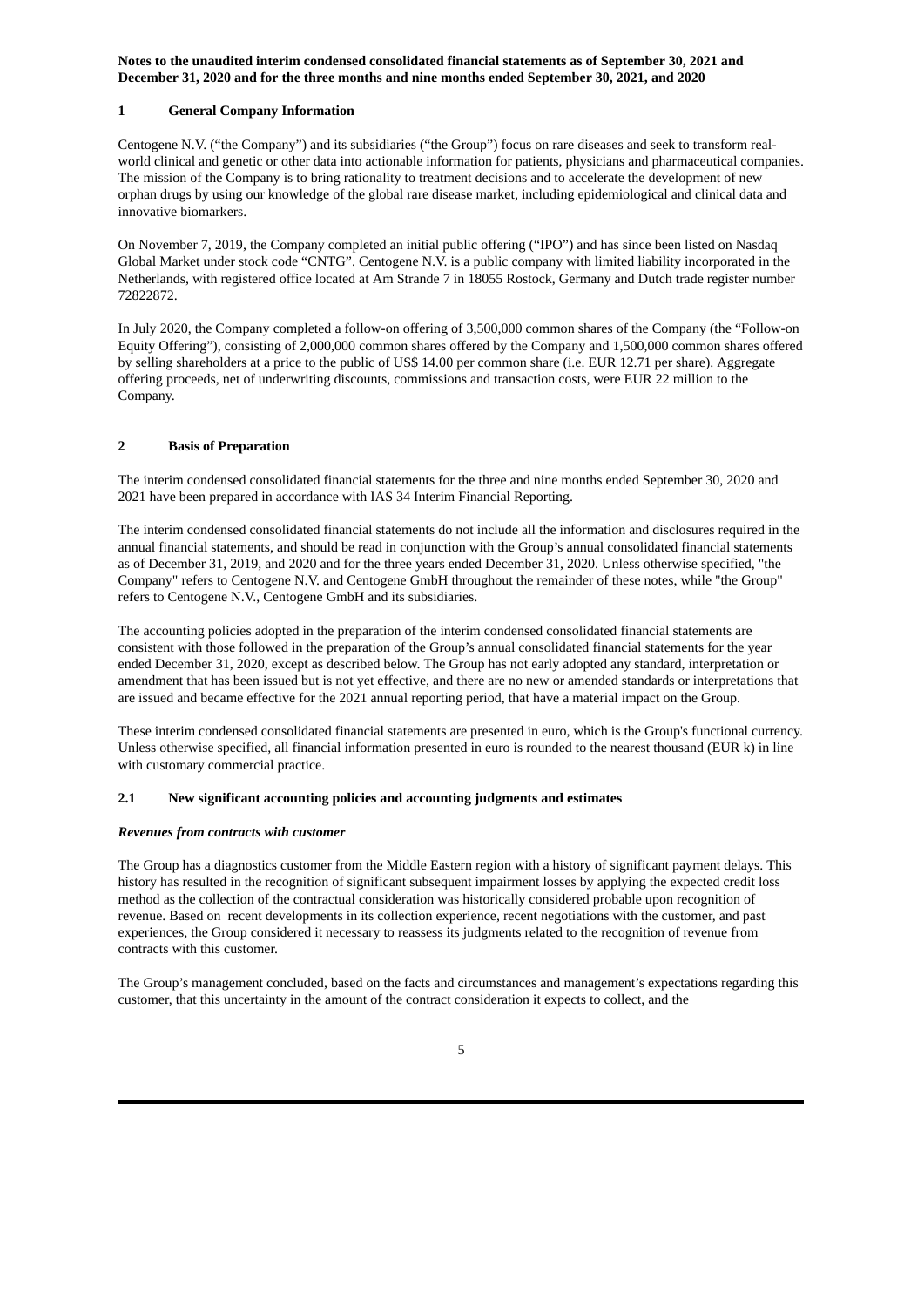**Notes to the unaudited interim condensed consolidated financial statements as of September 30, 2021 and December 31, 2020 and for the three months and nine months ended September 30, 2021, and 2020**

## 1 General Company Information

Centogene N.V. ("the Company") and its subsidiaries ("the Group") focus on rare diseases and seek to transform real-world clinical and genetic or other data into actionable information for patients, physicians and pharmaceutical companies. The mission of the Company is to bring rationality to treatment decisions and to accelerate the development of new orphan drugs by using our knowledge of the global rare disease market, including epidemiological and clinical data and innovative biomarkers.

On November 7, 2019, the Company completed an initial public offering ("IPO") and has since been listed on Nasdaq Global Market under stock code "CNTG". Centogene N.V. is a public company with limited liability incorporated in the Netherlands, with registered office located at Am Strande 7 in 18055 Rostock, Germany and Dutch trade register number 72822872.

In July 2020, the Company completed a follow-on offering of 3,500,000 common shares of the Company (the "Follow-on Equity Offering"), consisting of 2,000,000 common shares offered by the Company and 1,500,000 common shares offered by selling shareholders at a price to the public of US$ 14.00 per common share (i.e. EUR 12.71 per share). Aggregate offering proceeds, net of underwriting discounts, commissions and transaction costs, were EUR 22 million to the Company.

## 2 Basis of Preparation

The interim condensed consolidated financial statements for the three and nine months ended September 30, 2020 and 2021 have been prepared in accordance with IAS 34 Interim Financial Reporting.

The interim condensed consolidated financial statements do not include all the information and disclosures required in the annual financial statements, and should be read in conjunction with the Group's annual consolidated financial statements as of December 31, 2019, and 2020 and for the three years ended December 31, 2020. Unless otherwise specified, "the Company" refers to Centogene N.V. and Centogene GmbH throughout the remainder of these notes, while "the Group" refers to Centogene N.V., Centogene GmbH and its subsidiaries.

The accounting policies adopted in the preparation of the interim condensed consolidated financial statements are consistent with those followed in the preparation of the Group's annual consolidated financial statements for the year ended December 31, 2020, except as described below. The Group has not early adopted any standard, interpretation or amendment that has been issued but is not yet effective, and there are no new or amended standards or interpretations that are issued and became effective for the 2021 annual reporting period, that have a material impact on the Group.

These interim condensed consolidated financial statements are presented in euro, which is the Group's functional currency. Unless otherwise specified, all financial information presented in euro is rounded to the nearest thousand (EUR k) in line with customary commercial practice.

### 2.1 New significant accounting policies and accounting judgments and estimates

***Revenues from contracts with customer***

The Group has a diagnostics customer from the Middle Eastern region with a history of significant payment delays. This history has resulted in the recognition of significant subsequent impairment losses by applying the expected credit loss method as the collection of the contractual consideration was historically considered probable upon recognition of revenue. Based on recent developments in its collection experience, recent negotiations with the customer, and past experiences, the Group considered it necessary to reassess its judgments related to the recognition of revenue from contracts with this customer.

The Group's management concluded, based on the facts and circumstances and management's expectations regarding this customer, that this uncertainty in the amount of the contract consideration it expects to collect, and the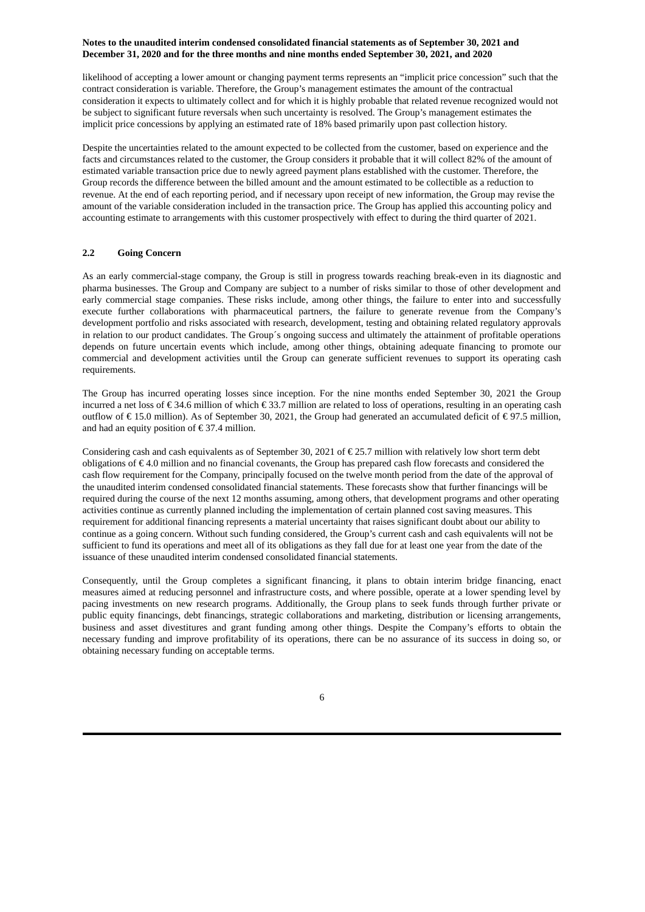likelihood of accepting a lower amount or changing payment terms represents an "implicit price concession" such that the contract consideration is variable. Therefore, the Group's management estimates the amount of the contractual consideration it expects to ultimately collect and for which it is highly probable that related revenue recognized would not be subject to significant future reversals when such uncertainty is resolved. The Group's management estimates the implicit price concessions by applying an estimated rate of 18% based primarily upon past collection history.

Despite the uncertainties related to the amount expected to be collected from the customer, based on experience and the facts and circumstances related to the customer, the Group considers it probable that it will collect 82% of the amount of estimated variable transaction price due to newly agreed payment plans established with the customer. Therefore, the Group records the difference between the billed amount and the amount estimated to be collectible as a reduction to revenue. At the end of each reporting period, and if necessary upon receipt of new information, the Group may revise the amount of the variable consideration included in the transaction price. The Group has applied this accounting policy and accounting estimate to arrangements with this customer prospectively with effect to during the third quarter of 2021.

### 2.2 Going Concern

As an early commercial-stage company, the Group is still in progress towards reaching break-even in its diagnostic and pharma businesses. The Group and Company are subject to a number of risks similar to those of other development and early commercial stage companies. These risks include, among other things, the failure to enter into and successfully execute further collaborations with pharmaceutical partners, the failure to generate revenue from the Company's development portfolio and risks associated with research, development, testing and obtaining related regulatory approvals in relation to our product candidates. The Group´s ongoing success and ultimately the attainment of profitable operations depends on future uncertain events which include, among other things, obtaining adequate financing to promote our commercial and development activities until the Group can generate sufficient revenues to support its operating cash requirements.

The Group has incurred operating losses since inception. For the nine months ended September 30, 2021 the Group incurred a net loss of € 34.6 million of which € 33.7 million are related to loss of operations, resulting in an operating cash outflow of € 15.0 million). As of September 30, 2021, the Group had generated an accumulated deficit of € 97.5 million, and had an equity position of € 37.4 million.

Considering cash and cash equivalents as of September 30, 2021 of € 25.7 million with relatively low short term debt obligations of € 4.0 million and no financial covenants, the Group has prepared cash flow forecasts and considered the cash flow requirement for the Company, principally focused on the twelve month period from the date of the approval of the unaudited interim condensed consolidated financial statements. These forecasts show that further financings will be required during the course of the next 12 months assuming, among others, that development programs and other operating activities continue as currently planned including the implementation of certain planned cost saving measures. This requirement for additional financing represents a material uncertainty that raises significant doubt about our ability to continue as a going concern. Without such funding considered, the Group's current cash and cash equivalents will not be sufficient to fund its operations and meet all of its obligations as they fall due for at least one year from the date of the issuance of these unaudited interim condensed consolidated financial statements.

Consequently, until the Group completes a significant financing, it plans to obtain interim bridge financing, enact measures aimed at reducing personnel and infrastructure costs, and where possible, operate at a lower spending level by pacing investments on new research programs. Additionally, the Group plans to seek funds through further private or public equity financings, debt financings, strategic collaborations and marketing, distribution or licensing arrangements, business and asset divestitures and grant funding among other things. Despite the Company's efforts to obtain the necessary funding and improve profitability of its operations, there can be no assurance of its success in doing so, or obtaining necessary funding on acceptable terms.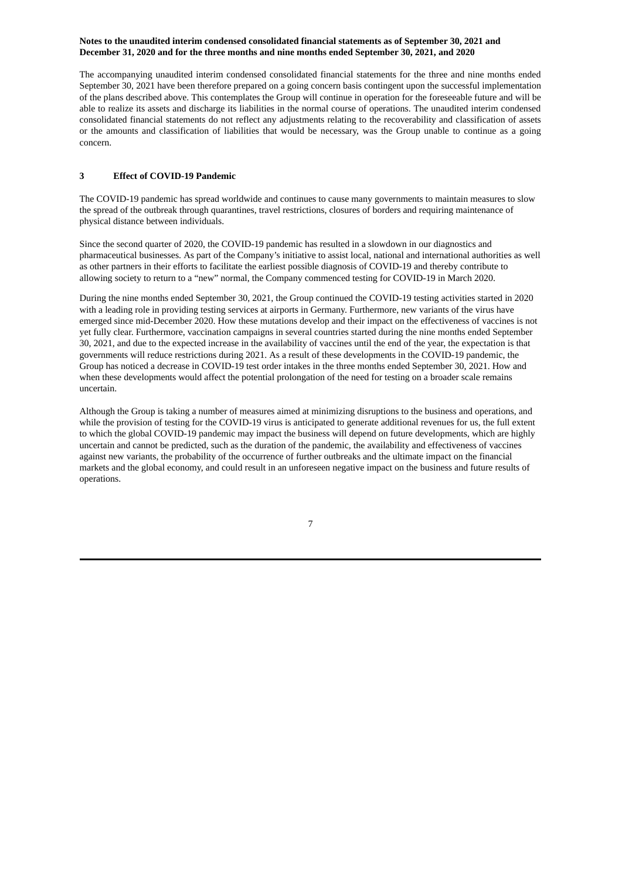The accompanying unaudited interim condensed consolidated financial statements for the three and nine months ended September 30, 2021 have been therefore prepared on a going concern basis contingent upon the successful implementation of the plans described above. This contemplates the Group will continue in operation for the foreseeable future and will be able to realize its assets and discharge its liabilities in the normal course of operations. The unaudited interim condensed consolidated financial statements do not reflect any adjustments relating to the recoverability and classification of assets or the amounts and classification of liabilities that would be necessary, was the Group unable to continue as a going concern.

## 3 Effect of COVID-19 Pandemic

The COVID-19 pandemic has spread worldwide and continues to cause many governments to maintain measures to slow the spread of the outbreak through quarantines, travel restrictions, closures of borders and requiring maintenance of physical distance between individuals.

Since the second quarter of 2020, the COVID-19 pandemic has resulted in a slowdown in our diagnostics and pharmaceutical businesses. As part of the Company's initiative to assist local, national and international authorities as well as other partners in their efforts to facilitate the earliest possible diagnosis of COVID-19 and thereby contribute to allowing society to return to a "new" normal, the Company commenced testing for COVID-19 in March 2020.

During the nine months ended September 30, 2021, the Group continued the COVID-19 testing activities started in 2020 with a leading role in providing testing services at airports in Germany. Furthermore, new variants of the virus have emerged since mid-December 2020. How these mutations develop and their impact on the effectiveness of vaccines is not yet fully clear. Furthermore, vaccination campaigns in several countries started during the nine months ended September 30, 2021, and due to the expected increase in the availability of vaccines until the end of the year, the expectation is that governments will reduce restrictions during 2021. As a result of these developments in the COVID-19 pandemic, the Group has noticed a decrease in COVID-19 test order intakes in the three months ended September 30, 2021. How and when these developments would affect the potential prolongation of the need for testing on a broader scale remains uncertain.

Although the Group is taking a number of measures aimed at minimizing disruptions to the business and operations, and while the provision of testing for the COVID-19 virus is anticipated to generate additional revenues for us, the full extent to which the global COVID-19 pandemic may impact the business will depend on future developments, which are highly uncertain and cannot be predicted, such as the duration of the pandemic, the availability and effectiveness of vaccines against new variants, the probability of the occurrence of further outbreaks and the ultimate impact on the financial markets and the global economy, and could result in an unforeseen negative impact on the business and future results of operations.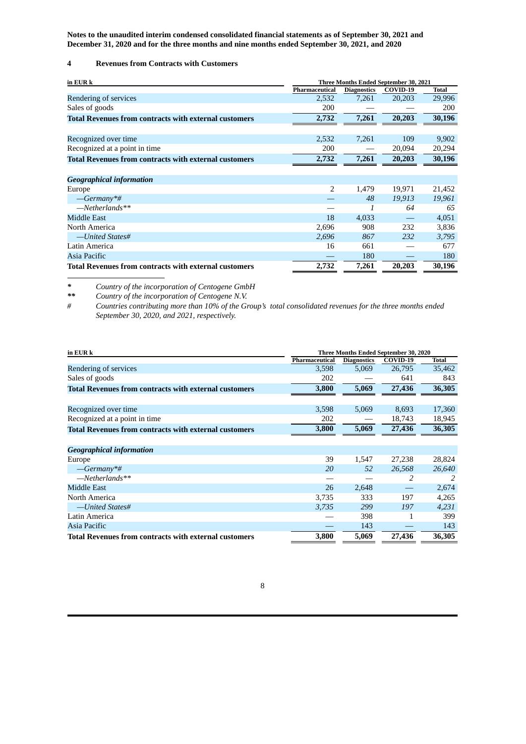**Notes to the unaudited interim condensed consolidated financial statements as of September 30, 2021 and December 31, 2020 and for the three months and nine months ended September 30, 2021, and 2020**

## 4 Revenues from Contracts with Customers

| in EUR k | Three Months Ended September 30, 2021 | | | |
|---|---|---|---|---|
| | Pharmaceutical | Diagnostics | COVID-19 | Total |
| Rendering of services | 2,532 | 7,261 | 20,203 | 29,996 |
| Sales of goods | 200 | — | — | 200 |
| **Total Revenues from contracts with external customers** | **2,732** | **7,261** | **20,203** | **30,196** |
| | | | | |
| Recognized over time | 2,532 | 7,261 | 109 | 9,902 |
| Recognized at a point in time | 200 | — | 20,094 | 20,294 |
| **Total Revenues from contracts with external customers** | **2,732** | **7,261** | **20,203** | **30,196** |
| | | | | |
| ***Geographical information*** | | | | |
| Europe | 2 | 1,479 | 19,971 | 21,452 |
| *—Germany*#* | *—* | *48* | *19,913* | *19,961* |
| *—Netherlands*** | *—* | *1* | *64* | *65* |
| Middle East | 18 | 4,033 | — | 4,051 |
| North America | 2,696 | 908 | 232 | 3,836 |
| *—United States#* | *2,696* | *867* | *232* | *3,795* |
| Latin America | 16 | 661 | — | 677 |
| Asia Pacific | — | 180 | — | 180 |
| **Total Revenues from contracts with external customers** | **2,732** | **7,261** | **20,203** | **30,196** |

\* *Country of the incorporation of Centogene GmbH*

\*\* *Country of the incorporation of Centogene N.V.*

\# *Countries contributing more than 10% of the Group's total consolidated revenues for the three months ended September 30, 2020, and 2021, respectively.*

| in EUR k | Three Months Ended September 30, 2020 | | | |
|---|---|---|---|---|
| | Pharmaceutical | Diagnostics | COVID-19 | Total |
| Rendering of services | 3,598 | 5,069 | 26,795 | 35,462 |
| Sales of goods | 202 | — | 641 | 843 |
| **Total Revenues from contracts with external customers** | **3,800** | **5,069** | **27,436** | **36,305** |
| | | | | |
| Recognized over time | 3,598 | 5,069 | 8,693 | 17,360 |
| Recognized at a point in time | 202 | — | 18,743 | 18,945 |
| **Total Revenues from contracts with external customers** | **3,800** | **5,069** | **27,436** | **36,305** |
| | | | | |
| ***Geographical information*** | | | | |
| Europe | 39 | 1,547 | 27,238 | 28,824 |
| *—Germany*#* | *20* | *52* | *26,568* | *26,640* |
| *—Netherlands*** | *—* | *—* | *2* | *2* |
| Middle East | 26 | 2,648 | — | 2,674 |
| North America | 3,735 | 333 | 197 | 4,265 |
| *—United States#* | *3,735* | *299* | *197* | *4,231* |
| Latin America | — | 398 | 1 | 399 |
| Asia Pacific | — | 143 | — | 143 |
| **Total Revenues from contracts with external customers** | **3,800** | **5,069** | **27,436** | **36,305** |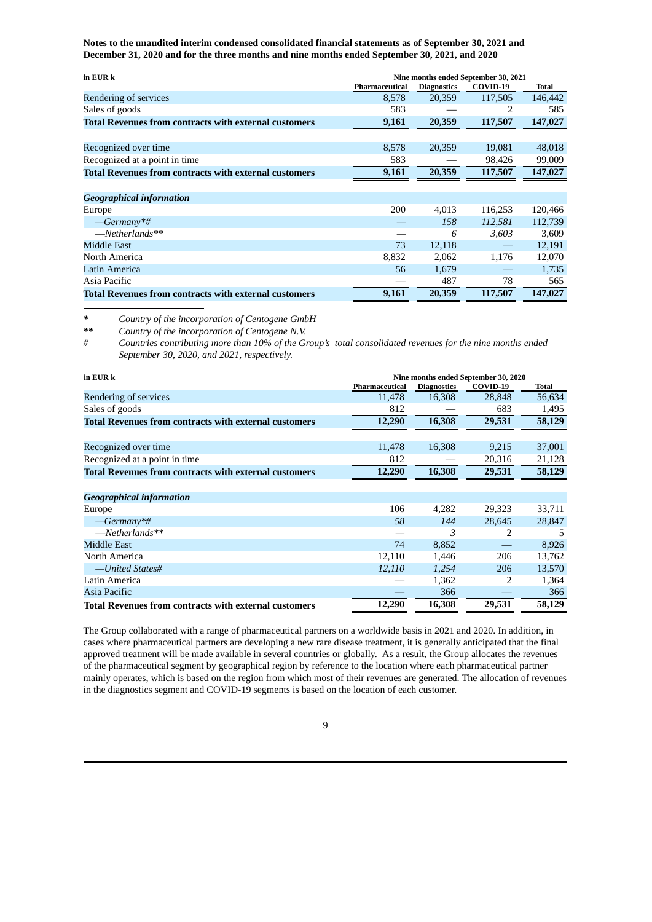**Notes to the unaudited interim condensed consolidated financial statements as of September 30, 2021 and December 31, 2020 and for the three months and nine months ended September 30, 2021, and 2020**

| in EUR k | Nine months ended September 30, 2021 | | | |
|---|---|---|---|---|
| | Pharmaceutical | Diagnostics | COVID-19 | Total |
| Rendering of services | 8,578 | 20,359 | 117,505 | 146,442 |
| Sales of goods | 583 | — | 2 | 585 |
| **Total Revenues from contracts with external customers** | **9,161** | **20,359** | **117,507** | **147,027** |
| | | | | |
| Recognized over time | 8,578 | 20,359 | 19,081 | 48,018 |
| Recognized at a point in time | 583 | — | 98,426 | 99,009 |
| **Total Revenues from contracts with external customers** | **9,161** | **20,359** | **117,507** | **147,027** |
| | | | | |
| ***Geographical information*** | | | | |
| Europe | 200 | 4,013 | 116,253 | 120,466 |
| *—Germany*#* | — | *158* | *112,581* | 112,739 |
| *—Netherlands*** | — | *6* | *3,603* | 3,609 |
| Middle East | 73 | 12,118 | — | 12,191 |
| North America | 8,832 | 2,062 | 1,176 | 12,070 |
| Latin America | 56 | 1,679 | — | 1,735 |
| Asia Pacific | — | 487 | 78 | 565 |
| **Total Revenues from contracts with external customers** | **9,161** | **20,359** | **117,507** | **147,027** |

\* *Country of the incorporation of Centogene GmbH*

\*\* *Country of the incorporation of Centogene N.V.*

\# *Countries contributing more than 10% of the Group's total consolidated revenues for the nine months ended September 30, 2020, and 2021, respectively.*

| in EUR k | Nine months ended September 30, 2020 | | | |
|---|---|---|---|---|
| | Pharmaceutical | Diagnostics | COVID-19 | Total |
| Rendering of services | 11,478 | 16,308 | 28,848 | 56,634 |
| Sales of goods | 812 | — | 683 | 1,495 |
| **Total Revenues from contracts with external customers** | **12,290** | **16,308** | **29,531** | **58,129** |
| | | | | |
| Recognized over time | 11,478 | 16,308 | 9,215 | 37,001 |
| Recognized at a point in time | 812 | — | 20,316 | 21,128 |
| **Total Revenues from contracts with external customers** | **12,290** | **16,308** | **29,531** | **58,129** |
| | | | | |
| ***Geographical information*** | | | | |
| Europe | 106 | 4,282 | 29,323 | 33,711 |
| *—Germany*#* | *58* | *144* | 28,645 | 28,847 |
| *—Netherlands*** | — | *3* | 2 | 5 |
| Middle East | 74 | 8,852 | — | 8,926 |
| North America | 12,110 | 1,446 | 206 | 13,762 |
| *—United States#* | *12,110* | *1,254* | 206 | 13,570 |
| Latin America | — | 1,362 | 2 | 1,364 |
| Asia Pacific | — | 366 | — | 366 |
| **Total Revenues from contracts with external customers** | **12,290** | **16,308** | **29,531** | **58,129** |

The Group collaborated with a range of pharmaceutical partners on a worldwide basis in 2021 and 2020. In addition, in cases where pharmaceutical partners are developing a new rare disease treatment, it is generally anticipated that the final approved treatment will be made available in several countries or globally. As a result, the Group allocates the revenues of the pharmaceutical segment by geographical region by reference to the location where each pharmaceutical partner mainly operates, which is based on the region from which most of their revenues are generated. The allocation of revenues in the diagnostics segment and COVID-19 segments is based on the location of each customer.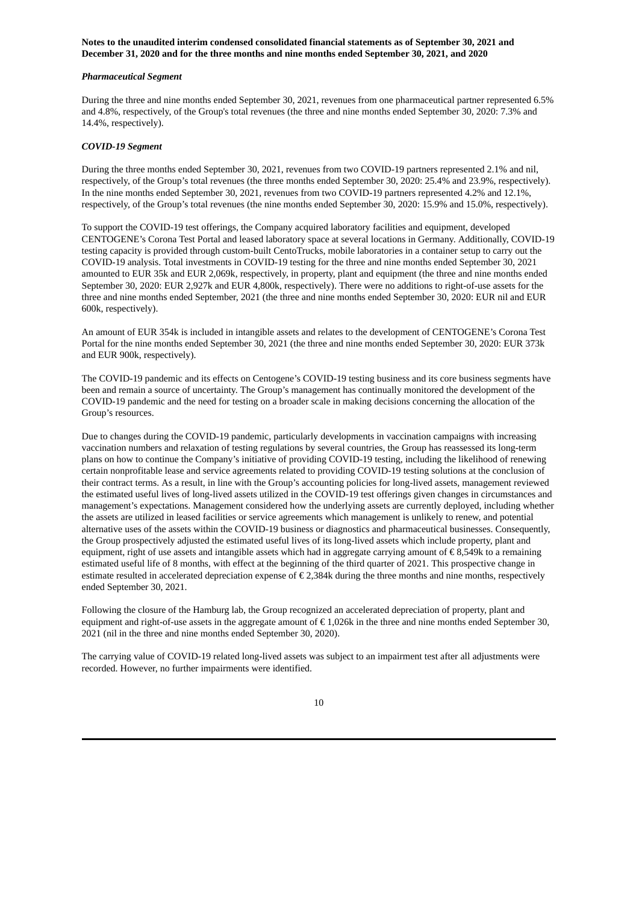**Notes to the unaudited interim condensed consolidated financial statements as of September 30, 2021 and December 31, 2020 and for the three months and nine months ended September 30, 2021, and 2020**

***Pharmaceutical Segment***

During the three and nine months ended September 30, 2021, revenues from one pharmaceutical partner represented 6.5% and 4.8%, respectively, of the Group's total revenues (the three and nine months ended September 30, 2020: 7.3% and 14.4%, respectively).

***COVID-19 Segment***

During the three months ended September 30, 2021, revenues from two COVID-19 partners represented 2.1% and nil, respectively, of the Group's total revenues (the three months ended September 30, 2020: 25.4% and 23.9%, respectively). In the nine months ended September 30, 2021, revenues from two COVID-19 partners represented 4.2% and 12.1%, respectively, of the Group's total revenues (the nine months ended September 30, 2020: 15.9% and 15.0%, respectively).

To support the COVID-19 test offerings, the Company acquired laboratory facilities and equipment, developed CENTOGENE's Corona Test Portal and leased laboratory space at several locations in Germany. Additionally, COVID-19 testing capacity is provided through custom-built CentoTrucks, mobile laboratories in a container setup to carry out the COVID-19 analysis. Total investments in COVID-19 testing for the three and nine months ended September 30, 2021 amounted to EUR 35k and EUR 2,069k, respectively, in property, plant and equipment (the three and nine months ended September 30, 2020: EUR 2,927k and EUR 4,800k, respectively). There were no additions to right-of-use assets for the three and nine months ended September, 2021 (the three and nine months ended September 30, 2020: EUR nil and EUR 600k, respectively).

An amount of EUR 354k is included in intangible assets and relates to the development of CENTOGENE's Corona Test Portal for the nine months ended September 30, 2021 (the three and nine months ended September 30, 2020: EUR 373k and EUR 900k, respectively).

The COVID-19 pandemic and its effects on Centogene's COVID-19 testing business and its core business segments have been and remain a source of uncertainty. The Group's management has continually monitored the development of the COVID-19 pandemic and the need for testing on a broader scale in making decisions concerning the allocation of the Group's resources.

Due to changes during the COVID-19 pandemic, particularly developments in vaccination campaigns with increasing vaccination numbers and relaxation of testing regulations by several countries, the Group has reassessed its long-term plans on how to continue the Company's initiative of providing COVID-19 testing, including the likelihood of renewing certain nonprofitable lease and service agreements related to providing COVID-19 testing solutions at the conclusion of their contract terms. As a result, in line with the Group's accounting policies for long-lived assets, management reviewed the estimated useful lives of long-lived assets utilized in the COVID-19 test offerings given changes in circumstances and management's expectations. Management considered how the underlying assets are currently deployed, including whether the assets are utilized in leased facilities or service agreements which management is unlikely to renew, and potential alternative uses of the assets within the COVID-19 business or diagnostics and pharmaceutical businesses. Consequently, the Group prospectively adjusted the estimated useful lives of its long-lived assets which include property, plant and equipment, right of use assets and intangible assets which had in aggregate carrying amount of € 8,549k to a remaining estimated useful life of 8 months, with effect at the beginning of the third quarter of 2021. This prospective change in estimate resulted in accelerated depreciation expense of € 2,384k during the three months and nine months, respectively ended September 30, 2021.

Following the closure of the Hamburg lab, the Group recognized an accelerated depreciation of property, plant and equipment and right-of-use assets in the aggregate amount of € 1,026k in the three and nine months ended September 30, 2021 (nil in the three and nine months ended September 30, 2020).

The carrying value of COVID-19 related long-lived assets was subject to an impairment test after all adjustments were recorded. However, no further impairments were identified.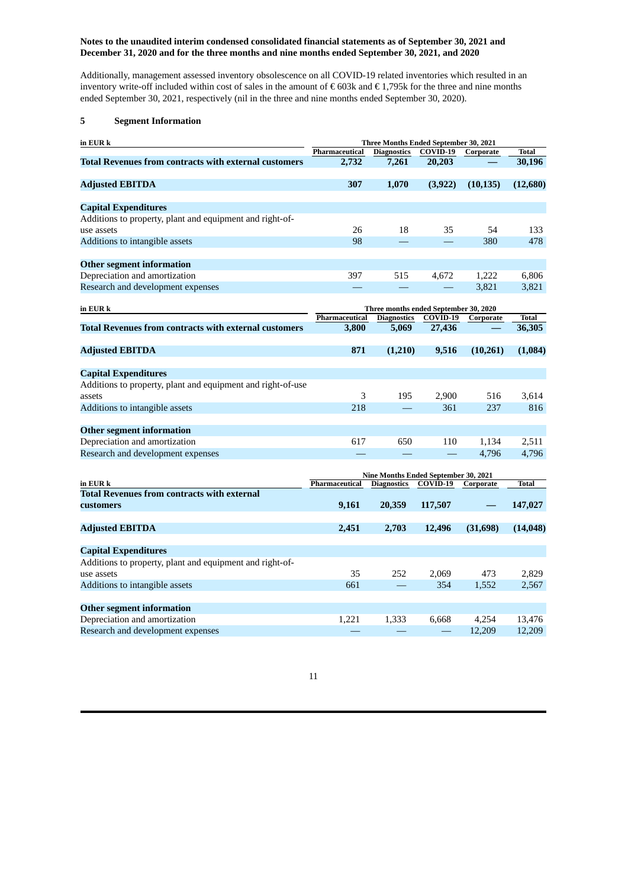**Notes to the unaudited interim condensed consolidated financial statements as of September 30, 2021 and December 31, 2020 and for the three months and nine months ended September 30, 2021, and 2020**

Additionally, management assessed inventory obsolescence on all COVID-19 related inventories which resulted in an inventory write-off included within cost of sales in the amount of € 603k and € 1,795k for the three and nine months ended September 30, 2021, respectively (nil in the three and nine months ended September 30, 2020).

## 5 Segment Information

| in EUR k | Three Months Ended September 30, 2021 | | | | |
|---|---|---|---|---|---|
| | Pharmaceutical | Diagnostics | COVID-19 | Corporate | Total |
| **Total Revenues from contracts with external customers** | **2,732** | **7,261** | **20,203** | **—** | **30,196** |
| **Adjusted EBITDA** | **307** | **1,070** | **(3,922)** | **(10,135)** | **(12,680)** |
| **Capital Expenditures** | | | | | |
| Additions to property, plant and equipment and right-of-use assets | 26 | 18 | 35 | 54 | 133 |
| Additions to intangible assets | 98 | — | — | 380 | 478 |
| **Other segment information** | | | | | |
| Depreciation and amortization | 397 | 515 | 4,672 | 1,222 | 6,806 |
| Research and development expenses | — | — | — | 3,821 | 3,821 |

| in EUR k | Three months ended September 30, 2020 | | | | |
|---|---|---|---|---|---|
| | Pharmaceutical | Diagnostics | COVID-19 | Corporate | Total |
| **Total Revenues from contracts with external customers** | **3,800** | **5,069** | **27,436** | **—** | **36,305** |
| **Adjusted EBITDA** | **871** | **(1,210)** | **9,516** | **(10,261)** | **(1,084)** |
| **Capital Expenditures** | | | | | |
| Additions to property, plant and equipment and right-of-use assets | 3 | 195 | 2,900 | 516 | 3,614 |
| Additions to intangible assets | 218 | — | 361 | 237 | 816 |
| **Other segment information** | | | | | |
| Depreciation and amortization | 617 | 650 | 110 | 1,134 | 2,511 |
| Research and development expenses | — | — | — | 4,796 | 4,796 |

| in EUR k | Nine Months Ended September 30, 2021 | | | | |
|---|---|---|---|---|---|
| | Pharmaceutical | Diagnostics | COVID-19 | Corporate | Total |
| **Total Revenues from contracts with external customers** | **9,161** | **20,359** | **117,507** | **—** | **147,027** |
| **Adjusted EBITDA** | **2,451** | **2,703** | **12,496** | **(31,698)** | **(14,048)** |
| **Capital Expenditures** | | | | | |
| Additions to property, plant and equipment and right-of-use assets | 35 | 252 | 2,069 | 473 | 2,829 |
| Additions to intangible assets | 661 | — | 354 | 1,552 | 2,567 |
| **Other segment information** | | | | | |
| Depreciation and amortization | 1,221 | 1,333 | 6,668 | 4,254 | 13,476 |
| Research and development expenses | — | — | — | 12,209 | 12,209 |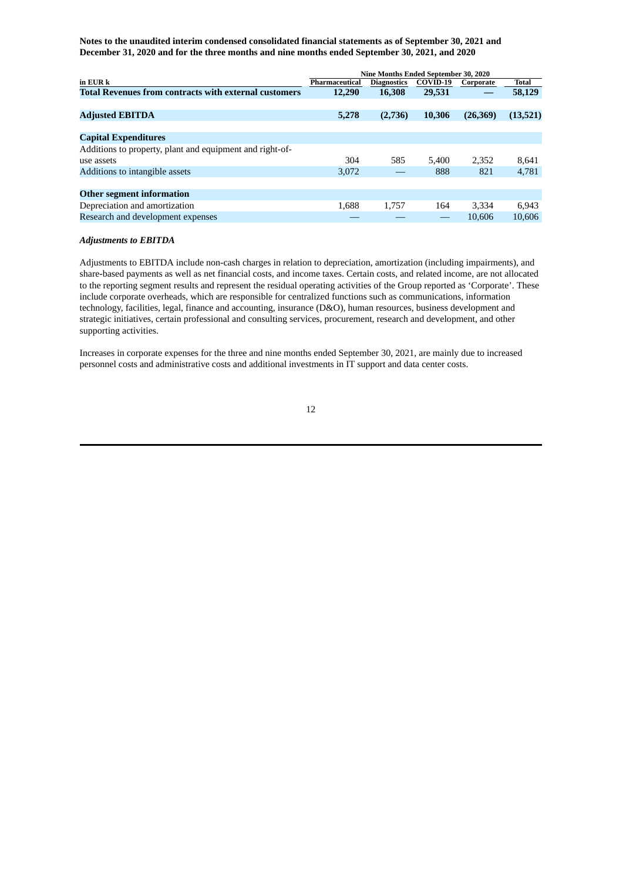**Notes to the unaudited interim condensed consolidated financial statements as of September 30, 2021 and December 31, 2020 and for the three months and nine months ended September 30, 2021, and 2020**

| | Nine Months Ended September 30, 2020 | | | | |
|---|---|---|---|---|---|
| in EUR k | Pharmaceutical | Diagnostics | COVID-19 | Corporate | Total |
| **Total Revenues from contracts with external customers** | **12,290** | **16,308** | **29,531** | **—** | **58,129** |
| | | | | | |
| **Adjusted EBITDA** | **5,278** | **(2,736)** | **10,306** | **(26,369)** | **(13,521)** |
| | | | | | |
| **Capital Expenditures** | | | | | |
| Additions to property, plant and equipment and right-of-use assets | 304 | 585 | 5,400 | 2,352 | 8,641 |
| Additions to intangible assets | 3,072 | — | 888 | 821 | 4,781 |
| | | | | | |
| **Other segment information** | | | | | |
| Depreciation and amortization | 1,688 | 1,757 | 164 | 3,334 | 6,943 |
| Research and development expenses | — | — | — | 10,606 | 10,606 |

***Adjustments to EBITDA***

Adjustments to EBITDA include non-cash charges in relation to depreciation, amortization (including impairments), and share-based payments as well as net financial costs, and income taxes. Certain costs, and related income, are not allocated to the reporting segment results and represent the residual operating activities of the Group reported as 'Corporate'. These include corporate overheads, which are responsible for centralized functions such as communications, information technology, facilities, legal, finance and accounting, insurance (D&O), human resources, business development and strategic initiatives, certain professional and consulting services, procurement, research and development, and other supporting activities.

Increases in corporate expenses for the three and nine months ended September 30, 2021, are mainly due to increased personnel costs and administrative costs and additional investments in IT support and data center costs.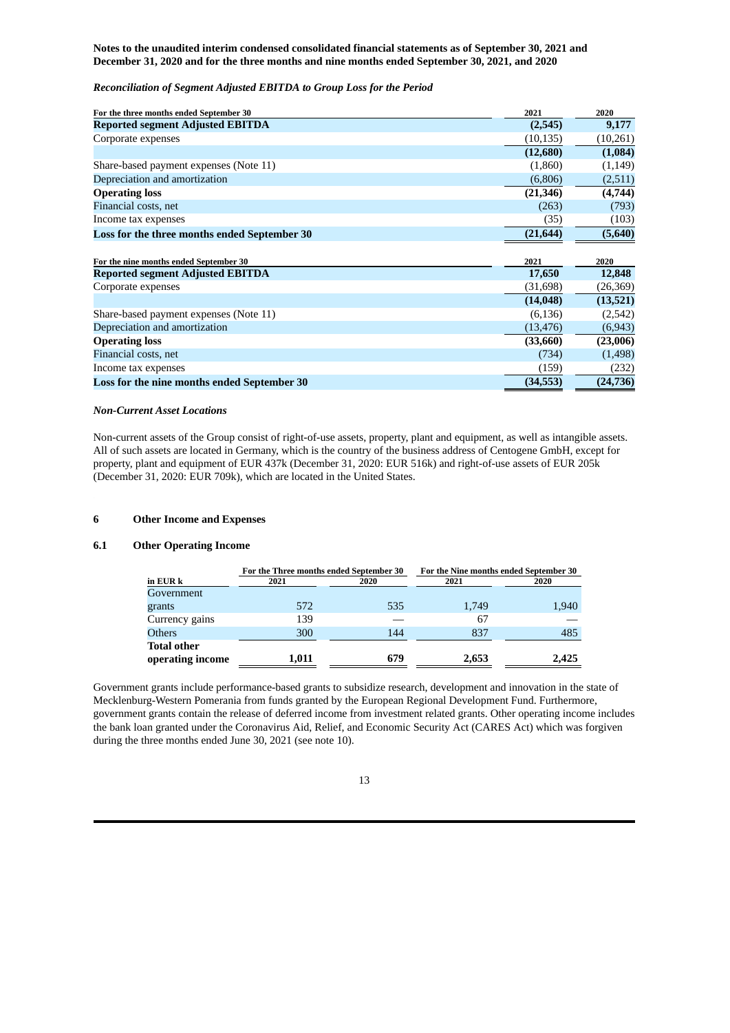**Notes to the unaudited interim condensed consolidated financial statements as of September 30, 2021 and December 31, 2020 and for the three months and nine months ended September 30, 2021, and 2020**

***Reconciliation of Segment Adjusted EBITDA to Group Loss for the Period***

| For the three months ended September 30 | 2021 | 2020 |
|---|---|---|
| **Reported segment Adjusted EBITDA** | **(2,545)** | **9,177** |
| Corporate expenses | (10,135) | (10,261) |
| | **(12,680)** | **(1,084)** |
| Share-based payment expenses (Note 11) | (1,860) | (1,149) |
| Depreciation and amortization | (6,806) | (2,511) |
| **Operating loss** | **(21,346)** | **(4,744)** |
| Financial costs, net | (263) | (793) |
| Income tax expenses | (35) | (103) |
| **Loss for the three months ended September 30** | **(21,644)** | **(5,640)** |

| For the nine months ended September 30 | 2021 | 2020 |
|---|---|---|
| **Reported segment Adjusted EBITDA** | **17,650** | **12,848** |
| Corporate expenses | (31,698) | (26,369) |
| | **(14,048)** | **(13,521)** |
| Share-based payment expenses (Note 11) | (6,136) | (2,542) |
| Depreciation and amortization | (13,476) | (6,943) |
| **Operating loss** | **(33,660)** | **(23,006)** |
| Financial costs, net | (734) | (1,498) |
| Income tax expenses | (159) | (232) |
| **Loss for the nine months ended September 30** | **(34,553)** | **(24,736)** |

***Non-Current Asset Locations***

Non-current assets of the Group consist of right-of-use assets, property, plant and equipment, as well as intangible assets. All of such assets are located in Germany, which is the country of the business address of Centogene GmbH, except for property, plant and equipment of EUR 437k (December 31, 2020: EUR 516k) and right-of-use assets of EUR 205k (December 31, 2020: EUR 709k), which are located in the United States.

## 6 Other Income and Expenses

### 6.1 Other Operating Income

| in EUR k | For the Three months ended September 30 | | For the Nine months ended September 30 | |
|---|---|---|---|---|
| | 2021 | 2020 | 2021 | 2020 |
| Government grants | 572 | 535 | 1,749 | 1,940 |
| Currency gains | 139 | — | 67 | — |
| Others | 300 | 144 | 837 | 485 |
| **Total other operating income** | **1,011** | **679** | **2,653** | **2,425** |

Government grants include performance-based grants to subsidize research, development and innovation in the state of Mecklenburg-Western Pomerania from funds granted by the European Regional Development Fund. Furthermore, government grants contain the release of deferred income from investment related grants. Other operating income includes the bank loan granted under the Coronavirus Aid, Relief, and Economic Security Act (CARES Act) which was forgiven during the three months ended June 30, 2021 (see note 10).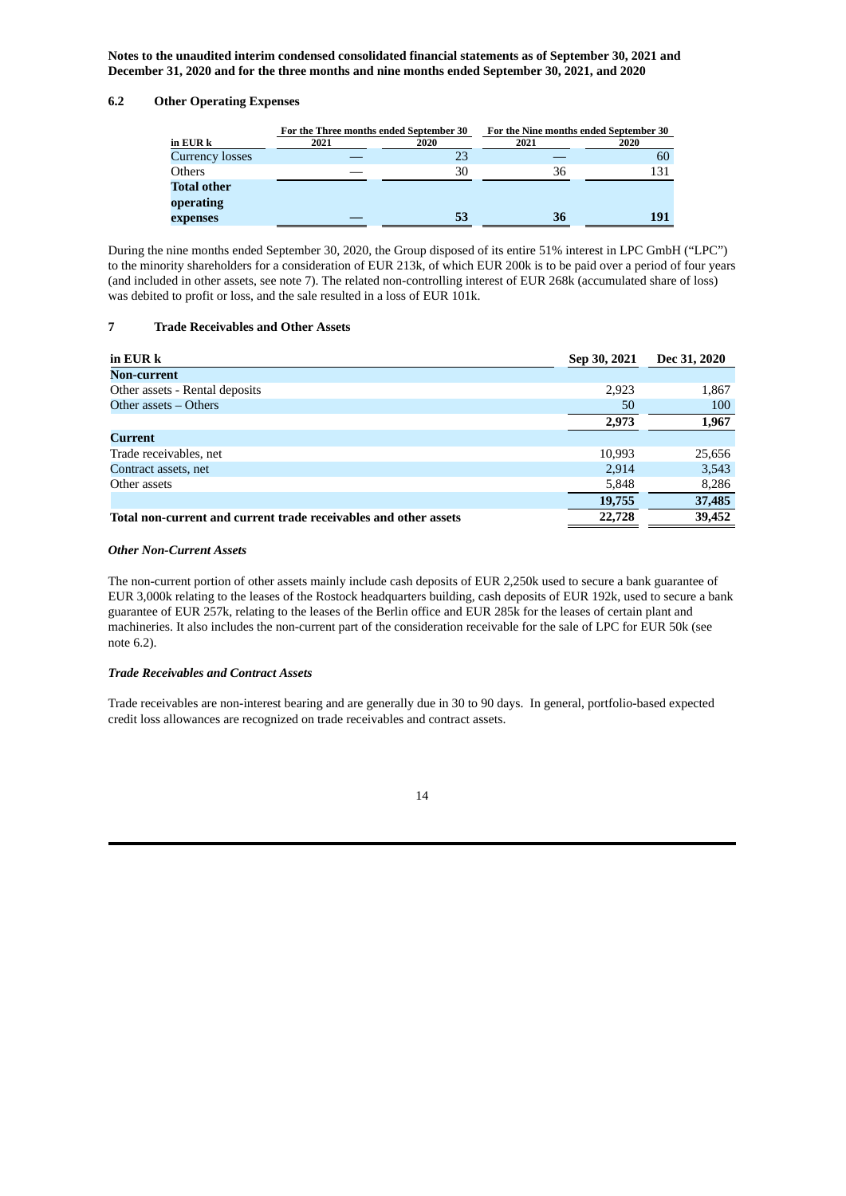**Notes to the unaudited interim condensed consolidated financial statements as of September 30, 2021 and December 31, 2020 and for the three months and nine months ended September 30, 2021, and 2020**

### 6.2 Other Operating Expenses

| in EUR k | For the Three months ended September 30 | | For the Nine months ended September 30 | |
|---|---|---|---|---|
| | 2021 | 2020 | 2021 | 2020 |
| Currency losses | — | 23 | — | 60 |
| Others | — | 30 | 36 | 131 |
| **Total other operating expenses** | **—** | **53** | **36** | **191** |

During the nine months ended September 30, 2020, the Group disposed of its entire 51% interest in LPC GmbH ("LPC") to the minority shareholders for a consideration of EUR 213k, of which EUR 200k is to be paid over a period of four years (and included in other assets, see note 7). The related non-controlling interest of EUR 268k (accumulated share of loss) was debited to profit or loss, and the sale resulted in a loss of EUR 101k.

## 7 Trade Receivables and Other Assets

| in EUR k | Sep 30, 2021 | Dec 31, 2020 |
|---|---|---|
| **Non-current** | | |
| Other assets - Rental deposits | 2,923 | 1,867 |
| Other assets – Others | 50 | 100 |
| | **2,973** | **1,967** |
| **Current** | | |
| Trade receivables, net | 10,993 | 25,656 |
| Contract assets, net | 2,914 | 3,543 |
| Other assets | 5,848 | 8,286 |
| | **19,755** | **37,485** |
| **Total non-current and current trade receivables and other assets** | **22,728** | **39,452** |

***Other Non-Current Assets***

The non-current portion of other assets mainly include cash deposits of EUR 2,250k used to secure a bank guarantee of EUR 3,000k relating to the leases of the Rostock headquarters building, cash deposits of EUR 192k, used to secure a bank guarantee of EUR 257k, relating to the leases of the Berlin office and EUR 285k for the leases of certain plant and machineries. It also includes the non-current part of the consideration receivable for the sale of LPC for EUR 50k (see note 6.2).

***Trade Receivables and Contract Assets***

Trade receivables are non-interest bearing and are generally due in 30 to 90 days. In general, portfolio-based expected credit loss allowances are recognized on trade receivables and contract assets.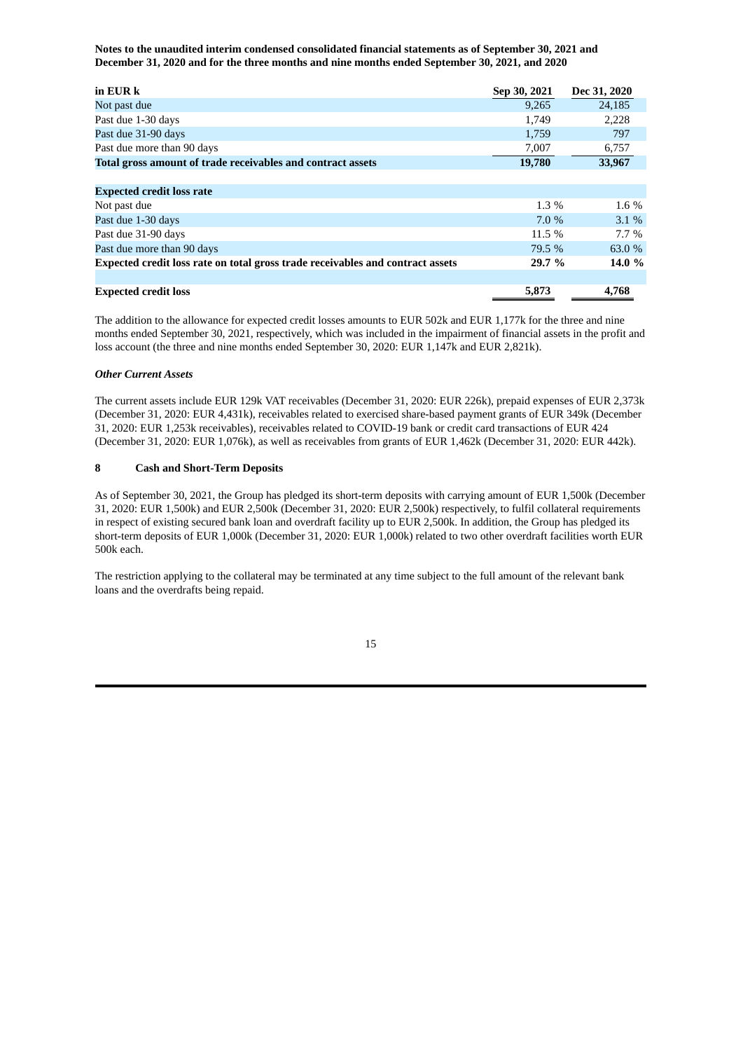**Notes to the unaudited interim condensed consolidated financial statements as of September 30, 2021 and December 31, 2020 and for the three months and nine months ended September 30, 2021, and 2020**

| in EUR k | Sep 30, 2021 | Dec 31, 2020 |
|---|---|---|
| Not past due | 9,265 | 24,185 |
| Past due 1-30 days | 1,749 | 2,228 |
| Past due 31-90 days | 1,759 | 797 |
| Past due more than 90 days | 7,007 | 6,757 |
| **Total gross amount of trade receivables and contract assets** | **19,780** | **33,967** |
| | | |
| **Expected credit loss rate** | | |
| Not past due | 1.3 % | 1.6 % |
| Past due 1-30 days | 7.0 % | 3.1 % |
| Past due 31-90 days | 11.5 % | 7.7 % |
| Past due more than 90 days | 79.5 % | 63.0 % |
| **Expected credit loss rate on total gross trade receivables and contract assets** | **29.7 %** | **14.0 %** |
| | | |
| **Expected credit loss** | **5,873** | **4,768** |

The addition to the allowance for expected credit losses amounts to EUR 502k and EUR 1,177k for the three and nine months ended September 30, 2021, respectively, which was included in the impairment of financial assets in the profit and loss account (the three and nine months ended September 30, 2020: EUR 1,147k and EUR 2,821k).

***Other Current Assets***

The current assets include EUR 129k VAT receivables (December 31, 2020: EUR 226k), prepaid expenses of EUR 2,373k (December 31, 2020: EUR 4,431k), receivables related to exercised share-based payment grants of EUR 349k (December 31, 2020: EUR 1,253k receivables), receivables related to COVID-19 bank or credit card transactions of EUR 424 (December 31, 2020: EUR 1,076k), as well as receivables from grants of EUR 1,462k (December 31, 2020: EUR 442k).

## 8 Cash and Short-Term Deposits

As of September 30, 2021, the Group has pledged its short-term deposits with carrying amount of EUR 1,500k (December 31, 2020: EUR 1,500k) and EUR 2,500k (December 31, 2020: EUR 2,500k) respectively, to fulfil collateral requirements in respect of existing secured bank loan and overdraft facility up to EUR 2,500k. In addition, the Group has pledged its short-term deposits of EUR 1,000k (December 31, 2020: EUR 1,000k) related to two other overdraft facilities worth EUR 500k each.

The restriction applying to the collateral may be terminated at any time subject to the full amount of the relevant bank loans and the overdrafts being repaid.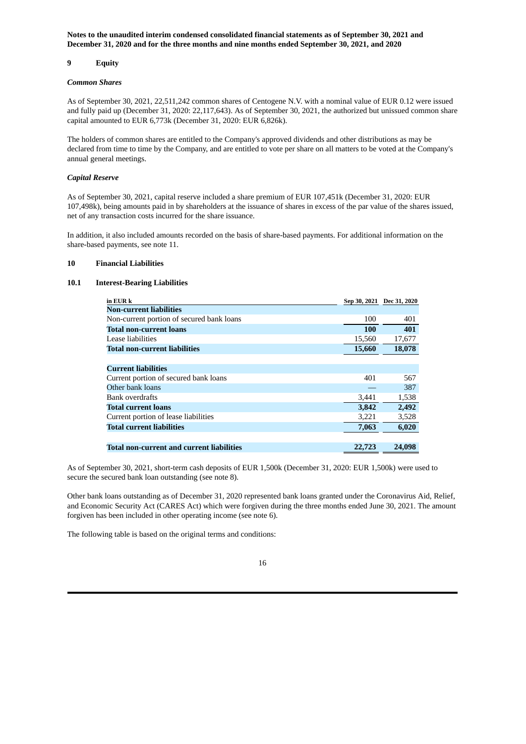**Notes to the unaudited interim condensed consolidated financial statements as of September 30, 2021 and December 31, 2020 and for the three months and nine months ended September 30, 2021, and 2020**

## 9 Equity

### *Common Shares*

As of September 30, 2021, 22,511,242 common shares of Centogene N.V. with a nominal value of EUR 0.12 were issued and fully paid up (December 31, 2020: 22,117,643). As of September 30, 2021, the authorized but unissued common share capital amounted to EUR 6,773k (December 31, 2020: EUR 6,826k).

The holders of common shares are entitled to the Company's approved dividends and other distributions as may be declared from time to time by the Company, and are entitled to vote per share on all matters to be voted at the Company's annual general meetings.

### *Capital Reserve*

As of September 30, 2021, capital reserve included a share premium of EUR 107,451k (December 31, 2020: EUR 107,498k), being amounts paid in by shareholders at the issuance of shares in excess of the par value of the shares issued, net of any transaction costs incurred for the share issuance.

In addition, it also included amounts recorded on the basis of share-based payments. For additional information on the share-based payments, see note 11.

## 10 Financial Liabilities

### 10.1 Interest-Bearing Liabilities

| in EUR k | Sep 30, 2021 | Dec 31, 2020 |
|---|---|---|
| **Non-current liabilities** | | |
| Non-current portion of secured bank loans | 100 | 401 |
| **Total non-current loans** | **100** | **401** |
| Lease liabilities | 15,560 | 17,677 |
| **Total non-current liabilities** | **15,660** | **18,078** |
| | | |
| **Current liabilities** | | |
| Current portion of secured bank loans | 401 | 567 |
| Other bank loans | — | 387 |
| Bank overdrafts | 3,441 | 1,538 |
| **Total current loans** | **3,842** | **2,492** |
| Current portion of lease liabilities | 3,221 | 3,528 |
| **Total current liabilities** | **7,063** | **6,020** |
| | | |
| **Total non-current and current liabilities** | **22,723** | **24,098** |

As of September 30, 2021, short-term cash deposits of EUR 1,500k (December 31, 2020: EUR 1,500k) were used to secure the secured bank loan outstanding (see note 8).

Other bank loans outstanding as of December 31, 2020 represented bank loans granted under the Coronavirus Aid, Relief, and Economic Security Act (CARES Act) which were forgiven during the three months ended June 30, 2021. The amount forgiven has been included in other operating income (see note 6).

The following table is based on the original terms and conditions: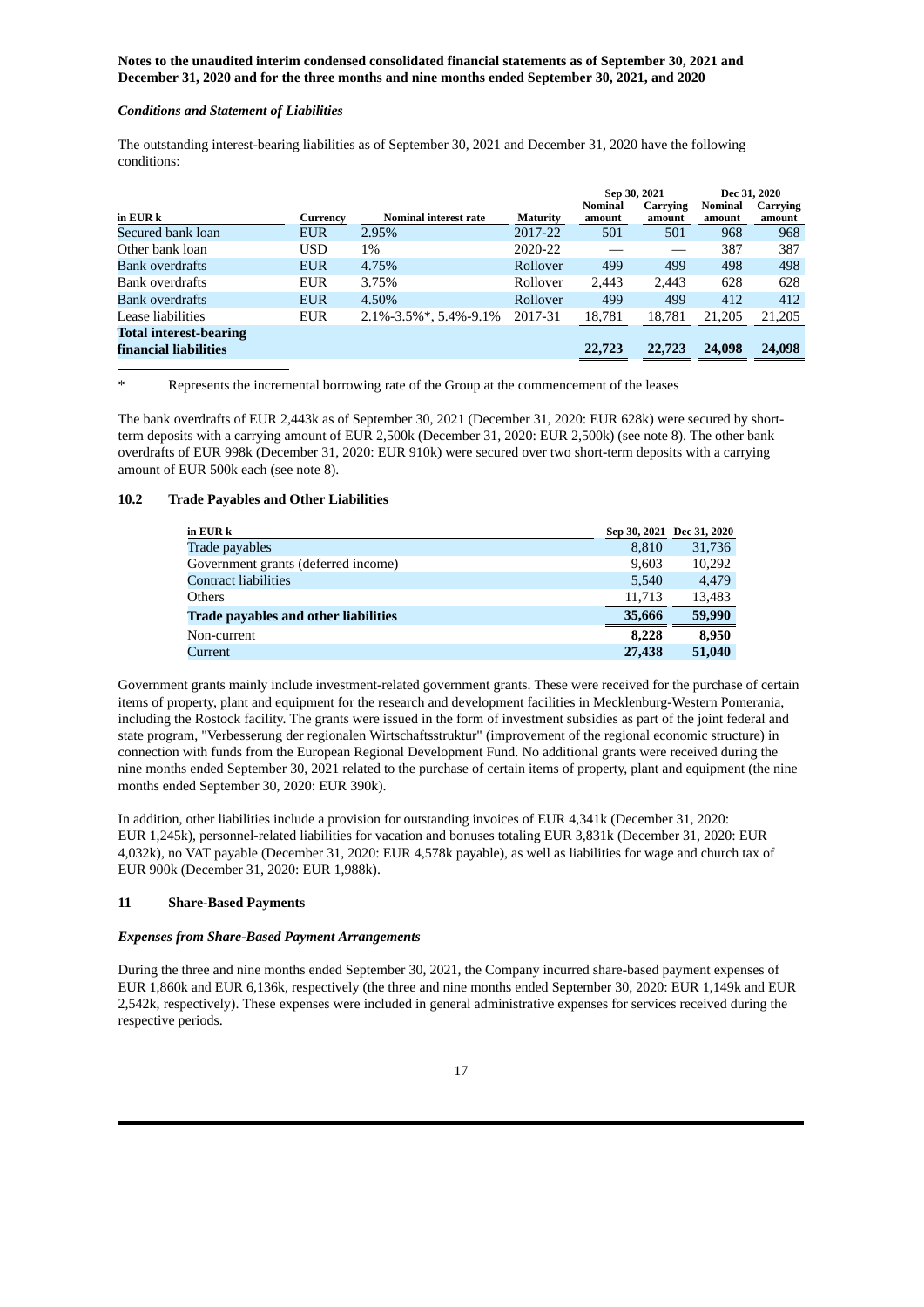*Conditions and Statement of Liabilities*

The outstanding interest-bearing liabilities as of September 30, 2021 and December 31, 2020 have the following conditions:

| | | | | Sep 30, 2021 | | Dec 31, 2020 | |
|---|---|---|---|---|---|---|---|
| in EUR k | Currency | Nominal interest rate | Maturity | Nominal amount | Carrying amount | Nominal amount | Carrying amount |
| Secured bank loan | EUR | 2.95% | 2017-22 | 501 | 501 | 968 | 968 |
| Other bank loan | USD | 1% | 2020-22 | — | — | 387 | 387 |
| Bank overdrafts | EUR | 4.75% | Rollover | 499 | 499 | 498 | 498 |
| Bank overdrafts | EUR | 3.75% | Rollover | 2,443 | 2,443 | 628 | 628 |
| Bank overdrafts | EUR | 4.50% | Rollover | 499 | 499 | 412 | 412 |
| Lease liabilities | EUR | 2.1%-3.5%*, 5.4%-9.1% | 2017-31 | 18,781 | 18,781 | 21,205 | 21,205 |
| **Total interest-bearing financial liabilities** | | | | **22,723** | **22,723** | **24,098** | **24,098** |

\* Represents the incremental borrowing rate of the Group at the commencement of the leases

The bank overdrafts of EUR 2,443k as of September 30, 2021 (December 31, 2020: EUR 628k) were secured by short-term deposits with a carrying amount of EUR 2,500k (December 31, 2020: EUR 2,500k) (see note 8). The other bank overdrafts of EUR 998k (December 31, 2020: EUR 910k) were secured over two short-term deposits with a carrying amount of EUR 500k each (see note 8).

## 10.2 Trade Payables and Other Liabilities

| in EUR k | Sep 30, 2021 | Dec 31, 2020 |
|---|---|---|
| Trade payables | 8,810 | 31,736 |
| Government grants (deferred income) | 9,603 | 10,292 |
| Contract liabilities | 5,540 | 4,479 |
| Others | 11,713 | 13,483 |
| **Trade payables and other liabilities** | **35,666** | **59,990** |
| Non-current | **8,228** | **8,950** |
| Current | **27,438** | **51,040** |

Government grants mainly include investment-related government grants. These were received for the purchase of certain items of property, plant and equipment for the research and development facilities in Mecklenburg-Western Pomerania, including the Rostock facility. The grants were issued in the form of investment subsidies as part of the joint federal and state program, "Verbesserung der regionalen Wirtschaftsstruktur" (improvement of the regional economic structure) in connection with funds from the European Regional Development Fund. No additional grants were received during the nine months ended September 30, 2021 related to the purchase of certain items of property, plant and equipment (the nine months ended September 30, 2020: EUR 390k).

In addition, other liabilities include a provision for outstanding invoices of EUR 4,341k (December 31, 2020: EUR 1,245k), personnel-related liabilities for vacation and bonuses totaling EUR 3,831k (December 31, 2020: EUR 4,032k), no VAT payable (December 31, 2020: EUR 4,578k payable), as well as liabilities for wage and church tax of EUR 900k (December 31, 2020: EUR 1,988k).

# 11 Share-Based Payments

*Expenses from Share-Based Payment Arrangements*

During the three and nine months ended September 30, 2021, the Company incurred share-based payment expenses of EUR 1,860k and EUR 6,136k, respectively (the three and nine months ended September 30, 2020: EUR 1,149k and EUR 2,542k, respectively). These expenses were included in general administrative expenses for services received during the respective periods.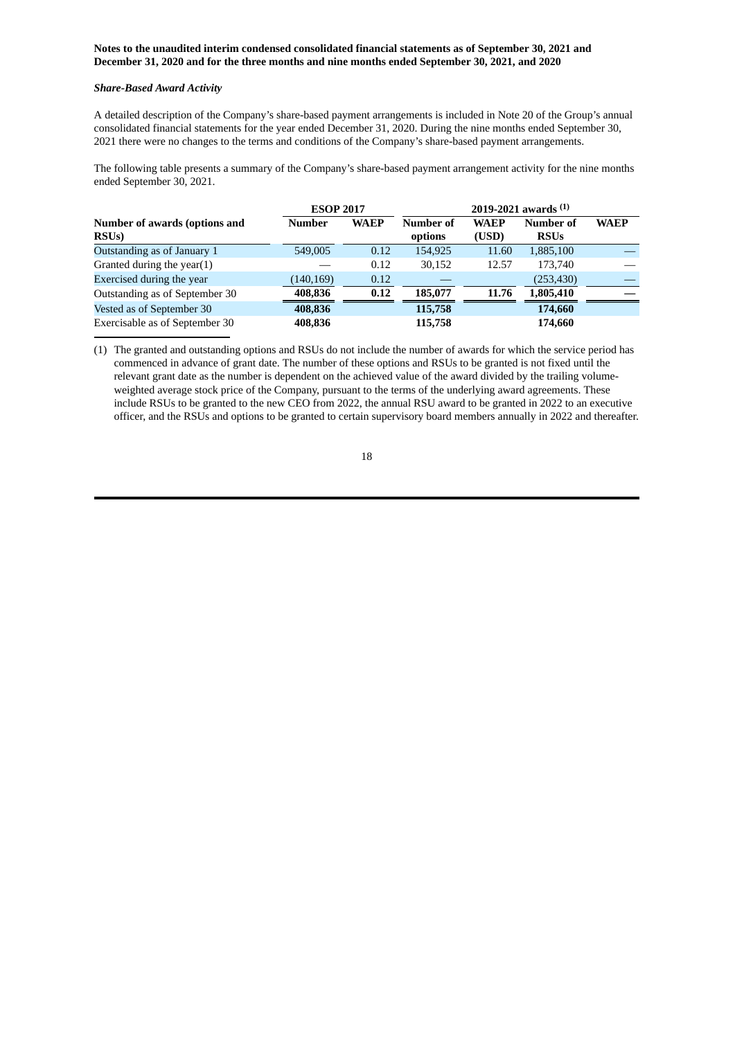**Notes to the unaudited interim condensed consolidated financial statements as of September 30, 2021 and December 31, 2020 and for the three months and nine months ended September 30, 2021, and 2020**

***Share-Based Award Activity***

A detailed description of the Company's share-based payment arrangements is included in Note 20 of the Group's annual consolidated financial statements for the year ended December 31, 2020. During the nine months ended September 30, 2021 there were no changes to the terms and conditions of the Company's share-based payment arrangements.

The following table presents a summary of the Company's share-based payment arrangement activity for the nine months ended September 30, 2021.

| | ESOP 2017 | | 2019-2021 awards (1) | | | |
|---|---|---|---|---|---|---|
| **Number of awards (options and RSUs)** | **Number** | **WAEP** | **Number of options** | **WAEP (USD)** | **Number of RSUs** | **WAEP** |
| Outstanding as of January 1 | 549,005 | 0.12 | 154,925 | 11.60 | 1,885,100 | — |
| Granted during the year(1) | — | 0.12 | 30,152 | 12.57 | 173,740 | — |
| Exercised during the year | (140,169) | 0.12 | — | | (253,430) | — |
| Outstanding as of September 30 | **408,836** | **0.12** | **185,077** | **11.76** | **1,805,410** | **—** |
| Vested as of September 30 | **408,836** | | **115,758** | | **174,660** | |
| Exercisable as of September 30 | **408,836** | | **115,758** | | **174,660** | |

(1) The granted and outstanding options and RSUs do not include the number of awards for which the service period has commenced in advance of grant date. The number of these options and RSUs to be granted is not fixed until the relevant grant date as the number is dependent on the achieved value of the award divided by the trailing volume-weighted average stock price of the Company, pursuant to the terms of the underlying award agreements. These include RSUs to be granted to the new CEO from 2022, the annual RSU award to be granted in 2022 to an executive officer, and the RSUs and options to be granted to certain supervisory board members annually in 2022 and thereafter.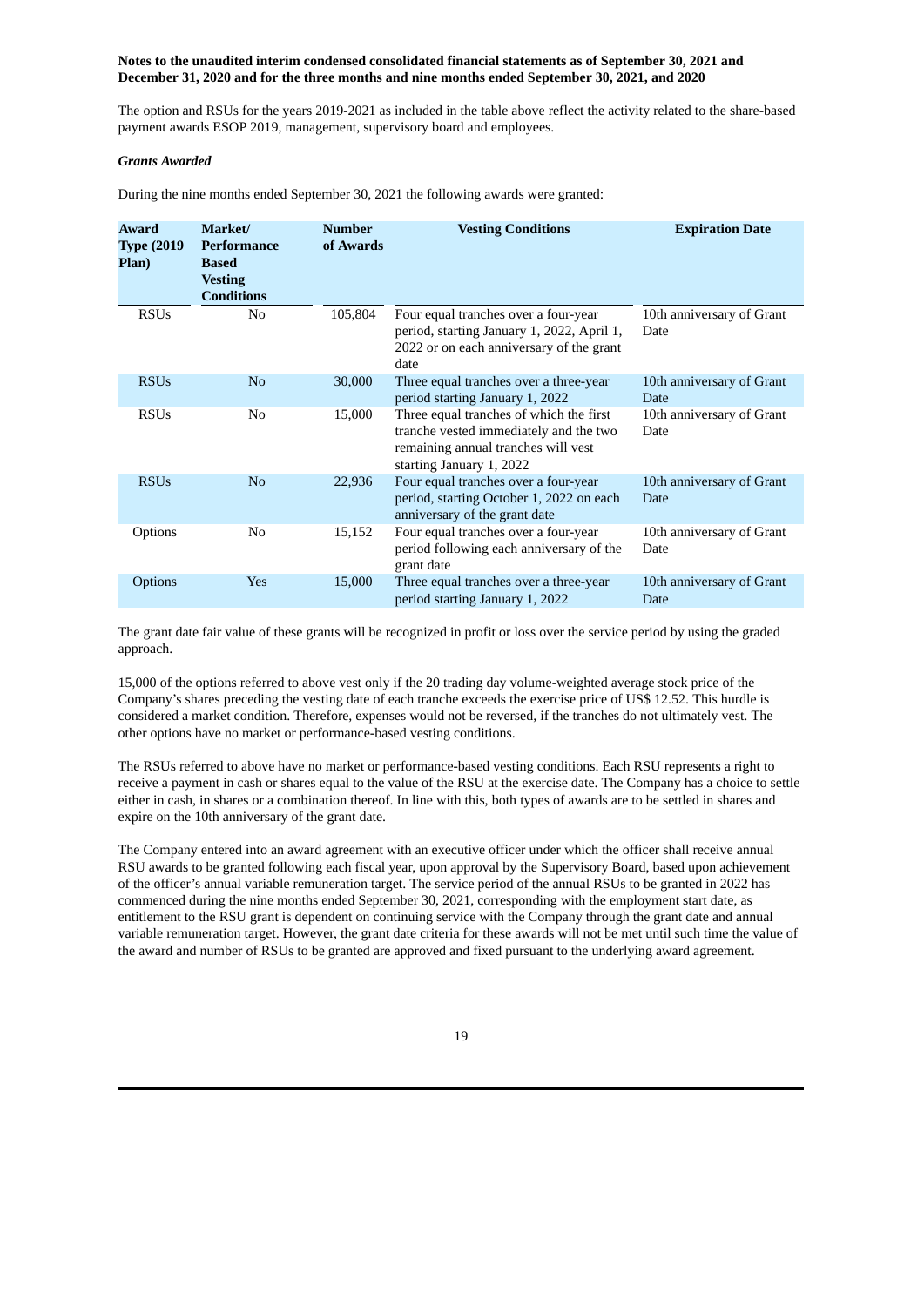The option and RSUs for the years 2019-2021 as included in the table above reflect the activity related to the share-based payment awards ESOP 2019, management, supervisory board and employees.

***Grants Awarded***

During the nine months ended September 30, 2021 the following awards were granted:

| Award Type (2019 Plan) | Market/ Performance Based Vesting Conditions | Number of Awards | Vesting Conditions | Expiration Date |
|---|---|---|---|---|
| RSUs | No | 105,804 | Four equal tranches over a four-year period, starting January 1, 2022, April 1, 2022 or on each anniversary of the grant date | 10th anniversary of Grant Date |
| RSUs | No | 30,000 | Three equal tranches over a three-year period starting January 1, 2022 | 10th anniversary of Grant Date |
| RSUs | No | 15,000 | Three equal tranches of which the first tranche vested immediately and the two remaining annual tranches will vest starting January 1, 2022 | 10th anniversary of Grant Date |
| RSUs | No | 22,936 | Four equal tranches over a four-year period, starting October 1, 2022 on each anniversary of the grant date | 10th anniversary of Grant Date |
| Options | No | 15,152 | Four equal tranches over a four-year period following each anniversary of the grant date | 10th anniversary of Grant Date |
| Options | Yes | 15,000 | Three equal tranches over a three-year period starting January 1, 2022 | 10th anniversary of Grant Date |

The grant date fair value of these grants will be recognized in profit or loss over the service period by using the graded approach.

15,000 of the options referred to above vest only if the 20 trading day volume-weighted average stock price of the Company's shares preceding the vesting date of each tranche exceeds the exercise price of US$ 12.52. This hurdle is considered a market condition. Therefore, expenses would not be reversed, if the tranches do not ultimately vest. The other options have no market or performance-based vesting conditions.

The RSUs referred to above have no market or performance-based vesting conditions. Each RSU represents a right to receive a payment in cash or shares equal to the value of the RSU at the exercise date. The Company has a choice to settle either in cash, in shares or a combination thereof. In line with this, both types of awards are to be settled in shares and expire on the 10th anniversary of the grant date.

The Company entered into an award agreement with an executive officer under which the officer shall receive annual RSU awards to be granted following each fiscal year, upon approval by the Supervisory Board, based upon achievement of the officer's annual variable remuneration target. The service period of the annual RSUs to be granted in 2022 has commenced during the nine months ended September 30, 2021, corresponding with the employment start date, as entitlement to the RSU grant is dependent on continuing service with the Company through the grant date and annual variable remuneration target. However, the grant date criteria for these awards will not be met until such time the value of the award and number of RSUs to be granted are approved and fixed pursuant to the underlying award agreement.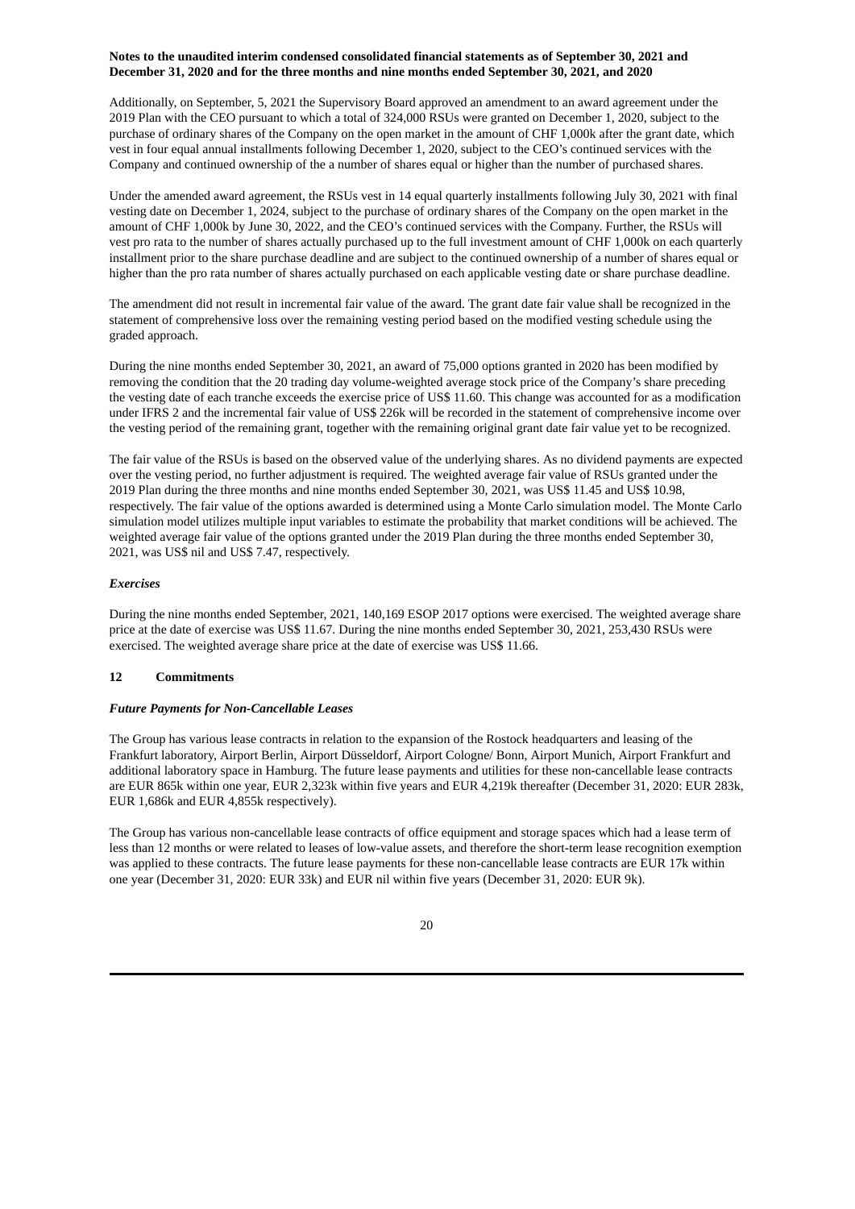Additionally, on September, 5, 2021 the Supervisory Board approved an amendment to an award agreement under the 2019 Plan with the CEO pursuant to which a total of 324,000 RSUs were granted on December 1, 2020, subject to the purchase of ordinary shares of the Company on the open market in the amount of CHF 1,000k after the grant date, which vest in four equal annual installments following December 1, 2020, subject to the CEO's continued services with the Company and continued ownership of the a number of shares equal or higher than the number of purchased shares.

Under the amended award agreement, the RSUs vest in 14 equal quarterly installments following July 30, 2021 with final vesting date on December 1, 2024, subject to the purchase of ordinary shares of the Company on the open market in the amount of CHF 1,000k by June 30, 2022, and the CEO's continued services with the Company. Further, the RSUs will vest pro rata to the number of shares actually purchased up to the full investment amount of CHF 1,000k on each quarterly installment prior to the share purchase deadline and are subject to the continued ownership of a number of shares equal or higher than the pro rata number of shares actually purchased on each applicable vesting date or share purchase deadline.

The amendment did not result in incremental fair value of the award. The grant date fair value shall be recognized in the statement of comprehensive loss over the remaining vesting period based on the modified vesting schedule using the graded approach.

During the nine months ended September 30, 2021, an award of 75,000 options granted in 2020 has been modified by removing the condition that the 20 trading day volume-weighted average stock price of the Company's share preceding the vesting date of each tranche exceeds the exercise price of US$ 11.60. This change was accounted for as a modification under IFRS 2 and the incremental fair value of US$ 226k will be recorded in the statement of comprehensive income over the vesting period of the remaining grant, together with the remaining original grant date fair value yet to be recognized.

The fair value of the RSUs is based on the observed value of the underlying shares. As no dividend payments are expected over the vesting period, no further adjustment is required. The weighted average fair value of RSUs granted under the 2019 Plan during the three months and nine months ended September 30, 2021, was US$ 11.45 and US$ 10.98, respectively. The fair value of the options awarded is determined using a Monte Carlo simulation model. The Monte Carlo simulation model utilizes multiple input variables to estimate the probability that market conditions will be achieved. The weighted average fair value of the options granted under the 2019 Plan during the three months ended September 30, 2021, was US$ nil and US$ 7.47, respectively.

### *Exercises*

During the nine months ended September, 2021, 140,169 ESOP 2017 options were exercised. The weighted average share price at the date of exercise was US$ 11.67. During the nine months ended September 30, 2021, 253,430 RSUs were exercised. The weighted average share price at the date of exercise was US$ 11.66.

## 12 Commitments

### *Future Payments for Non-Cancellable Leases*

The Group has various lease contracts in relation to the expansion of the Rostock headquarters and leasing of the Frankfurt laboratory, Airport Berlin, Airport Düsseldorf, Airport Cologne/ Bonn, Airport Munich, Airport Frankfurt and additional laboratory space in Hamburg. The future lease payments and utilities for these non-cancellable lease contracts are EUR 865k within one year, EUR 2,323k within five years and EUR 4,219k thereafter (December 31, 2020: EUR 283k, EUR 1,686k and EUR 4,855k respectively).

The Group has various non-cancellable lease contracts of office equipment and storage spaces which had a lease term of less than 12 months or were related to leases of low-value assets, and therefore the short-term lease recognition exemption was applied to these contracts. The future lease payments for these non-cancellable lease contracts are EUR 17k within one year (December 31, 2020: EUR 33k) and EUR nil within five years (December 31, 2020: EUR 9k).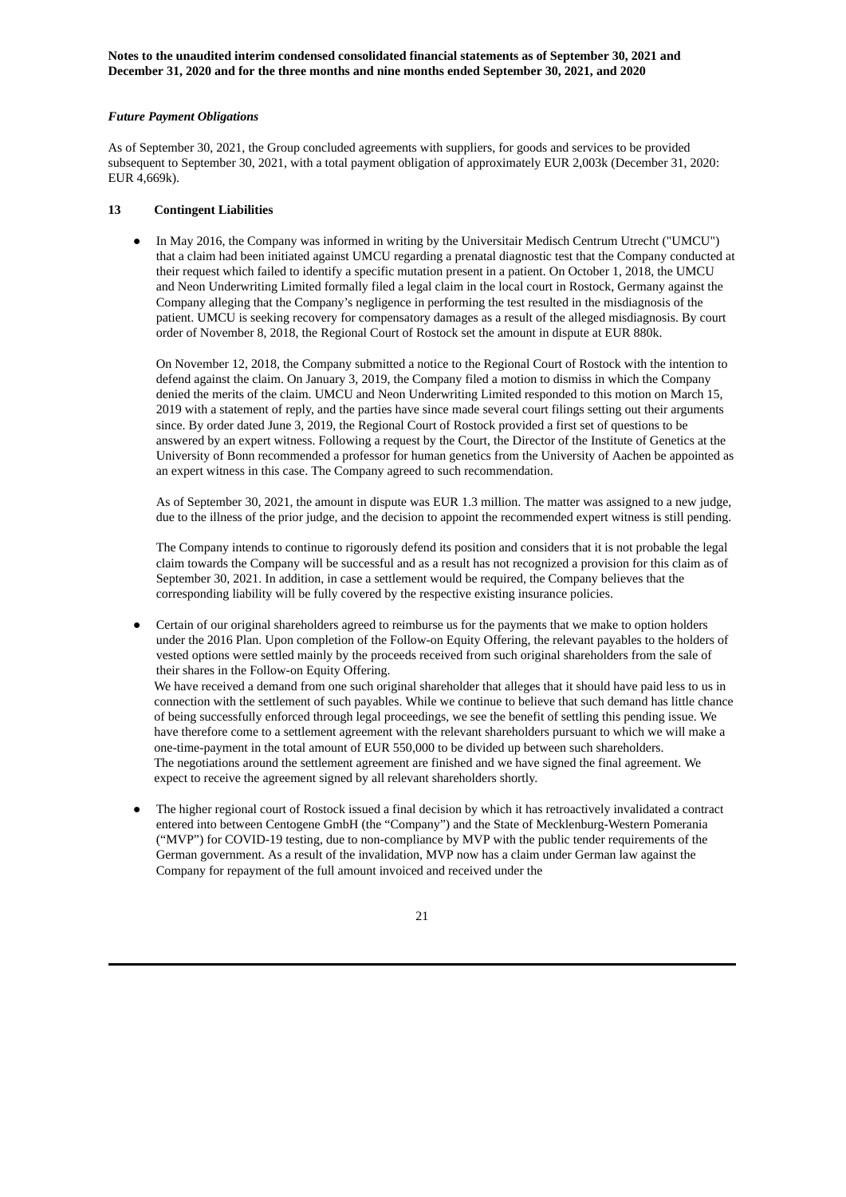*Future Payment Obligations*

As of September 30, 2021, the Group concluded agreements with suppliers, for goods and services to be provided subsequent to September 30, 2021, with a total payment obligation of approximately EUR 2,003k (December 31, 2020: EUR 4,669k).

## 13 Contingent Liabilities

- In May 2016, the Company was informed in writing by the Universitair Medisch Centrum Utrecht ("UMCU") that a claim had been initiated against UMCU regarding a prenatal diagnostic test that the Company conducted at their request which failed to identify a specific mutation present in a patient. On October 1, 2018, the UMCU and Neon Underwriting Limited formally filed a legal claim in the local court in Rostock, Germany against the Company alleging that the Company's negligence in performing the test resulted in the misdiagnosis of the patient. UMCU is seeking recovery for compensatory damages as a result of the alleged misdiagnosis. By court order of November 8, 2018, the Regional Court of Rostock set the amount in dispute at EUR 880k.

  On November 12, 2018, the Company submitted a notice to the Regional Court of Rostock with the intention to defend against the claim. On January 3, 2019, the Company filed a motion to dismiss in which the Company denied the merits of the claim. UMCU and Neon Underwriting Limited responded to this motion on March 15, 2019 with a statement of reply, and the parties have since made several court filings setting out their arguments since. By order dated June 3, 2019, the Regional Court of Rostock provided a first set of questions to be answered by an expert witness. Following a request by the Court, the Director of the Institute of Genetics at the University of Bonn recommended a professor for human genetics from the University of Aachen be appointed as an expert witness in this case. The Company agreed to such recommendation.

  As of September 30, 2021, the amount in dispute was EUR 1.3 million. The matter was assigned to a new judge, due to the illness of the prior judge, and the decision to appoint the recommended expert witness is still pending.

  The Company intends to continue to rigorously defend its position and considers that it is not probable the legal claim towards the Company will be successful and as a result has not recognized a provision for this claim as of September 30, 2021. In addition, in case a settlement would be required, the Company believes that the corresponding liability will be fully covered by the respective existing insurance policies.

- Certain of our original shareholders agreed to reimburse us for the payments that we make to option holders under the 2016 Plan. Upon completion of the Follow-on Equity Offering, the relevant payables to the holders of vested options were settled mainly by the proceeds received from such original shareholders from the sale of their shares in the Follow-on Equity Offering.
  We have received a demand from one such original shareholder that alleges that it should have paid less to us in connection with the settlement of such payables. While we continue to believe that such demand has little chance of being successfully enforced through legal proceedings, we see the benefit of settling this pending issue. We have therefore come to a settlement agreement with the relevant shareholders pursuant to which we will make a one-time-payment in the total amount of EUR 550,000 to be divided up between such shareholders.
  The negotiations around the settlement agreement are finished and we have signed the final agreement. We expect to receive the agreement signed by all relevant shareholders shortly.

- The higher regional court of Rostock issued a final decision by which it has retroactively invalidated a contract entered into between Centogene GmbH (the "Company") and the State of Mecklenburg-Western Pomerania ("MVP") for COVID-19 testing, due to non-compliance by MVP with the public tender requirements of the German government. As a result of the invalidation, MVP now has a claim under German law against the Company for repayment of the full amount invoiced and received under the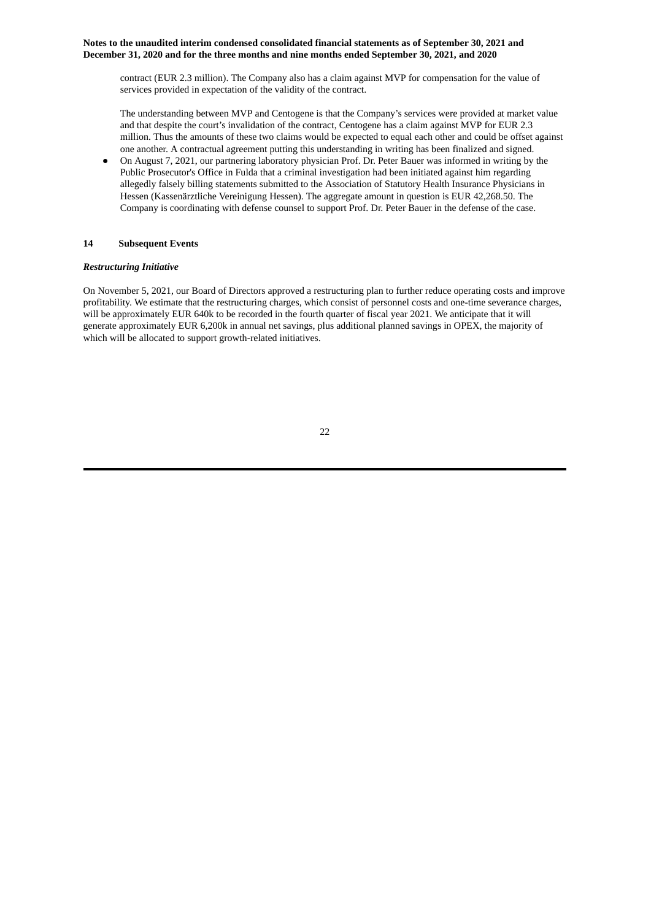contract (EUR 2.3 million). The Company also has a claim against MVP for compensation for the value of services provided in expectation of the validity of the contract.

The understanding between MVP and Centogene is that the Company's services were provided at market value and that despite the court's invalidation of the contract, Centogene has a claim against MVP for EUR 2.3 million. Thus the amounts of these two claims would be expected to equal each other and could be offset against one another. A contractual agreement putting this understanding in writing has been finalized and signed.

- On August 7, 2021, our partnering laboratory physician Prof. Dr. Peter Bauer was informed in writing by the Public Prosecutor's Office in Fulda that a criminal investigation had been initiated against him regarding allegedly falsely billing statements submitted to the Association of Statutory Health Insurance Physicians in Hessen (Kassenärztliche Vereinigung Hessen). The aggregate amount in question is EUR 42,268.50. The Company is coordinating with defense counsel to support Prof. Dr. Peter Bauer in the defense of the case.

## 14 Subsequent Events

***Restructuring Initiative***

On November 5, 2021, our Board of Directors approved a restructuring plan to further reduce operating costs and improve profitability. We estimate that the restructuring charges, which consist of personnel costs and one-time severance charges, will be approximately EUR 640k to be recorded in the fourth quarter of fiscal year 2021. We anticipate that it will generate approximately EUR 6,200k in annual net savings, plus additional planned savings in OPEX, the majority of which will be allocated to support growth-related initiatives.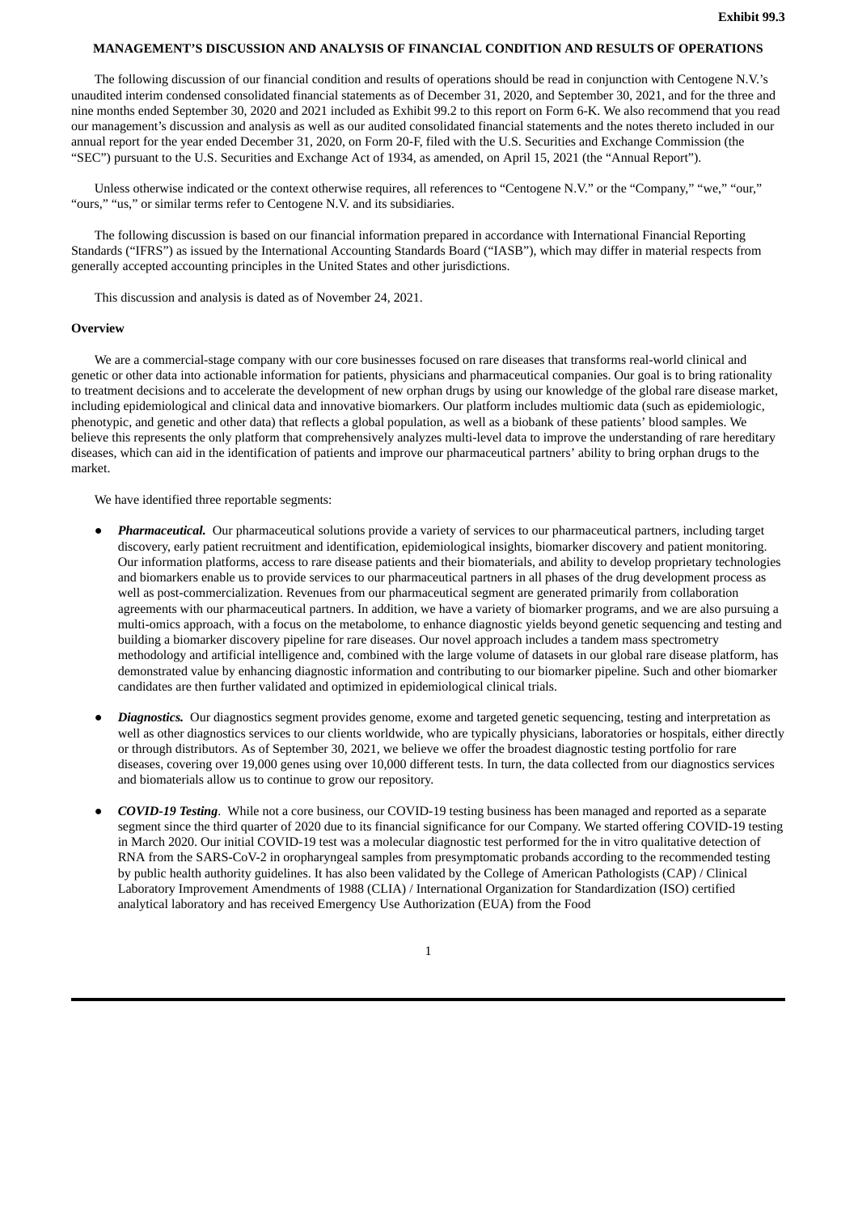**Exhibit 99.3**

## MANAGEMENT'S DISCUSSION AND ANALYSIS OF FINANCIAL CONDITION AND RESULTS OF OPERATIONS

The following discussion of our financial condition and results of operations should be read in conjunction with Centogene N.V.'s unaudited interim condensed consolidated financial statements as of December 31, 2020, and September 30, 2021, and for the three and nine months ended September 30, 2020 and 2021 included as Exhibit 99.2 to this report on Form 6-K. We also recommend that you read our management's discussion and analysis as well as our audited consolidated financial statements and the notes thereto included in our annual report for the year ended December 31, 2020, on Form 20-F, filed with the U.S. Securities and Exchange Commission (the "SEC") pursuant to the U.S. Securities and Exchange Act of 1934, as amended, on April 15, 2021 (the "Annual Report").

Unless otherwise indicated or the context otherwise requires, all references to "Centogene N.V." or the "Company," "we," "our," "ours," "us," or similar terms refer to Centogene N.V. and its subsidiaries.

The following discussion is based on our financial information prepared in accordance with International Financial Reporting Standards ("IFRS") as issued by the International Accounting Standards Board ("IASB"), which may differ in material respects from generally accepted accounting principles in the United States and other jurisdictions.

This discussion and analysis is dated as of November 24, 2021.

### Overview

We are a commercial-stage company with our core businesses focused on rare diseases that transforms real-world clinical and genetic or other data into actionable information for patients, physicians and pharmaceutical companies. Our goal is to bring rationality to treatment decisions and to accelerate the development of new orphan drugs by using our knowledge of the global rare disease market, including epidemiological and clinical data and innovative biomarkers. Our platform includes multiomic data (such as epidemiologic, phenotypic, and genetic and other data) that reflects a global population, as well as a biobank of these patients' blood samples. We believe this represents the only platform that comprehensively analyzes multi-level data to improve the understanding of rare hereditary diseases, which can aid in the identification of patients and improve our pharmaceutical partners' ability to bring orphan drugs to the market.

We have identified three reportable segments:

- ***Pharmaceutical.*** Our pharmaceutical solutions provide a variety of services to our pharmaceutical partners, including target discovery, early patient recruitment and identification, epidemiological insights, biomarker discovery and patient monitoring. Our information platforms, access to rare disease patients and their biomaterials, and ability to develop proprietary technologies and biomarkers enable us to provide services to our pharmaceutical partners in all phases of the drug development process as well as post-commercialization. Revenues from our pharmaceutical segment are generated primarily from collaboration agreements with our pharmaceutical partners. In addition, we have a variety of biomarker programs, and we are also pursuing a multi-omics approach, with a focus on the metabolome, to enhance diagnostic yields beyond genetic sequencing and testing and building a biomarker discovery pipeline for rare diseases. Our novel approach includes a tandem mass spectrometry methodology and artificial intelligence and, combined with the large volume of datasets in our global rare disease platform, has demonstrated value by enhancing diagnostic information and contributing to our biomarker pipeline. Such and other biomarker candidates are then further validated and optimized in epidemiological clinical trials.

- ***Diagnostics.*** Our diagnostics segment provides genome, exome and targeted genetic sequencing, testing and interpretation as well as other diagnostics services to our clients worldwide, who are typically physicians, laboratories or hospitals, either directly or through distributors. As of September 30, 2021, we believe we offer the broadest diagnostic testing portfolio for rare diseases, covering over 19,000 genes using over 10,000 different tests. In turn, the data collected from our diagnostics services and biomaterials allow us to continue to grow our repository.

- ***COVID-19 Testing***. While not a core business, our COVID-19 testing business has been managed and reported as a separate segment since the third quarter of 2020 due to its financial significance for our Company. We started offering COVID-19 testing in March 2020. Our initial COVID-19 test was a molecular diagnostic test performed for the in vitro qualitative detection of RNA from the SARS-CoV-2 in oropharyngeal samples from presymptomatic probands according to the recommended testing by public health authority guidelines. It has also been validated by the College of American Pathologists (CAP) / Clinical Laboratory Improvement Amendments of 1988 (CLIA) / International Organization for Standardization (ISO) certified analytical laboratory and has received Emergency Use Authorization (EUA) from the Food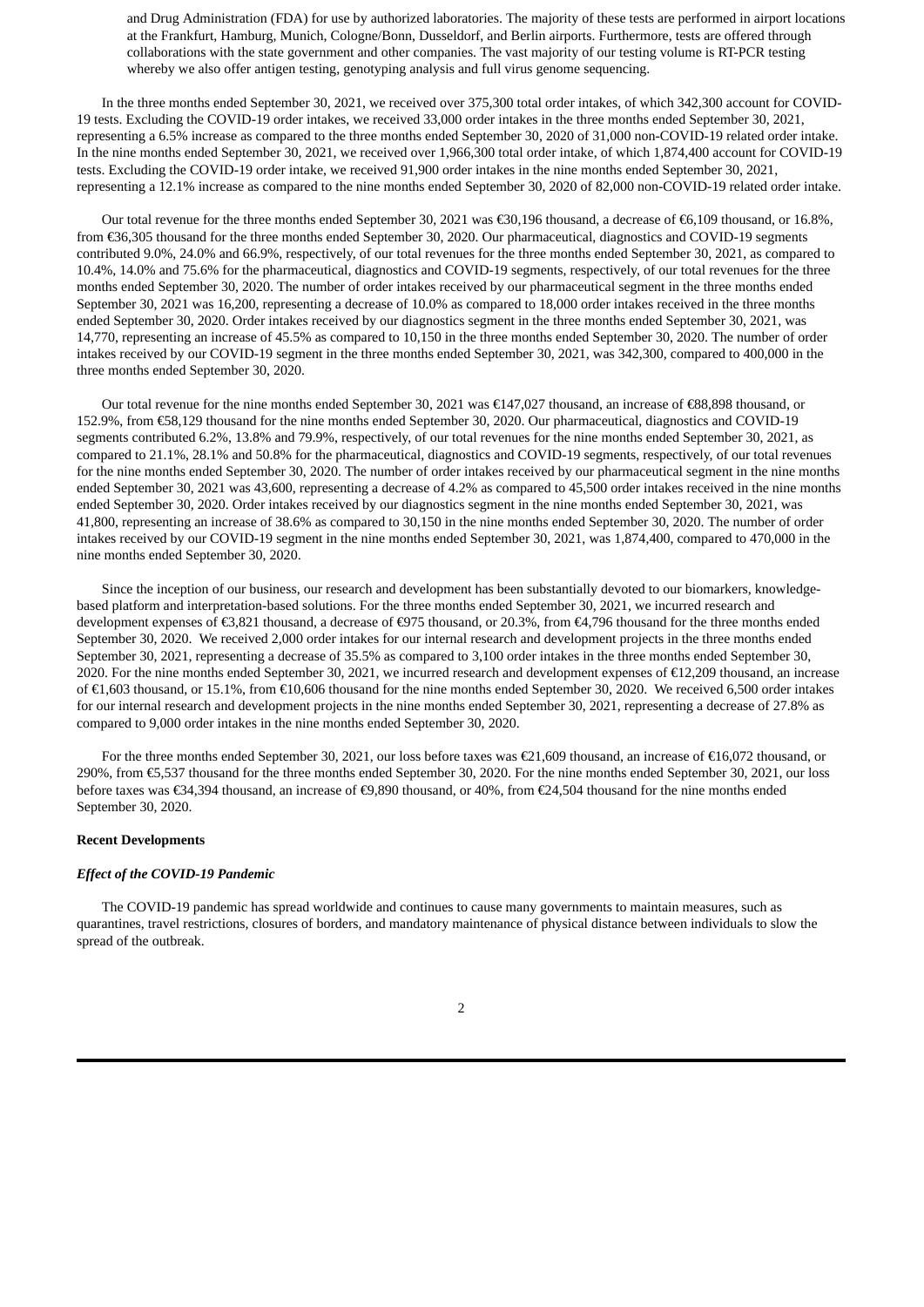and Drug Administration (FDA) for use by authorized laboratories. The majority of these tests are performed in airport locations at the Frankfurt, Hamburg, Munich, Cologne/Bonn, Dusseldorf, and Berlin airports. Furthermore, tests are offered through collaborations with the state government and other companies. The vast majority of our testing volume is RT-PCR testing whereby we also offer antigen testing, genotyping analysis and full virus genome sequencing.

In the three months ended September 30, 2021, we received over 375,300 total order intakes, of which 342,300 account for COVID-19 tests. Excluding the COVID-19 order intakes, we received 33,000 order intakes in the three months ended September 30, 2021, representing a 6.5% increase as compared to the three months ended September 30, 2020 of 31,000 non-COVID-19 related order intake. In the nine months ended September 30, 2021, we received over 1,966,300 total order intake, of which 1,874,400 account for COVID-19 tests. Excluding the COVID-19 order intake, we received 91,900 order intakes in the nine months ended September 30, 2021, representing a 12.1% increase as compared to the nine months ended September 30, 2020 of 82,000 non-COVID-19 related order intake.

Our total revenue for the three months ended September 30, 2021 was €30,196 thousand, a decrease of €6,109 thousand, or 16.8%, from €36,305 thousand for the three months ended September 30, 2020. Our pharmaceutical, diagnostics and COVID-19 segments contributed 9.0%, 24.0% and 66.9%, respectively, of our total revenues for the three months ended September 30, 2021, as compared to 10.4%, 14.0% and 75.6% for the pharmaceutical, diagnostics and COVID-19 segments, respectively, of our total revenues for the three months ended September 30, 2020. The number of order intakes received by our pharmaceutical segment in the three months ended September 30, 2021 was 16,200, representing a decrease of 10.0% as compared to 18,000 order intakes received in the three months ended September 30, 2020. Order intakes received by our diagnostics segment in the three months ended September 30, 2021, was 14,770, representing an increase of 45.5% as compared to 10,150 in the three months ended September 30, 2020. The number of order intakes received by our COVID-19 segment in the three months ended September 30, 2021, was 342,300, compared to 400,000 in the three months ended September 30, 2020.

Our total revenue for the nine months ended September 30, 2021 was €147,027 thousand, an increase of €88,898 thousand, or 152.9%, from €58,129 thousand for the nine months ended September 30, 2020. Our pharmaceutical, diagnostics and COVID-19 segments contributed 6.2%, 13.8% and 79.9%, respectively, of our total revenues for the nine months ended September 30, 2021, as compared to 21.1%, 28.1% and 50.8% for the pharmaceutical, diagnostics and COVID-19 segments, respectively, of our total revenues for the nine months ended September 30, 2020. The number of order intakes received by our pharmaceutical segment in the nine months ended September 30, 2021 was 43,600, representing a decrease of 4.2% as compared to 45,500 order intakes received in the nine months ended September 30, 2020. Order intakes received by our diagnostics segment in the nine months ended September 30, 2021, was 41,800, representing an increase of 38.6% as compared to 30,150 in the nine months ended September 30, 2020. The number of order intakes received by our COVID-19 segment in the nine months ended September 30, 2021, was 1,874,400, compared to 470,000 in the nine months ended September 30, 2020.

Since the inception of our business, our research and development has been substantially devoted to our biomarkers, knowledge-based platform and interpretation-based solutions. For the three months ended September 30, 2021, we incurred research and development expenses of €3,821 thousand, a decrease of €975 thousand, or 20.3%, from €4,796 thousand for the three months ended September 30, 2020. We received 2,000 order intakes for our internal research and development projects in the three months ended September 30, 2021, representing a decrease of 35.5% as compared to 3,100 order intakes in the three months ended September 30, 2020. For the nine months ended September 30, 2021, we incurred research and development expenses of €12,209 thousand, an increase of €1,603 thousand, or 15.1%, from €10,606 thousand for the nine months ended September 30, 2020. We received 6,500 order intakes for our internal research and development projects in the nine months ended September 30, 2021, representing a decrease of 27.8% as compared to 9,000 order intakes in the nine months ended September 30, 2020.

For the three months ended September 30, 2021, our loss before taxes was €21,609 thousand, an increase of €16,072 thousand, or 290%, from €5,537 thousand for the three months ended September 30, 2020. For the nine months ended September 30, 2021, our loss before taxes was €34,394 thousand, an increase of €9,890 thousand, or 40%, from €24,504 thousand for the nine months ended September 30, 2020.

**Recent Developments**

***Effect of the COVID-19 Pandemic***

The COVID-19 pandemic has spread worldwide and continues to cause many governments to maintain measures, such as quarantines, travel restrictions, closures of borders, and mandatory maintenance of physical distance between individuals to slow the spread of the outbreak.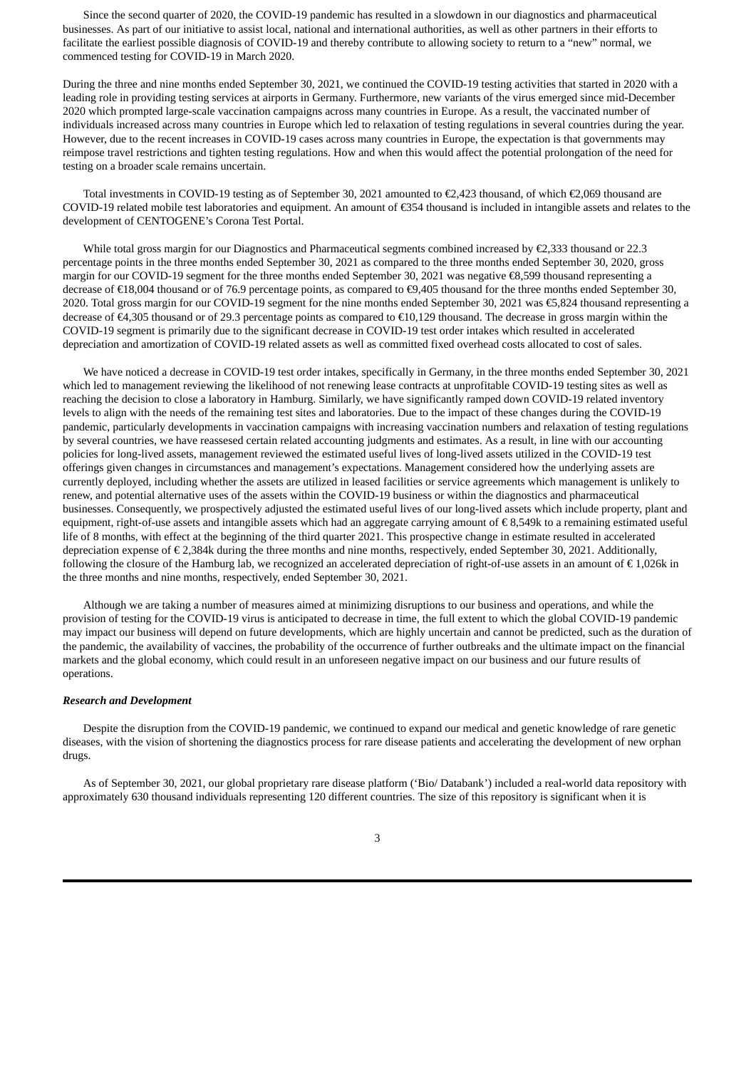Since the second quarter of 2020, the COVID-19 pandemic has resulted in a slowdown in our diagnostics and pharmaceutical businesses. As part of our initiative to assist local, national and international authorities, as well as other partners in their efforts to facilitate the earliest possible diagnosis of COVID-19 and thereby contribute to allowing society to return to a "new" normal, we commenced testing for COVID-19 in March 2020.

During the three and nine months ended September 30, 2021, we continued the COVID-19 testing activities that started in 2020 with a leading role in providing testing services at airports in Germany. Furthermore, new variants of the virus emerged since mid-December 2020 which prompted large-scale vaccination campaigns across many countries in Europe. As a result, the vaccinated number of individuals increased across many countries in Europe which led to relaxation of testing regulations in several countries during the year. However, due to the recent increases in COVID-19 cases across many countries in Europe, the expectation is that governments may reimpose travel restrictions and tighten testing regulations. How and when this would affect the potential prolongation of the need for testing on a broader scale remains uncertain.

Total investments in COVID-19 testing as of September 30, 2021 amounted to €2,423 thousand, of which €2,069 thousand are COVID-19 related mobile test laboratories and equipment. An amount of €354 thousand is included in intangible assets and relates to the development of CENTOGENE's Corona Test Portal.

While total gross margin for our Diagnostics and Pharmaceutical segments combined increased by €2,333 thousand or 22.3 percentage points in the three months ended September 30, 2021 as compared to the three months ended September 30, 2020, gross margin for our COVID-19 segment for the three months ended September 30, 2021 was negative €8,599 thousand representing a decrease of €18,004 thousand or of 76.9 percentage points, as compared to €9,405 thousand for the three months ended September 30, 2020. Total gross margin for our COVID-19 segment for the nine months ended September 30, 2021 was €5,824 thousand representing a decrease of €4,305 thousand or of 29.3 percentage points as compared to €10,129 thousand. The decrease in gross margin within the COVID-19 segment is primarily due to the significant decrease in COVID-19 test order intakes which resulted in accelerated depreciation and amortization of COVID-19 related assets as well as committed fixed overhead costs allocated to cost of sales.

We have noticed a decrease in COVID-19 test order intakes, specifically in Germany, in the three months ended September 30, 2021 which led to management reviewing the likelihood of not renewing lease contracts at unprofitable COVID-19 testing sites as well as reaching the decision to close a laboratory in Hamburg. Similarly, we have significantly ramped down COVID-19 related inventory levels to align with the needs of the remaining test sites and laboratories. Due to the impact of these changes during the COVID-19 pandemic, particularly developments in vaccination campaigns with increasing vaccination numbers and relaxation of testing regulations by several countries, we have reassessed certain related accounting judgments and estimates. As a result, in line with our accounting policies for long-lived assets, management reviewed the estimated useful lives of long-lived assets utilized in the COVID-19 test offerings given changes in circumstances and management's expectations. Management considered how the underlying assets are currently deployed, including whether the assets are utilized in leased facilities or service agreements which management is unlikely to renew, and potential alternative uses of the assets within the COVID-19 business or within the diagnostics and pharmaceutical businesses. Consequently, we prospectively adjusted the estimated useful lives of our long-lived assets which include property, plant and equipment, right-of-use assets and intangible assets which had an aggregate carrying amount of € 8,549k to a remaining estimated useful life of 8 months, with effect at the beginning of the third quarter 2021. This prospective change in estimate resulted in accelerated depreciation expense of € 2,384k during the three months and nine months, respectively, ended September 30, 2021. Additionally, following the closure of the Hamburg lab, we recognized an accelerated depreciation of right-of-use assets in an amount of € 1,026k in the three months and nine months, respectively, ended September 30, 2021.

Although we are taking a number of measures aimed at minimizing disruptions to our business and operations, and while the provision of testing for the COVID-19 virus is anticipated to decrease in time, the full extent to which the global COVID-19 pandemic may impact our business will depend on future developments, which are highly uncertain and cannot be predicted, such as the duration of the pandemic, the availability of vaccines, the probability of the occurrence of further outbreaks and the ultimate impact on the financial markets and the global economy, which could result in an unforeseen negative impact on our business and our future results of operations.

***Research and Development***

Despite the disruption from the COVID-19 pandemic, we continued to expand our medical and genetic knowledge of rare genetic diseases, with the vision of shortening the diagnostics process for rare disease patients and accelerating the development of new orphan drugs.

As of September 30, 2021, our global proprietary rare disease platform ('Bio/ Databank') included a real-world data repository with approximately 630 thousand individuals representing 120 different countries. The size of this repository is significant when it is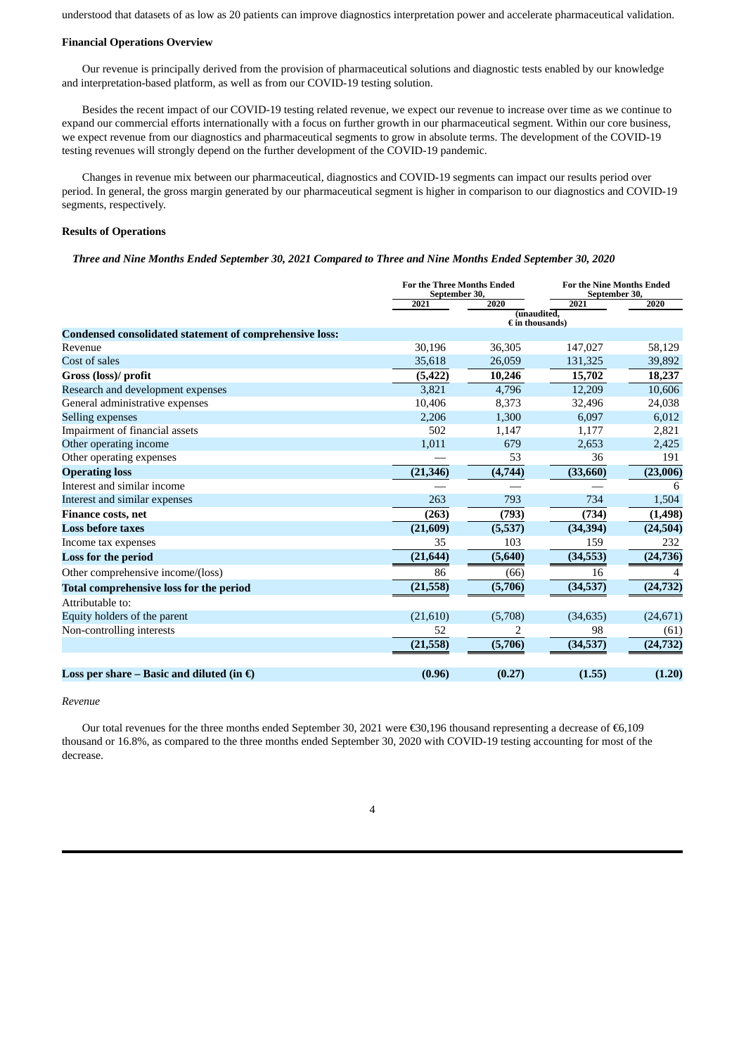understood that datasets of as low as 20 patients can improve diagnostics interpretation power and accelerate pharmaceutical validation.

**Financial Operations Overview**

Our revenue is principally derived from the provision of pharmaceutical solutions and diagnostic tests enabled by our knowledge and interpretation-based platform, as well as from our COVID-19 testing solution.

Besides the recent impact of our COVID-19 testing related revenue, we expect our revenue to increase over time as we continue to expand our commercial efforts internationally with a focus on further growth in our pharmaceutical segment. Within our core business, we expect revenue from our diagnostics and pharmaceutical segments to grow in absolute terms. The development of the COVID-19 testing revenues will strongly depend on the further development of the COVID-19 pandemic.

Changes in revenue mix between our pharmaceutical, diagnostics and COVID-19 segments can impact our results period over period. In general, the gross margin generated by our pharmaceutical segment is higher in comparison to our diagnostics and COVID-19 segments, respectively.

**Results of Operations**

***Three and Nine Months Ended September 30, 2021 Compared to Three and Nine Months Ended September 30, 2020***

| | For the Three Months Ended September 30, | | For the Nine Months Ended September 30, | |
|---|---|---|---|---|
| | 2021 | 2020 | 2021 | 2020 |
| | (unaudited, € in thousands) | | | |
| **Condensed consolidated statement of comprehensive loss:** | | | | |
| Revenue | 30,196 | 36,305 | 147,027 | 58,129 |
| Cost of sales | 35,618 | 26,059 | 131,325 | 39,892 |
| **Gross (loss)/ profit** | **(5,422)** | **10,246** | **15,702** | **18,237** |
| Research and development expenses | 3,821 | 4,796 | 12,209 | 10,606 |
| General administrative expenses | 10,406 | 8,373 | 32,496 | 24,038 |
| Selling expenses | 2,206 | 1,300 | 6,097 | 6,012 |
| Impairment of financial assets | 502 | 1,147 | 1,177 | 2,821 |
| Other operating income | 1,011 | 679 | 2,653 | 2,425 |
| Other operating expenses | — | 53 | 36 | 191 |
| **Operating loss** | **(21,346)** | **(4,744)** | **(33,660)** | **(23,006)** |
| Interest and similar income | — | — | — | 6 |
| Interest and similar expenses | 263 | 793 | 734 | 1,504 |
| **Finance costs, net** | **(263)** | **(793)** | **(734)** | **(1,498)** |
| **Loss before taxes** | **(21,609)** | **(5,537)** | **(34,394)** | **(24,504)** |
| Income tax expenses | 35 | 103 | 159 | 232 |
| **Loss for the period** | **(21,644)** | **(5,640)** | **(34,553)** | **(24,736)** |
| Other comprehensive income/(loss) | 86 | (66) | 16 | 4 |
| **Total comprehensive loss for the period** | **(21,558)** | **(5,706)** | **(34,537)** | **(24,732)** |
| Attributable to: | | | | |
| Equity holders of the parent | (21,610) | (5,708) | (34,635) | (24,671) |
| Non-controlling interests | 52 | 2 | 98 | (61) |
| | **(21,558)** | **(5,706)** | **(34,537)** | **(24,732)** |
| **Loss per share – Basic and diluted (in €)** | **(0.96)** | **(0.27)** | **(1.55)** | **(1.20)** |

*Revenue*

Our total revenues for the three months ended September 30, 2021 were €30,196 thousand representing a decrease of €6,109 thousand or 16.8%, as compared to the three months ended September 30, 2020 with COVID-19 testing accounting for most of the decrease.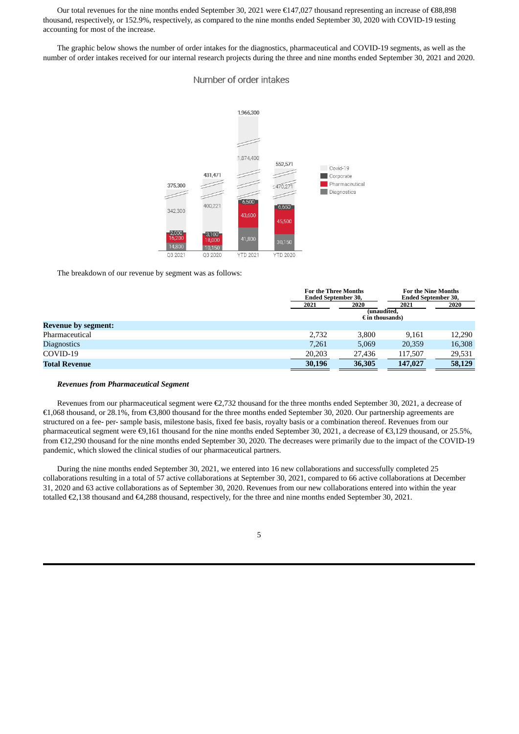Our total revenues for the nine months ended September 30, 2021 were €147,027 thousand representing an increase of €88,898 thousand, respectively, or 152.9%, respectively, as compared to the nine months ended September 30, 2020 with COVID-19 testing accounting for most of the increase.

The graphic below shows the number of order intakes for the diagnostics, pharmaceutical and COVID-19 segments, as well as the number of order intakes received for our internal research projects during the three and nine months ended September 30, 2021 and 2020.

Number of order intakes

| | Q3 2021 | Q3 2020 | YTD 2021 | YTD 2020 |
|---|---|---|---|---|
| Covid-19 | 342,300 | 400,221 | 1,874,400 | 470,271 |
| Corporate | 2,000 | 3,100 | 6,500 | 6,650 |
| Pharmaceutical | 16,200 | 18,000 | 43,600 | 45,500 |
| Diagnostics | 14,800 | 10,150 | 41,800 | 30,150 |
| Total | 375,300 | 431,471 | 1,966,300 | 552,571 |

The breakdown of our revenue by segment was as follows:

| | For the Three Months Ended September 30, | | For the Nine Months Ended September 30, | |
|---|---|---|---|---|
| | 2021 | 2020 | 2021 | 2020 |
| | (unaudited, € in thousands) | | | |
| **Revenue by segment:** | | | | |
| Pharmaceutical | 2,732 | 3,800 | 9,161 | 12,290 |
| Diagnostics | 7,261 | 5,069 | 20,359 | 16,308 |
| COVID-19 | 20,203 | 27,436 | 117,507 | 29,531 |
| **Total Revenue** | **30,196** | **36,305** | **147,027** | **58,129** |

***Revenues from Pharmaceutical Segment***

Revenues from our pharmaceutical segment were €2,732 thousand for the three months ended September 30, 2021, a decrease of €1,068 thousand, or 28.1%, from €3,800 thousand for the three months ended September 30, 2020. Our partnership agreements are structured on a fee- per- sample basis, milestone basis, fixed fee basis, royalty basis or a combination thereof. Revenues from our pharmaceutical segment were €9,161 thousand for the nine months ended September 30, 2021, a decrease of €3,129 thousand, or 25.5%, from €12,290 thousand for the nine months ended September 30, 2020. The decreases were primarily due to the impact of the COVID-19 pandemic, which slowed the clinical studies of our pharmaceutical partners.

During the nine months ended September 30, 2021, we entered into 16 new collaborations and successfully completed 25 collaborations resulting in a total of 57 active collaborations at September 30, 2021, compared to 66 active collaborations at December 31, 2020 and 63 active collaborations as of September 30, 2020. Revenues from our new collaborations entered into within the year totalled €2,138 thousand and €4,288 thousand, respectively, for the three and nine months ended September 30, 2021.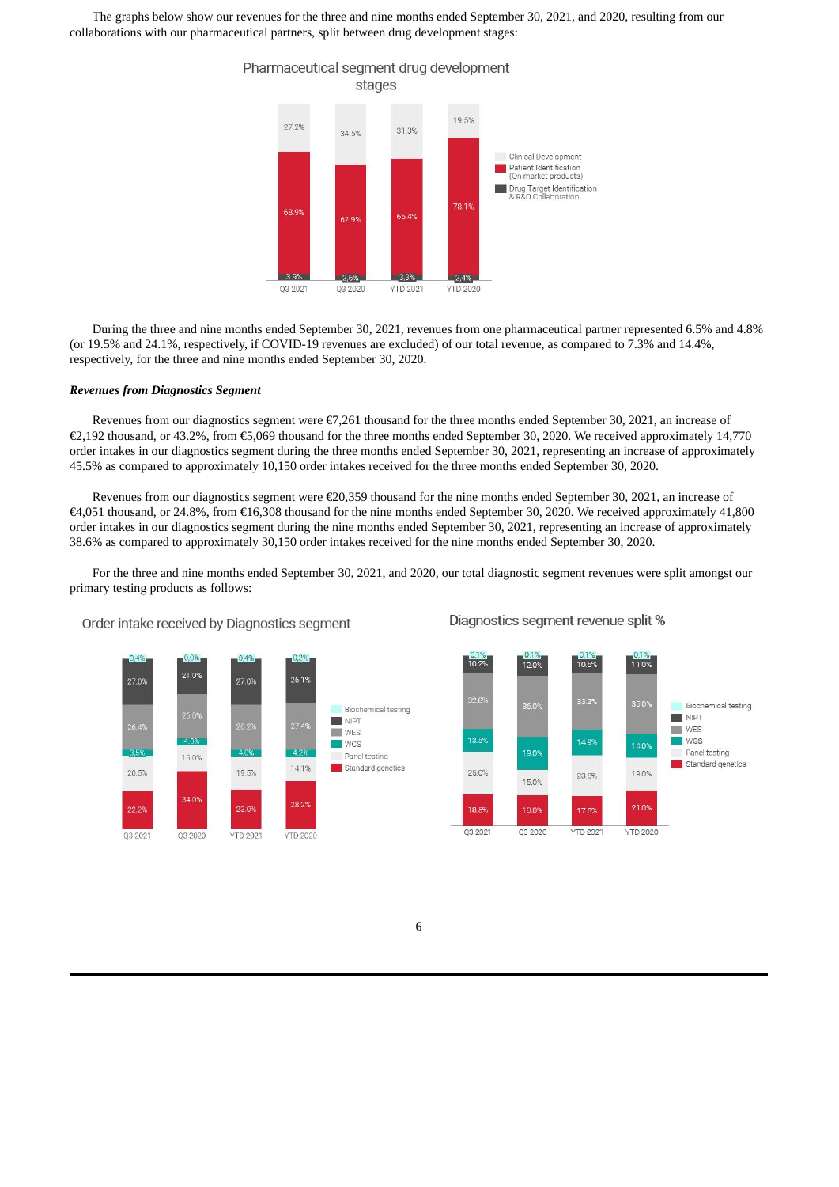The graphs below show our revenues for the three and nine months ended September 30, 2021, and 2020, resulting from our collaborations with our pharmaceutical partners, split between drug development stages:

**Pharmaceutical segment drug development stages**

| | Q3 2021 | Q3 2020 | YTD 2021 | YTD 2020 |
|---|---|---|---|---|
| Clinical Development | 27.2% | 34.5% | 31.3% | 19.5% |
| Patient Identification (On market products) | 68.9% | 62.9% | 65.4% | 78.1% |
| Drug Target Identification & R&D Collaboration | 3.9% | 2.6% | 3.3% | 2.4% |

During the three and nine months ended September 30, 2021, revenues from one pharmaceutical partner represented 6.5% and 4.8% (or 19.5% and 24.1%, respectively, if COVID-19 revenues are excluded) of our total revenue, as compared to 7.3% and 14.4%, respectively, for the three and nine months ended September 30, 2020.

***Revenues from Diagnostics Segment***

Revenues from our diagnostics segment were €7,261 thousand for the three months ended September 30, 2021, an increase of €2,192 thousand, or 43.2%, from €5,069 thousand for the three months ended September 30, 2020. We received approximately 14,770 order intakes in our diagnostics segment during the three months ended September 30, 2021, representing an increase of approximately 45.5% as compared to approximately 10,150 order intakes received for the three months ended September 30, 2020.

Revenues from our diagnostics segment were €20,359 thousand for the nine months ended September 30, 2021, an increase of €4,051 thousand, or 24.8%, from €16,308 thousand for the nine months ended September 30, 2020. We received approximately 41,800 order intakes in our diagnostics segment during the nine months ended September 30, 2021, representing an increase of approximately 38.6% as compared to approximately 30,150 order intakes received for the nine months ended September 30, 2020.

For the three and nine months ended September 30, 2021, and 2020, our total diagnostic segment revenues were split amongst our primary testing products as follows:

**Order intake received by Diagnostics segment**

| | Q3 2021 | Q3 2020 | YTD 2021 | YTD 2020 |
|---|---|---|---|---|
| Biochemical testing | 0.4% | 0.0% | 0.4% | 0.2% |
| NIPT | 27.0% | 21.0% | 27.0% | 26.1% |
| WES | 26.4% | 26.0% | 26.2% | 27.4% |
| WGS | 3.5% | 4.0% | 4.0% | 4.2% |
| Panel testing | 20.5% | 15.0% | 19.5% | 14.1% |
| Standard genetics | 22.2% | 34.0% | 23.0% | 28.2% |

**Diagnostics segment revenue split %**

| | Q3 2021 | Q3 2020 | YTD 2021 | YTD 2020 |
|---|---|---|---|---|
| Biochemical testing | 0.1% | 0.1% | 0.1% | 0.1% |
| NIPT | 10.2% | 12.0% | 10.5% | 11.0% |
| WES | 32.8% | 36.0% | 33.2% | 35.0% |
| WGS | 13.5% | 19.0% | 14.9% | 14.0% |
| Panel testing | 25.0% | 15.0% | 23.8% | 19.0% |
| Standard genetics | 18.5% | 18.0% | 17.5% | 21.0% |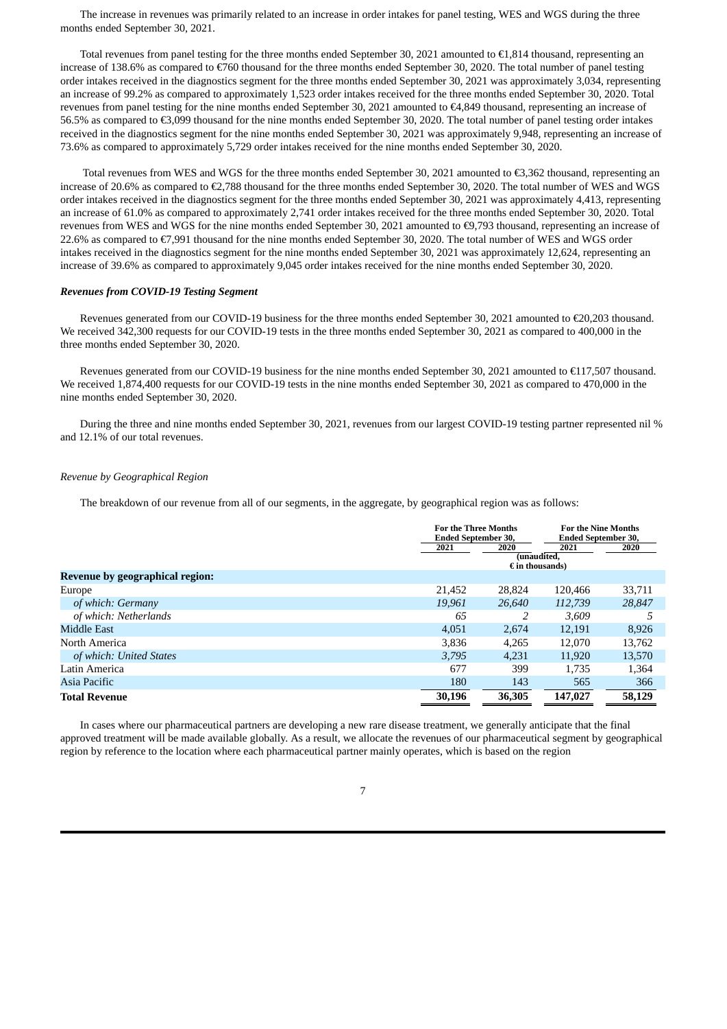The increase in revenues was primarily related to an increase in order intakes for panel testing, WES and WGS during the three months ended September 30, 2021.

Total revenues from panel testing for the three months ended September 30, 2021 amounted to €1,814 thousand, representing an increase of 138.6% as compared to €760 thousand for the three months ended September 30, 2020. The total number of panel testing order intakes received in the diagnostics segment for the three months ended September 30, 2021 was approximately 3,034, representing an increase of 99.2% as compared to approximately 1,523 order intakes received for the three months ended September 30, 2020. Total revenues from panel testing for the nine months ended September 30, 2021 amounted to €4,849 thousand, representing an increase of 56.5% as compared to €3,099 thousand for the nine months ended September 30, 2020. The total number of panel testing order intakes received in the diagnostics segment for the nine months ended September 30, 2021 was approximately 9,948, representing an increase of 73.6% as compared to approximately 5,729 order intakes received for the nine months ended September 30, 2020.

Total revenues from WES and WGS for the three months ended September 30, 2021 amounted to €3,362 thousand, representing an increase of 20.6% as compared to €2,788 thousand for the three months ended September 30, 2020. The total number of WES and WGS order intakes received in the diagnostics segment for the three months ended September 30, 2021 was approximately 4,413, representing an increase of 61.0% as compared to approximately 2,741 order intakes received for the three months ended September 30, 2020. Total revenues from WES and WGS for the nine months ended September 30, 2021 amounted to €9,793 thousand, representing an increase of 22.6% as compared to €7,991 thousand for the nine months ended September 30, 2020. The total number of WES and WGS order intakes received in the diagnostics segment for the nine months ended September 30, 2021 was approximately 12,624, representing an increase of 39.6% as compared to approximately 9,045 order intakes received for the nine months ended September 30, 2020.

***Revenues from COVID-19 Testing Segment***

Revenues generated from our COVID-19 business for the three months ended September 30, 2021 amounted to €20,203 thousand. We received 342,300 requests for our COVID-19 tests in the three months ended September 30, 2021 as compared to 400,000 in the three months ended September 30, 2020.

Revenues generated from our COVID-19 business for the nine months ended September 30, 2021 amounted to €117,507 thousand. We received 1,874,400 requests for our COVID-19 tests in the nine months ended September 30, 2021 as compared to 470,000 in the nine months ended September 30, 2020.

During the three and nine months ended September 30, 2021, revenues from our largest COVID-19 testing partner represented nil % and 12.1% of our total revenues.

*Revenue by Geographical Region*

The breakdown of our revenue from all of our segments, in the aggregate, by geographical region was as follows:

| | For the Three Months Ended September 30, | | For the Nine Months Ended September 30, | |
|---|---|---|---|---|
| | 2021 | 2020 | 2021 | 2020 |
| | (unaudited, € in thousands) | | | |
| **Revenue by geographical region:** | | | | |
| Europe | 21,452 | 28,824 | 120,466 | 33,711 |
| *of which: Germany* | *19,961* | *26,640* | *112,739* | *28,847* |
| *of which: Netherlands* | *65* | *2* | *3,609* | *5* |
| Middle East | 4,051 | 2,674 | 12,191 | 8,926 |
| North America | 3,836 | 4,265 | 12,070 | 13,762 |
| *of which: United States* | *3,795* | 4,231 | 11,920 | 13,570 |
| Latin America | 677 | 399 | 1,735 | 1,364 |
| Asia Pacific | 180 | 143 | 565 | 366 |
| **Total Revenue** | **30,196** | **36,305** | **147,027** | **58,129** |

In cases where our pharmaceutical partners are developing a new rare disease treatment, we generally anticipate that the final approved treatment will be made available globally. As a result, we allocate the revenues of our pharmaceutical segment by geographical region by reference to the location where each pharmaceutical partner mainly operates, which is based on the region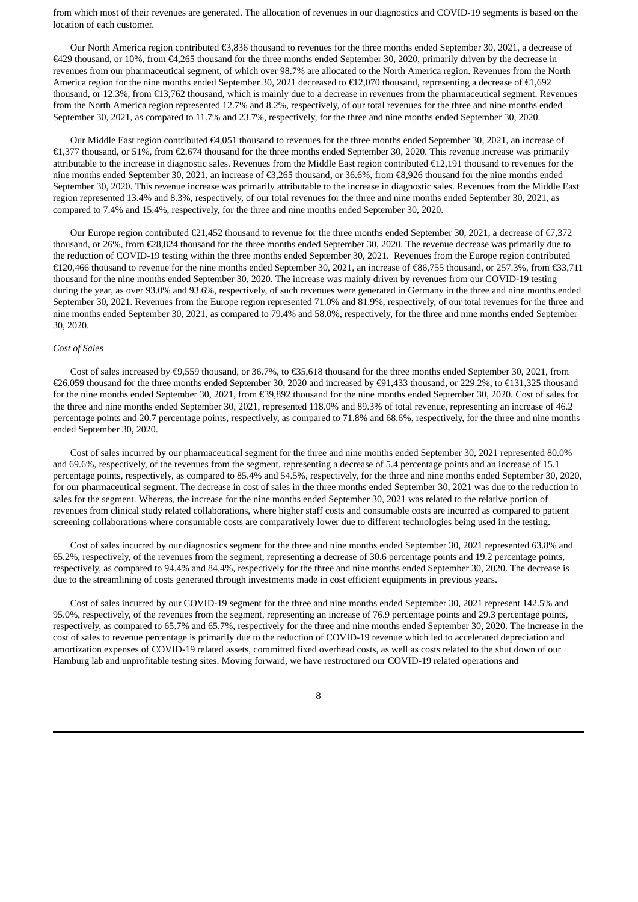from which most of their revenues are generated. The allocation of revenues in our diagnostics and COVID-19 segments is based on the location of each customer.

Our North America region contributed €3,836 thousand to revenues for the three months ended September 30, 2021, a decrease of €429 thousand, or 10%, from €4,265 thousand for the three months ended September 30, 2020, primarily driven by the decrease in revenues from our pharmaceutical segment, of which over 98.7% are allocated to the North America region. Revenues from the North America region for the nine months ended September 30, 2021 decreased to €12,070 thousand, representing a decrease of €1,692 thousand, or 12.3%, from €13,762 thousand, which is mainly due to a decrease in revenues from the pharmaceutical segment. Revenues from the North America region represented 12.7% and 8.2%, respectively, of our total revenues for the three and nine months ended September 30, 2021, as compared to 11.7% and 23.7%, respectively, for the three and nine months ended September 30, 2020.

Our Middle East region contributed €4,051 thousand to revenues for the three months ended September 30, 2021, an increase of €1,377 thousand, or 51%, from €2,674 thousand for the three months ended September 30, 2020. This revenue increase was primarily attributable to the increase in diagnostic sales. Revenues from the Middle East region contributed €12,191 thousand to revenues for the nine months ended September 30, 2021, an increase of €3,265 thousand, or 36.6%, from €8,926 thousand for the nine months ended September 30, 2020. This revenue increase was primarily attributable to the increase in diagnostic sales. Revenues from the Middle East region represented 13.4% and 8.3%, respectively, of our total revenues for the three and nine months ended September 30, 2021, as compared to 7.4% and 15.4%, respectively, for the three and nine months ended September 30, 2020.

Our Europe region contributed €21,452 thousand to revenue for the three months ended September 30, 2021, a decrease of €7,372 thousand, or 26%, from €28,824 thousand for the three months ended September 30, 2020. The revenue decrease was primarily due to the reduction of COVID-19 testing within the three months ended September 30, 2021. Revenues from the Europe region contributed €120,466 thousand to revenue for the nine months ended September 30, 2021, an increase of €86,755 thousand, or 257.3%, from €33,711 thousand for the nine months ended September 30, 2020. The increase was mainly driven by revenues from our COVID-19 testing during the year, as over 93.0% and 93.6%, respectively, of such revenues were generated in Germany in the three and nine months ended September 30, 2021. Revenues from the Europe region represented 71.0% and 81.9%, respectively, of our total revenues for the three and nine months ended September 30, 2021, as compared to 79.4% and 58.0%, respectively, for the three and nine months ended September 30, 2020.

*Cost of Sales*

Cost of sales increased by €9,559 thousand, or 36.7%, to €35,618 thousand for the three months ended September 30, 2021, from €26,059 thousand for the three months ended September 30, 2020 and increased by €91,433 thousand, or 229.2%, to €131,325 thousand for the nine months ended September 30, 2021, from €39,892 thousand for the nine months ended September 30, 2020. Cost of sales for the three and nine months ended September 30, 2021, represented 118.0% and 89.3% of total revenue, representing an increase of 46.2 percentage points and 20.7 percentage points, respectively, as compared to 71.8% and 68.6%, respectively, for the three and nine months ended September 30, 2020.

Cost of sales incurred by our pharmaceutical segment for the three and nine months ended September 30, 2021 represented 80.0% and 69.6%, respectively, of the revenues from the segment, representing a decrease of 5.4 percentage points and an increase of 15.1 percentage points, respectively, as compared to 85.4% and 54.5%, respectively, for the three and nine months ended September 30, 2020, for our pharmaceutical segment. The decrease in cost of sales in the three months ended September 30, 2021 was due to the reduction in sales for the segment. Whereas, the increase for the nine months ended September 30, 2021 was related to the relative portion of revenues from clinical study related collaborations, where higher staff costs and consumable costs are incurred as compared to patient screening collaborations where consumable costs are comparatively lower due to different technologies being used in the testing.

Cost of sales incurred by our diagnostics segment for the three and nine months ended September 30, 2021 represented 63.8% and 65.2%, respectively, of the revenues from the segment, representing a decrease of 30.6 percentage points and 19.2 percentage points, respectively, as compared to 94.4% and 84.4%, respectively for the three and nine months ended September 30, 2020. The decrease is due to the streamlining of costs generated through investments made in cost efficient equipments in previous years.

Cost of sales incurred by our COVID-19 segment for the three and nine months ended September 30, 2021 represent 142.5% and 95.0%, respectively, of the revenues from the segment, representing an increase of 76.9 percentage points and 29.3 percentage points, respectively, as compared to 65.7% and 65.7%, respectively for the three and nine months ended September 30, 2020. The increase in the cost of sales to revenue percentage is primarily due to the reduction of COVID-19 revenue which led to accelerated depreciation and amortization expenses of COVID-19 related assets, committed fixed overhead costs, as well as costs related to the shut down of our Hamburg lab and unprofitable testing sites. Moving forward, we have restructured our COVID-19 related operations and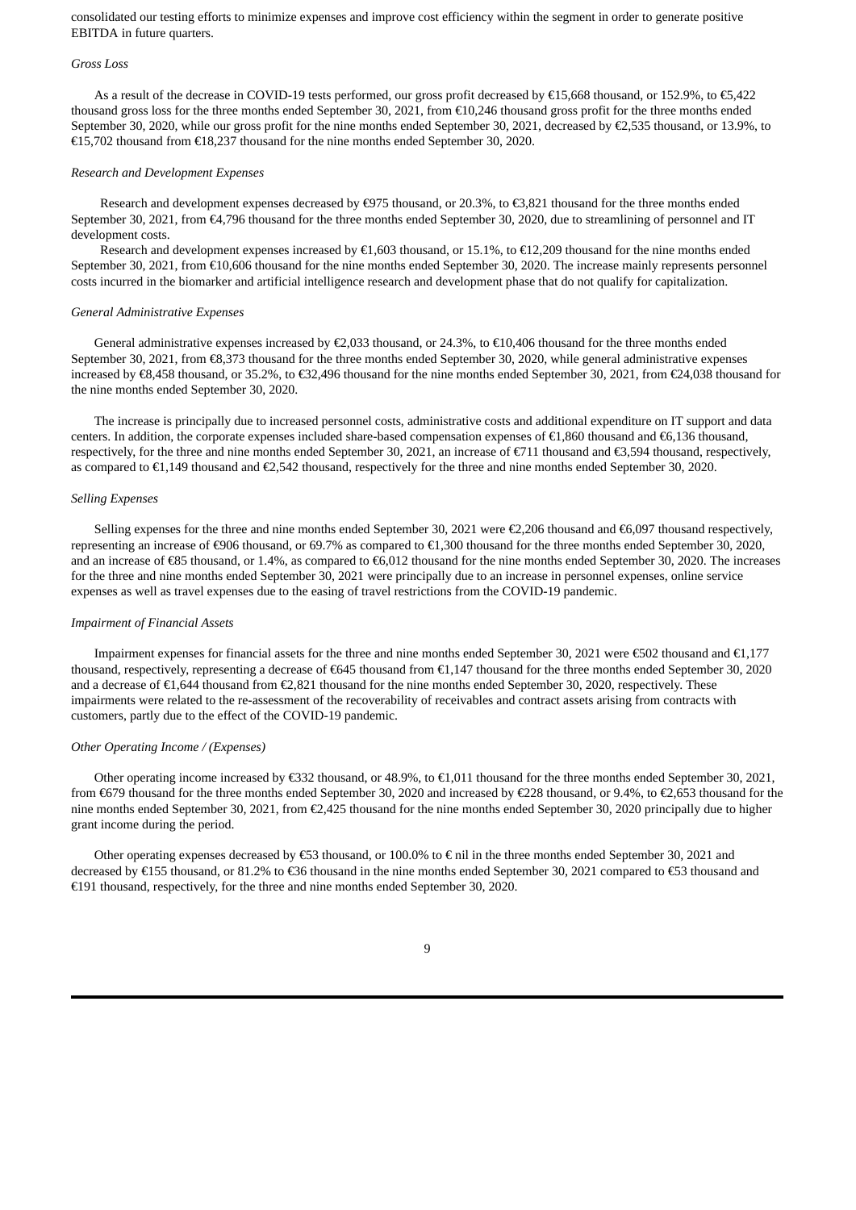consolidated our testing efforts to minimize expenses and improve cost efficiency within the segment in order to generate positive EBITDA in future quarters.

*Gross Loss*

As a result of the decrease in COVID-19 tests performed, our gross profit decreased by €15,668 thousand, or 152.9%, to €5,422 thousand gross loss for the three months ended September 30, 2021, from €10,246 thousand gross profit for the three months ended September 30, 2020, while our gross profit for the nine months ended September 30, 2021, decreased by €2,535 thousand, or 13.9%, to €15,702 thousand from €18,237 thousand for the nine months ended September 30, 2020.

*Research and Development Expenses*

Research and development expenses decreased by €975 thousand, or 20.3%, to €3,821 thousand for the three months ended September 30, 2021, from €4,796 thousand for the three months ended September 30, 2020, due to streamlining of personnel and IT development costs.

Research and development expenses increased by €1,603 thousand, or 15.1%, to €12,209 thousand for the nine months ended September 30, 2021, from €10,606 thousand for the nine months ended September 30, 2020. The increase mainly represents personnel costs incurred in the biomarker and artificial intelligence research and development phase that do not qualify for capitalization.

*General Administrative Expenses*

General administrative expenses increased by €2,033 thousand, or 24.3%, to €10,406 thousand for the three months ended September 30, 2021, from €8,373 thousand for the three months ended September 30, 2020, while general administrative expenses increased by €8,458 thousand, or 35.2%, to €32,496 thousand for the nine months ended September 30, 2021, from €24,038 thousand for the nine months ended September 30, 2020.

The increase is principally due to increased personnel costs, administrative costs and additional expenditure on IT support and data centers. In addition, the corporate expenses included share-based compensation expenses of €1,860 thousand and €6,136 thousand, respectively, for the three and nine months ended September 30, 2021, an increase of €711 thousand and €3,594 thousand, respectively, as compared to €1,149 thousand and €2,542 thousand, respectively for the three and nine months ended September 30, 2020.

*Selling Expenses*

Selling expenses for the three and nine months ended September 30, 2021 were €2,206 thousand and €6,097 thousand respectively, representing an increase of €906 thousand, or 69.7% as compared to €1,300 thousand for the three months ended September 30, 2020, and an increase of €85 thousand, or 1.4%, as compared to €6,012 thousand for the nine months ended September 30, 2020. The increases for the three and nine months ended September 30, 2021 were principally due to an increase in personnel expenses, online service expenses as well as travel expenses due to the easing of travel restrictions from the COVID-19 pandemic.

*Impairment of Financial Assets*

Impairment expenses for financial assets for the three and nine months ended September 30, 2021 were €502 thousand and €1,177 thousand, respectively, representing a decrease of €645 thousand from €1,147 thousand for the three months ended September 30, 2020 and a decrease of €1,644 thousand from €2,821 thousand for the nine months ended September 30, 2020, respectively. These impairments were related to the re-assessment of the recoverability of receivables and contract assets arising from contracts with customers, partly due to the effect of the COVID-19 pandemic.

*Other Operating Income / (Expenses)*

Other operating income increased by €332 thousand, or 48.9%, to €1,011 thousand for the three months ended September 30, 2021, from €679 thousand for the three months ended September 30, 2020 and increased by €228 thousand, or 9.4%, to €2,653 thousand for the nine months ended September 30, 2021, from €2,425 thousand for the nine months ended September 30, 2020 principally due to higher grant income during the period.

Other operating expenses decreased by €53 thousand, or 100.0% to € nil in the three months ended September 30, 2021 and decreased by €155 thousand, or 81.2% to €36 thousand in the nine months ended September 30, 2021 compared to €53 thousand and €191 thousand, respectively, for the three and nine months ended September 30, 2020.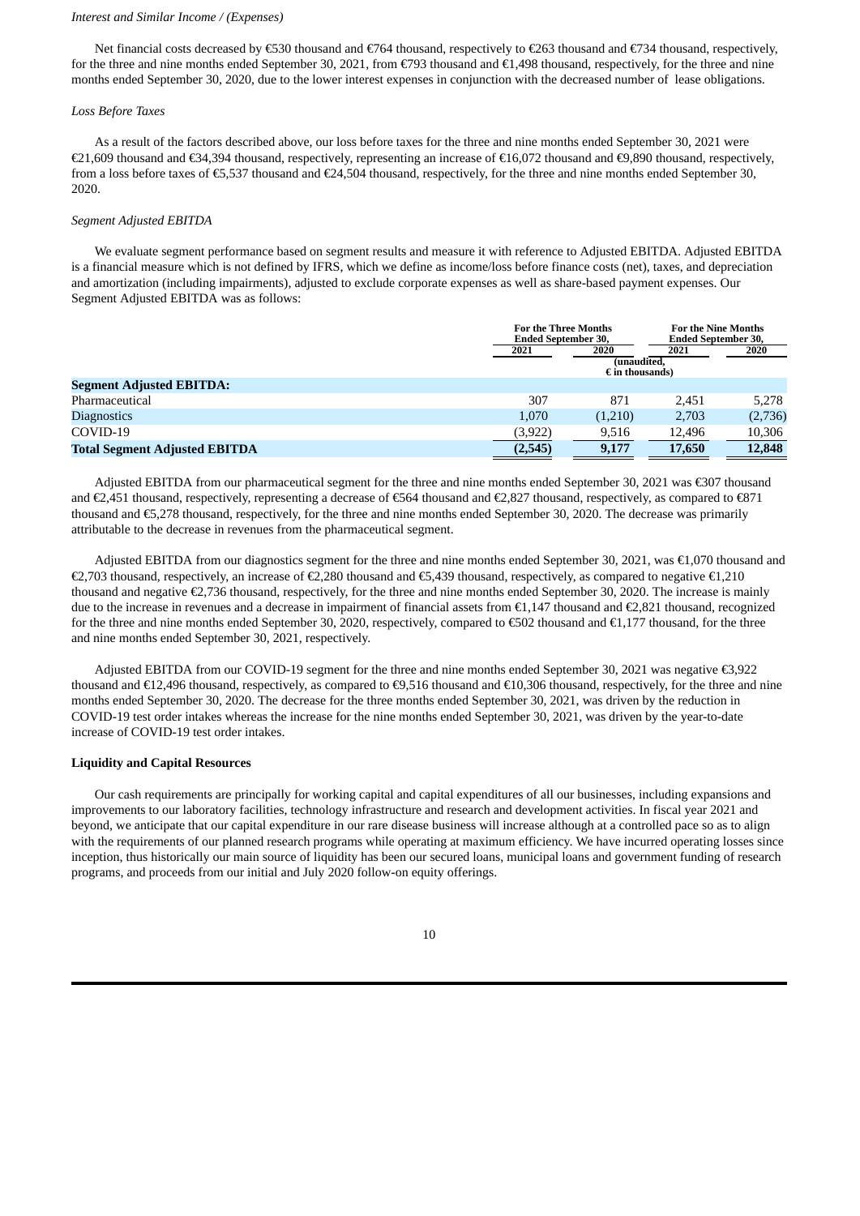*Interest and Similar Income / (Expenses)*

Net financial costs decreased by €530 thousand and €764 thousand, respectively to €263 thousand and €734 thousand, respectively, for the three and nine months ended September 30, 2021, from €793 thousand and €1,498 thousand, respectively, for the three and nine months ended September 30, 2020, due to the lower interest expenses in conjunction with the decreased number of lease obligations.

*Loss Before Taxes*

As a result of the factors described above, our loss before taxes for the three and nine months ended September 30, 2021 were €21,609 thousand and €34,394 thousand, respectively, representing an increase of €16,072 thousand and €9,890 thousand, respectively, from a loss before taxes of €5,537 thousand and €24,504 thousand, respectively, for the three and nine months ended September 30, 2020.

*Segment Adjusted EBITDA*

We evaluate segment performance based on segment results and measure it with reference to Adjusted EBITDA. Adjusted EBITDA is a financial measure which is not defined by IFRS, which we define as income/loss before finance costs (net), taxes, and depreciation and amortization (including impairments), adjusted to exclude corporate expenses as well as share-based payment expenses. Our Segment Adjusted EBITDA was as follows:

| | For the Three Months Ended September 30, | | For the Nine Months Ended September 30, | |
|---|---|---|---|---|
| | 2021 | 2020 | 2021 | 2020 |
| | (unaudited, € in thousands) | | | |
| **Segment Adjusted EBITDA:** | | | | |
| Pharmaceutical | 307 | 871 | 2,451 | 5,278 |
| Diagnostics | 1,070 | (1,210) | 2,703 | (2,736) |
| COVID-19 | (3,922) | 9,516 | 12,496 | 10,306 |
| **Total Segment Adjusted EBITDA** | **(2,545)** | **9,177** | **17,650** | **12,848** |

Adjusted EBITDA from our pharmaceutical segment for the three and nine months ended September 30, 2021 was €307 thousand and €2,451 thousand, respectively, representing a decrease of €564 thousand and €2,827 thousand, respectively, as compared to €871 thousand and €5,278 thousand, respectively, for the three and nine months ended September 30, 2020. The decrease was primarily attributable to the decrease in revenues from the pharmaceutical segment.

Adjusted EBITDA from our diagnostics segment for the three and nine months ended September 30, 2021, was €1,070 thousand and €2,703 thousand, respectively, an increase of €2,280 thousand and €5,439 thousand, respectively, as compared to negative €1,210 thousand and negative €2,736 thousand, respectively, for the three and nine months ended September 30, 2020. The increase is mainly due to the increase in revenues and a decrease in impairment of financial assets from €1,147 thousand and €2,821 thousand, recognized for the three and nine months ended September 30, 2020, respectively, compared to €502 thousand and €1,177 thousand, for the three and nine months ended September 30, 2021, respectively.

Adjusted EBITDA from our COVID-19 segment for the three and nine months ended September 30, 2021 was negative €3,922 thousand and €12,496 thousand, respectively, as compared to €9,516 thousand and €10,306 thousand, respectively, for the three and nine months ended September 30, 2020. The decrease for the three months ended September 30, 2021, was driven by the reduction in COVID-19 test order intakes whereas the increase for the nine months ended September 30, 2021, was driven by the year-to-date increase of COVID-19 test order intakes.

**Liquidity and Capital Resources**

Our cash requirements are principally for working capital and capital expenditures of all our businesses, including expansions and improvements to our laboratory facilities, technology infrastructure and research and development activities. In fiscal year 2021 and beyond, we anticipate that our capital expenditure in our rare disease business will increase although at a controlled pace so as to align with the requirements of our planned research programs while operating at maximum efficiency. We have incurred operating losses since inception, thus historically our main source of liquidity has been our secured loans, municipal loans and government funding of research programs, and proceeds from our initial and July 2020 follow-on equity offerings.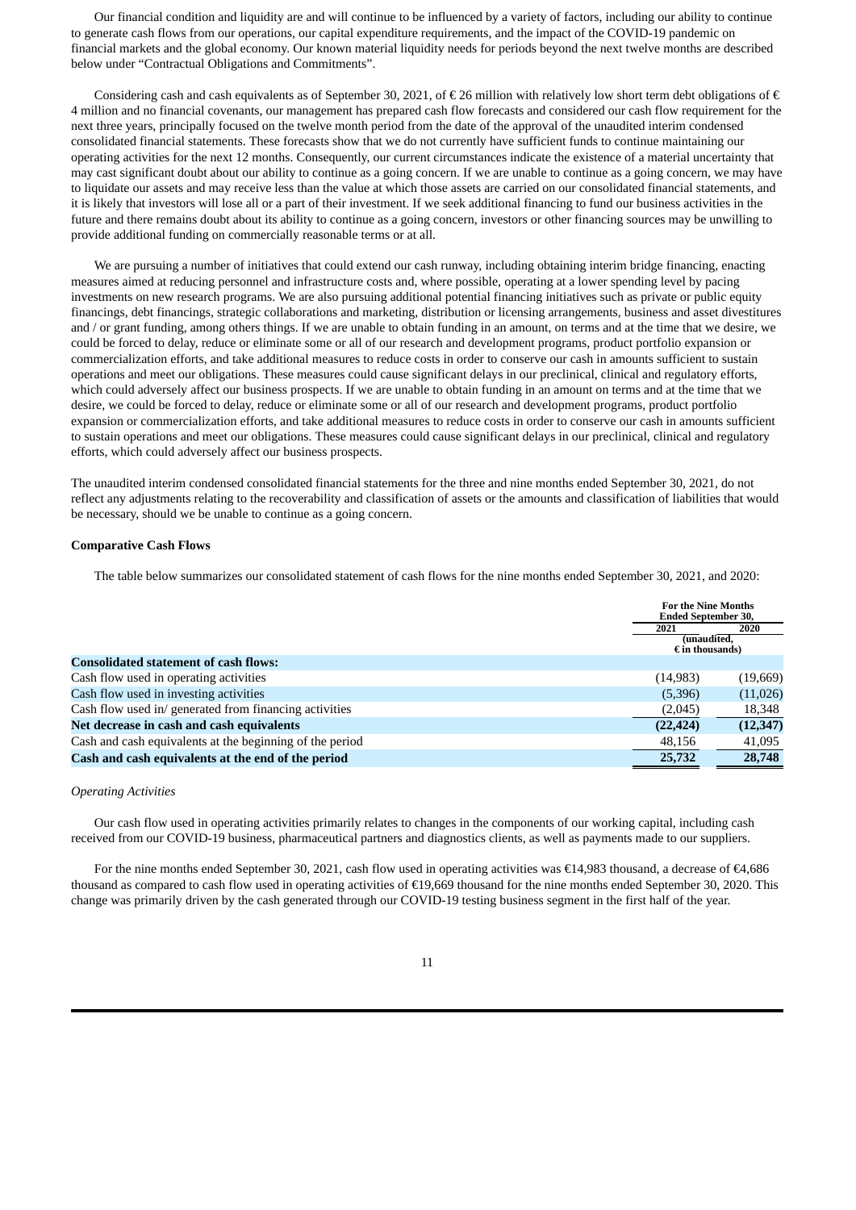Our financial condition and liquidity are and will continue to be influenced by a variety of factors, including our ability to continue to generate cash flows from our operations, our capital expenditure requirements, and the impact of the COVID-19 pandemic on financial markets and the global economy. Our known material liquidity needs for periods beyond the next twelve months are described below under "Contractual Obligations and Commitments".

Considering cash and cash equivalents as of September 30, 2021, of € 26 million with relatively low short term debt obligations of € 4 million and no financial covenants, our management has prepared cash flow forecasts and considered our cash flow requirement for the next three years, principally focused on the twelve month period from the date of the approval of the unaudited interim condensed consolidated financial statements. These forecasts show that we do not currently have sufficient funds to continue maintaining our operating activities for the next 12 months. Consequently, our current circumstances indicate the existence of a material uncertainty that may cast significant doubt about our ability to continue as a going concern. If we are unable to continue as a going concern, we may have to liquidate our assets and may receive less than the value at which those assets are carried on our consolidated financial statements, and it is likely that investors will lose all or a part of their investment. If we seek additional financing to fund our business activities in the future and there remains doubt about its ability to continue as a going concern, investors or other financing sources may be unwilling to provide additional funding on commercially reasonable terms or at all.

We are pursuing a number of initiatives that could extend our cash runway, including obtaining interim bridge financing, enacting measures aimed at reducing personnel and infrastructure costs and, where possible, operating at a lower spending level by pacing investments on new research programs. We are also pursuing additional potential financing initiatives such as private or public equity financings, debt financings, strategic collaborations and marketing, distribution or licensing arrangements, business and asset divestitures and / or grant funding, among others things. If we are unable to obtain funding in an amount, on terms and at the time that we desire, we could be forced to delay, reduce or eliminate some or all of our research and development programs, product portfolio expansion or commercialization efforts, and take additional measures to reduce costs in order to conserve our cash in amounts sufficient to sustain operations and meet our obligations. These measures could cause significant delays in our preclinical, clinical and regulatory efforts, which could adversely affect our business prospects. If we are unable to obtain funding in an amount on terms and at the time that we desire, we could be forced to delay, reduce or eliminate some or all of our research and development programs, product portfolio expansion or commercialization efforts, and take additional measures to reduce costs in order to conserve our cash in amounts sufficient to sustain operations and meet our obligations. These measures could cause significant delays in our preclinical, clinical and regulatory efforts, which could adversely affect our business prospects.

The unaudited interim condensed consolidated financial statements for the three and nine months ended September 30, 2021, do not reflect any adjustments relating to the recoverability and classification of assets or the amounts and classification of liabilities that would be necessary, should we be unable to continue as a going concern.

**Comparative Cash Flows**

The table below summarizes our consolidated statement of cash flows for the nine months ended September 30, 2021, and 2020:

| | For the Nine Months Ended September 30, | |
|---|---|---|
| | 2021 | 2020 |
| | (unaudited, € in thousands) | |
| **Consolidated statement of cash flows:** | | |
| Cash flow used in operating activities | (14,983) | (19,669) |
| Cash flow used in investing activities | (5,396) | (11,026) |
| Cash flow used in/ generated from financing activities | (2,045) | 18,348 |
| **Net decrease in cash and cash equivalents** | **(22,424)** | **(12,347)** |
| Cash and cash equivalents at the beginning of the period | 48,156 | 41,095 |
| **Cash and cash equivalents at the end of the period** | **25,732** | **28,748** |

*Operating Activities*

Our cash flow used in operating activities primarily relates to changes in the components of our working capital, including cash received from our COVID-19 business, pharmaceutical partners and diagnostics clients, as well as payments made to our suppliers.

For the nine months ended September 30, 2021, cash flow used in operating activities was €14,983 thousand, a decrease of €4,686 thousand as compared to cash flow used in operating activities of €19,669 thousand for the nine months ended September 30, 2020. This change was primarily driven by the cash generated through our COVID-19 testing business segment in the first half of the year.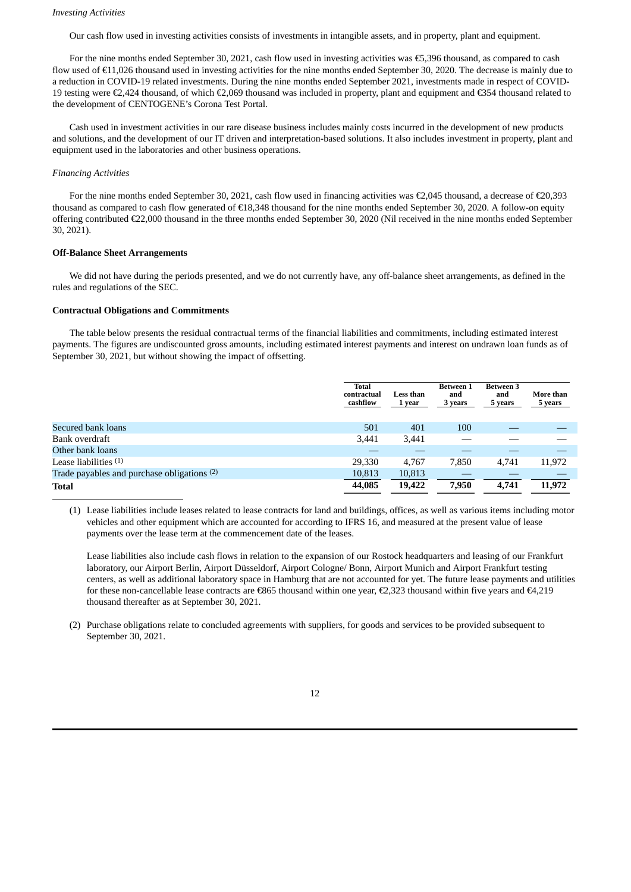*Investing Activities*

Our cash flow used in investing activities consists of investments in intangible assets, and in property, plant and equipment.

For the nine months ended September 30, 2021, cash flow used in investing activities was €5,396 thousand, as compared to cash flow used of €11,026 thousand used in investing activities for the nine months ended September 30, 2020. The decrease is mainly due to a reduction in COVID-19 related investments. During the nine months ended September 2021, investments made in respect of COVID-19 testing were €2,424 thousand, of which €2,069 thousand was included in property, plant and equipment and €354 thousand related to the development of CENTOGENE's Corona Test Portal.

Cash used in investment activities in our rare disease business includes mainly costs incurred in the development of new products and solutions, and the development of our IT driven and interpretation-based solutions. It also includes investment in property, plant and equipment used in the laboratories and other business operations.

*Financing Activities*

For the nine months ended September 30, 2021, cash flow used in financing activities was €2,045 thousand, a decrease of €20,393 thousand as compared to cash flow generated of €18,348 thousand for the nine months ended September 30, 2020. A follow-on equity offering contributed €22,000 thousand in the three months ended September 30, 2020 (Nil received in the nine months ended September 30, 2021).

**Off-Balance Sheet Arrangements**

We did not have during the periods presented, and we do not currently have, any off-balance sheet arrangements, as defined in the rules and regulations of the SEC.

**Contractual Obligations and Commitments**

The table below presents the residual contractual terms of the financial liabilities and commitments, including estimated interest payments. The figures are undiscounted gross amounts, including estimated interest payments and interest on undrawn loan funds as of September 30, 2021, but without showing the impact of offsetting.

| | Total contractual cashflow | Less than 1 year | Between 1 and 3 years | Between 3 and 5 years | More than 5 years |
|---|---|---|---|---|---|
| Secured bank loans | 501 | 401 | 100 | — | — |
| Bank overdraft | 3,441 | 3,441 | — | — | — |
| Other bank loans | — | — | — | — | — |
| Lease liabilities (1) | 29,330 | 4,767 | 7,850 | 4,741 | 11,972 |
| Trade payables and purchase obligations (2) | 10,813 | 10,813 | — | — | — |
| **Total** | **44,085** | **19,422** | **7,950** | **4,741** | **11,972** |

(1) Lease liabilities include leases related to lease contracts for land and buildings, offices, as well as various items including motor vehicles and other equipment which are accounted for according to IFRS 16, and measured at the present value of lease payments over the lease term at the commencement date of the leases.

Lease liabilities also include cash flows in relation to the expansion of our Rostock headquarters and leasing of our Frankfurt laboratory, our Airport Berlin, Airport Düsseldorf, Airport Cologne/ Bonn, Airport Munich and Airport Frankfurt testing centers, as well as additional laboratory space in Hamburg that are not accounted for yet. The future lease payments and utilities for these non-cancellable lease contracts are €865 thousand within one year, €2,323 thousand within five years and €4,219 thousand thereafter as at September 30, 2021.

(2) Purchase obligations relate to concluded agreements with suppliers, for goods and services to be provided subsequent to September 30, 2021.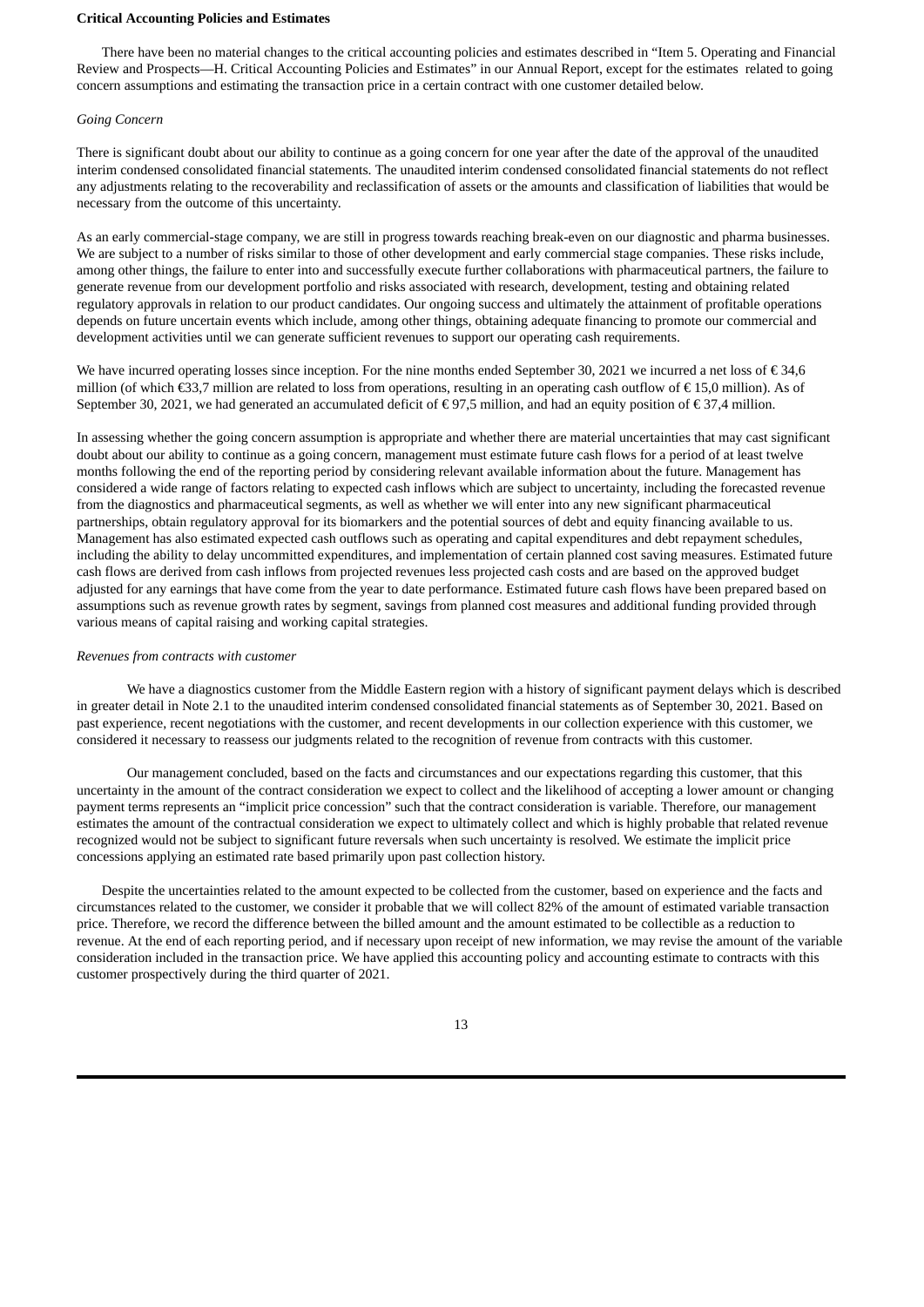**Critical Accounting Policies and Estimates**

There have been no material changes to the critical accounting policies and estimates described in "Item 5. Operating and Financial Review and Prospects—H. Critical Accounting Policies and Estimates" in our Annual Report, except for the estimates related to going concern assumptions and estimating the transaction price in a certain contract with one customer detailed below.

*Going Concern*

There is significant doubt about our ability to continue as a going concern for one year after the date of the approval of the unaudited interim condensed consolidated financial statements. The unaudited interim condensed consolidated financial statements do not reflect any adjustments relating to the recoverability and reclassification of assets or the amounts and classification of liabilities that would be necessary from the outcome of this uncertainty.

As an early commercial-stage company, we are still in progress towards reaching break-even on our diagnostic and pharma businesses. We are subject to a number of risks similar to those of other development and early commercial stage companies. These risks include, among other things, the failure to enter into and successfully execute further collaborations with pharmaceutical partners, the failure to generate revenue from our development portfolio and risks associated with research, development, testing and obtaining related regulatory approvals in relation to our product candidates. Our ongoing success and ultimately the attainment of profitable operations depends on future uncertain events which include, among other things, obtaining adequate financing to promote our commercial and development activities until we can generate sufficient revenues to support our operating cash requirements.

We have incurred operating losses since inception. For the nine months ended September 30, 2021 we incurred a net loss of € 34,6 million (of which €33,7 million are related to loss from operations, resulting in an operating cash outflow of € 15,0 million). As of September 30, 2021, we had generated an accumulated deficit of € 97,5 million, and had an equity position of € 37,4 million.

In assessing whether the going concern assumption is appropriate and whether there are material uncertainties that may cast significant doubt about our ability to continue as a going concern, management must estimate future cash flows for a period of at least twelve months following the end of the reporting period by considering relevant available information about the future. Management has considered a wide range of factors relating to expected cash inflows which are subject to uncertainty, including the forecasted revenue from the diagnostics and pharmaceutical segments, as well as whether we will enter into any new significant pharmaceutical partnerships, obtain regulatory approval for its biomarkers and the potential sources of debt and equity financing available to us. Management has also estimated expected cash outflows such as operating and capital expenditures and debt repayment schedules, including the ability to delay uncommitted expenditures, and implementation of certain planned cost saving measures. Estimated future cash flows are derived from cash inflows from projected revenues less projected cash costs and are based on the approved budget adjusted for any earnings that have come from the year to date performance. Estimated future cash flows have been prepared based on assumptions such as revenue growth rates by segment, savings from planned cost measures and additional funding provided through various means of capital raising and working capital strategies.

*Revenues from contracts with customer*

We have a diagnostics customer from the Middle Eastern region with a history of significant payment delays which is described in greater detail in Note 2.1 to the unaudited interim condensed consolidated financial statements as of September 30, 2021. Based on past experience, recent negotiations with the customer, and recent developments in our collection experience with this customer, we considered it necessary to reassess our judgments related to the recognition of revenue from contracts with this customer.

Our management concluded, based on the facts and circumstances and our expectations regarding this customer, that this uncertainty in the amount of the contract consideration we expect to collect and the likelihood of accepting a lower amount or changing payment terms represents an "implicit price concession" such that the contract consideration is variable. Therefore, our management estimates the amount of the contractual consideration we expect to ultimately collect and which is highly probable that related revenue recognized would not be subject to significant future reversals when such uncertainty is resolved. We estimate the implicit price concessions applying an estimated rate based primarily upon past collection history.

Despite the uncertainties related to the amount expected to be collected from the customer, based on experience and the facts and circumstances related to the customer, we consider it probable that we will collect 82% of the amount of estimated variable transaction price. Therefore, we record the difference between the billed amount and the amount estimated to be collectible as a reduction to revenue. At the end of each reporting period, and if necessary upon receipt of new information, we may revise the amount of the variable consideration included in the transaction price. We have applied this accounting policy and accounting estimate to contracts with this customer prospectively during the third quarter of 2021.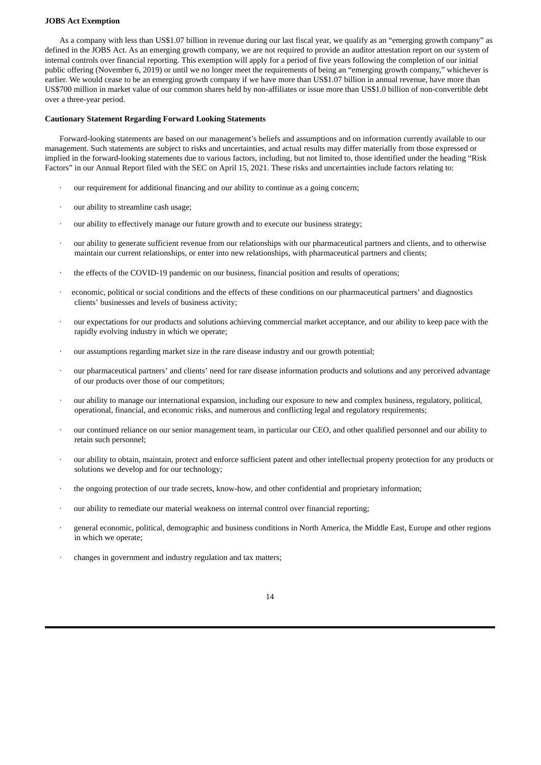**JOBS Act Exemption**

As a company with less than US$1.07 billion in revenue during our last fiscal year, we qualify as an "emerging growth company" as defined in the JOBS Act. As an emerging growth company, we are not required to provide an auditor attestation report on our system of internal controls over financial reporting. This exemption will apply for a period of five years following the completion of our initial public offering (November 6, 2019) or until we no longer meet the requirements of being an "emerging growth company," whichever is earlier. We would cease to be an emerging growth company if we have more than US$1.07 billion in annual revenue, have more than US$700 million in market value of our common shares held by non-affiliates or issue more than US$1.0 billion of non-convertible debt over a three-year period.

**Cautionary Statement Regarding Forward Looking Statements**

Forward-looking statements are based on our management's beliefs and assumptions and on information currently available to our management. Such statements are subject to risks and uncertainties, and actual results may differ materially from those expressed or implied in the forward-looking statements due to various factors, including, but not limited to, those identified under the heading "Risk Factors" in our Annual Report filed with the SEC on April 15, 2021. These risks and uncertainties include factors relating to:

- our requirement for additional financing and our ability to continue as a going concern;
- our ability to streamline cash usage;
- our ability to effectively manage our future growth and to execute our business strategy;
- our ability to generate sufficient revenue from our relationships with our pharmaceutical partners and clients, and to otherwise maintain our current relationships, or enter into new relationships, with pharmaceutical partners and clients;
- the effects of the COVID-19 pandemic on our business, financial position and results of operations;
- economic, political or social conditions and the effects of these conditions on our pharmaceutical partners' and diagnostics clients' businesses and levels of business activity;
- our expectations for our products and solutions achieving commercial market acceptance, and our ability to keep pace with the rapidly evolving industry in which we operate;
- our assumptions regarding market size in the rare disease industry and our growth potential;
- our pharmaceutical partners' and clients' need for rare disease information products and solutions and any perceived advantage of our products over those of our competitors;
- our ability to manage our international expansion, including our exposure to new and complex business, regulatory, political, operational, financial, and economic risks, and numerous and conflicting legal and regulatory requirements;
- our continued reliance on our senior management team, in particular our CEO, and other qualified personnel and our ability to retain such personnel;
- our ability to obtain, maintain, protect and enforce sufficient patent and other intellectual property protection for any products or solutions we develop and for our technology;
- the ongoing protection of our trade secrets, know-how, and other confidential and proprietary information;
- our ability to remediate our material weakness on internal control over financial reporting;
- general economic, political, demographic and business conditions in North America, the Middle East, Europe and other regions in which we operate;
- changes in government and industry regulation and tax matters;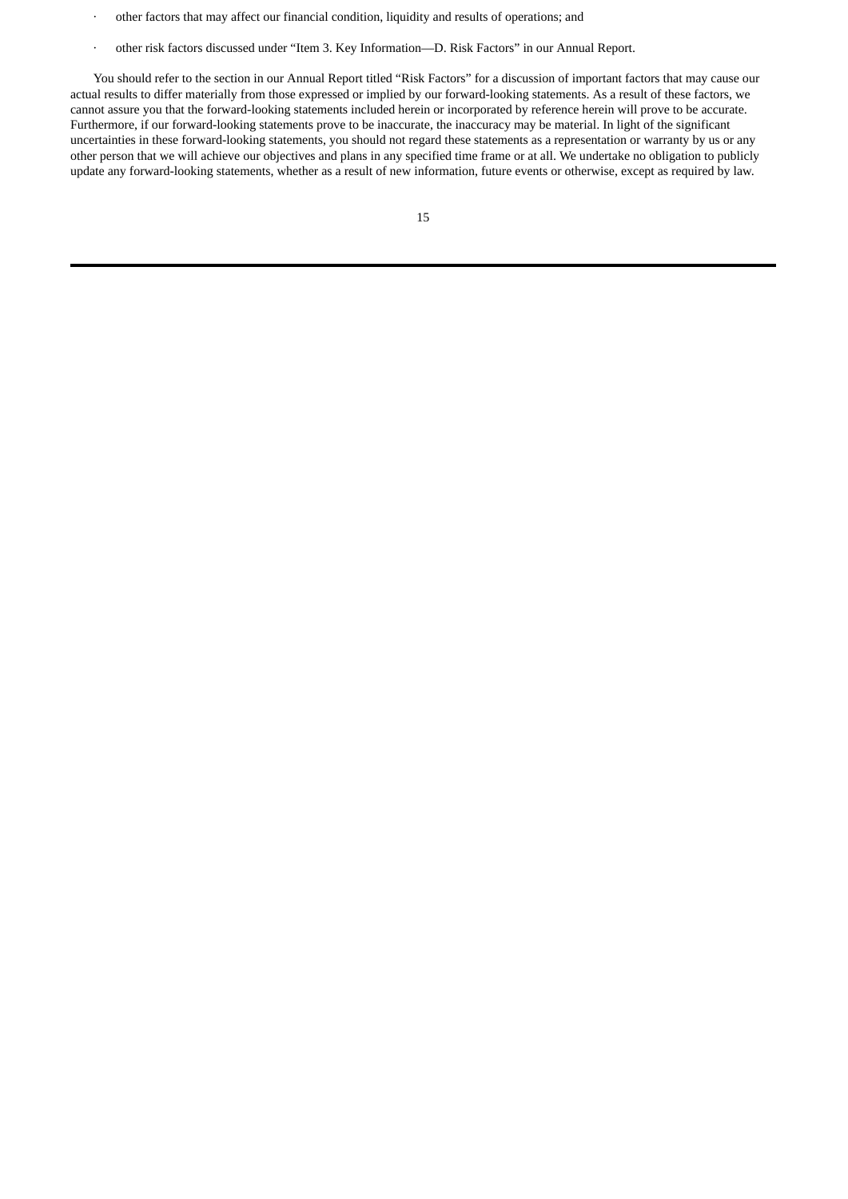- other factors that may affect our financial condition, liquidity and results of operations; and
- other risk factors discussed under "Item 3. Key Information—D. Risk Factors" in our Annual Report.

You should refer to the section in our Annual Report titled "Risk Factors" for a discussion of important factors that may cause our actual results to differ materially from those expressed or implied by our forward-looking statements. As a result of these factors, we cannot assure you that the forward-looking statements included herein or incorporated by reference herein will prove to be accurate. Furthermore, if our forward-looking statements prove to be inaccurate, the inaccuracy may be material. In light of the significant uncertainties in these forward-looking statements, you should not regard these statements as a representation or warranty by us or any other person that we will achieve our objectives and plans in any specified time frame or at all. We undertake no obligation to publicly update any forward-looking statements, whether as a result of new information, future events or otherwise, except as required by law.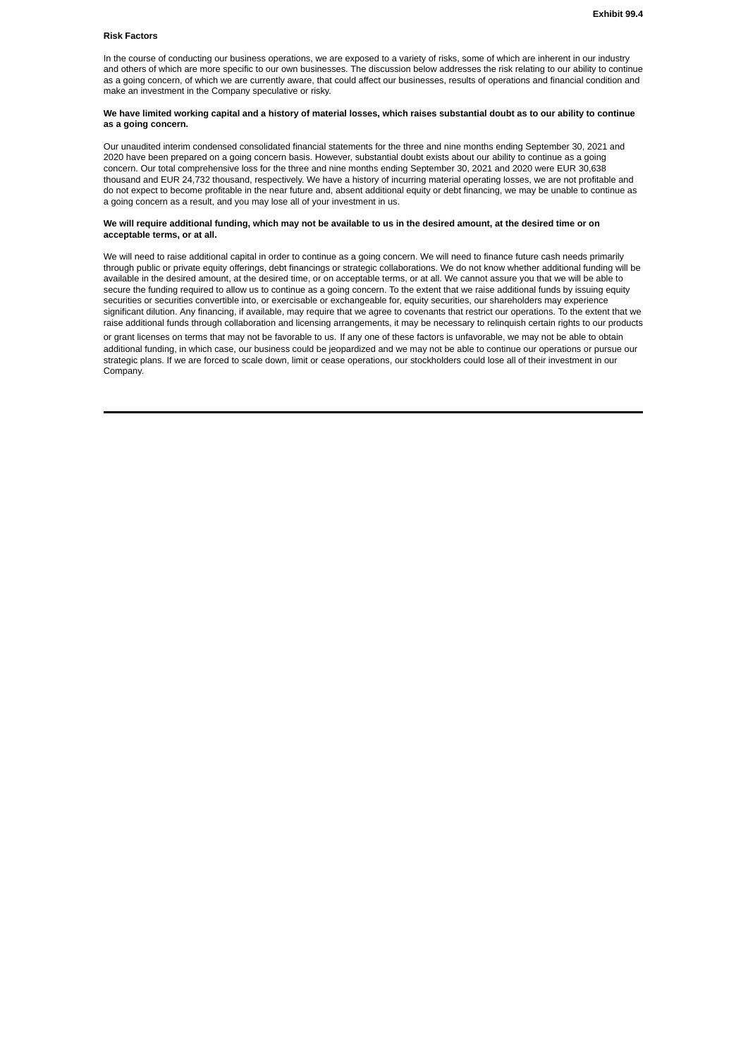Exhibit 99.4

**Risk Factors**

In the course of conducting our business operations, we are exposed to a variety of risks, some of which are inherent in our industry and others of which are more specific to our own businesses. The discussion below addresses the risk relating to our ability to continue as a going concern, of which we are currently aware, that could affect our businesses, results of operations and financial condition and make an investment in the Company speculative or risky.

**We have limited working capital and a history of material losses, which raises substantial doubt as to our ability to continue as a going concern.**

Our unaudited interim condensed consolidated financial statements for the three and nine months ending September 30, 2021 and 2020 have been prepared on a going concern basis. However, substantial doubt exists about our ability to continue as a going concern. Our total comprehensive loss for the three and nine months ending September 30, 2021 and 2020 were EUR 30,638 thousand and EUR 24,732 thousand, respectively. We have a history of incurring material operating losses, we are not profitable and do not expect to become profitable in the near future and, absent additional equity or debt financing, we may be unable to continue as a going concern as a result, and you may lose all of your investment in us.

**We will require additional funding, which may not be available to us in the desired amount, at the desired time or on acceptable terms, or at all.**

We will need to raise additional capital in order to continue as a going concern. We will need to finance future cash needs primarily through public or private equity offerings, debt financings or strategic collaborations. We do not know whether additional funding will be available in the desired amount, at the desired time, or on acceptable terms, or at all. We cannot assure you that we will be able to secure the funding required to allow us to continue as a going concern. To the extent that we raise additional funds by issuing equity securities or securities convertible into, or exercisable or exchangeable for, equity securities, our shareholders may experience significant dilution. Any financing, if available, may require that we agree to covenants that restrict our operations. To the extent that we raise additional funds through collaboration and licensing arrangements, it may be necessary to relinquish certain rights to our products or grant licenses on terms that may not be favorable to us. If any one of these factors is unfavorable, we may not be able to obtain additional funding, in which case, our business could be jeopardized and we may not be able to continue our operations or pursue our strategic plans. If we are forced to scale down, limit or cease operations, our stockholders could lose all of their investment in our Company.